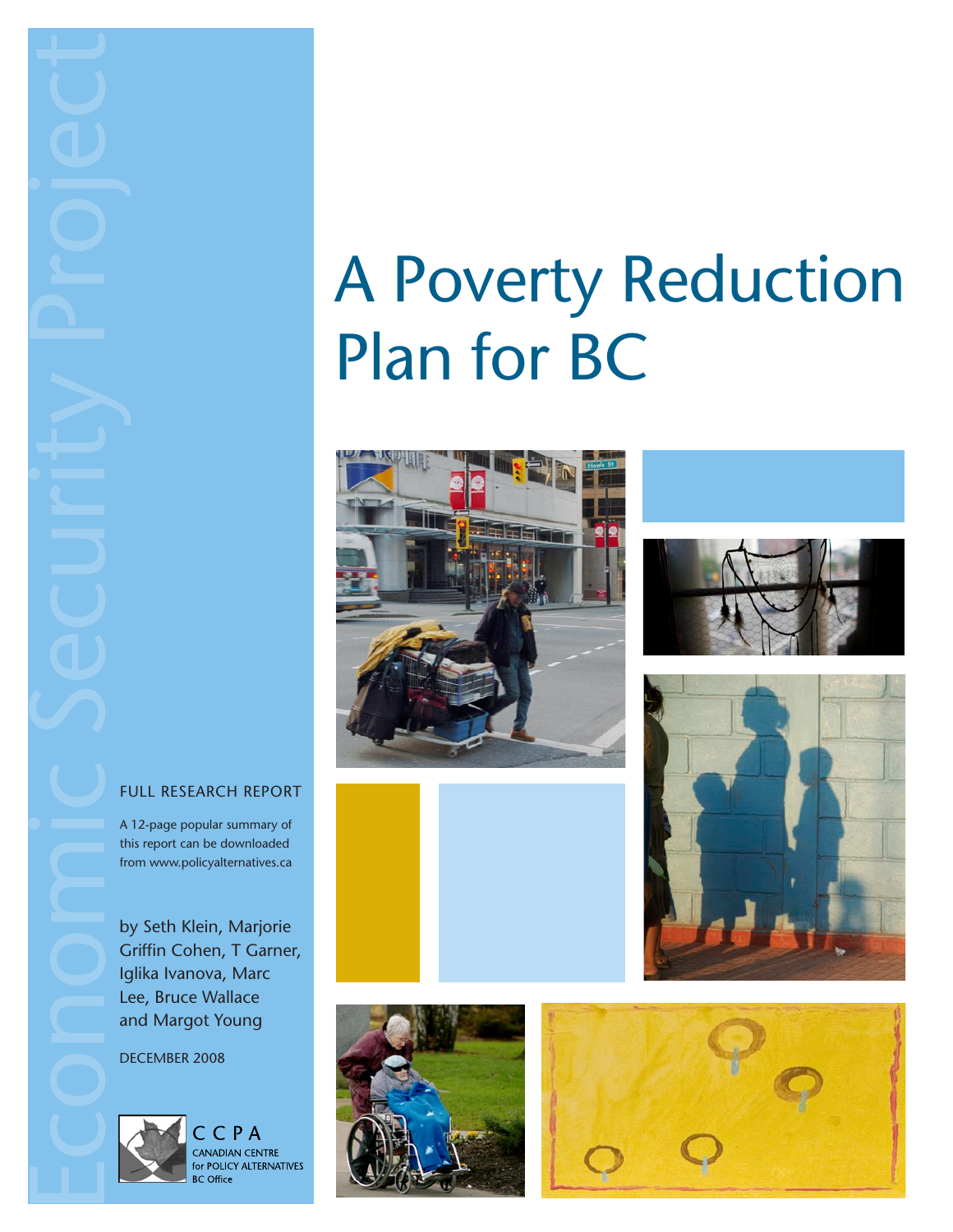Economic Security Project

# A Poverty Reduction Plan for BC

FULL RESEARCH REPORT

A 12-page popular summary of this report can be downloaded from www.policyalternatives.ca

by Seth Klein, Marjorie Griffin Cohen, T Garner, Iglika Ivanova, Marc Lee, Bruce Wallace and Margot Young

DECEMBER 2008

CCPA
CANADIAN CENTRE for POLICY ALTERNATIVES
BC Office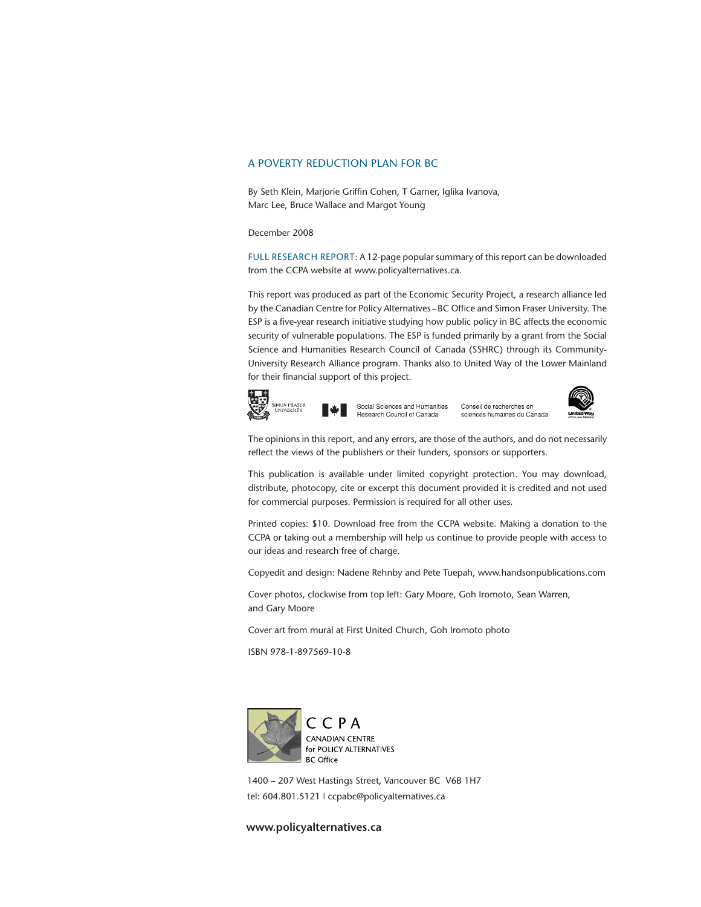## A POVERTY REDUCTION PLAN FOR BC

By Seth Klein, Marjorie Griffin Cohen, T Garner, Iglika Ivanova, Marc Lee, Bruce Wallace and Margot Young

December 2008

FULL RESEARCH REPORT: A 12-page popular summary of this report can be downloaded from the CCPA website at www.policyalternatives.ca.

This report was produced as part of the Economic Security Project, a research alliance led by the Canadian Centre for Policy Alternatives – BC Office and Simon Fraser University. The ESP is a five-year research initiative studying how public policy in BC affects the economic security of vulnerable populations. The ESP is funded primarily by a grant from the Social Science and Humanities Research Council of Canada (SSHRC) through its Community-University Research Alliance program. Thanks also to United Way of the Lower Mainland for their financial support of this project.

Simon Fraser University | Social Sciences and Humanities Research Council of Canada | Conseil de recherches en sciences humaines du Canada | United Way of the Lower Mainland

The opinions in this report, and any errors, are those of the authors, and do not necessarily reflect the views of the publishers or their funders, sponsors or supporters.

This publication is available under limited copyright protection. You may download, distribute, photocopy, cite or excerpt this document provided it is credited and not used for commercial purposes. Permission is required for all other uses.

Printed copies: $10. Download free from the CCPA website. Making a donation to the CCPA or taking out a membership will help us continue to provide people with access to our ideas and research free of charge.

Copyedit and design: Nadene Rehnby and Pete Tuepah, www.handsonpublications.com

Cover photos, clockwise from top left: Gary Moore, Goh Iromoto, Sean Warren, and Gary Moore

Cover art from mural at First United Church, Goh Iromoto photo

ISBN 978-1-897569-10-8

CCPA
CANADIAN CENTRE
for POLICY ALTERNATIVES
BC Office

1400 – 207 West Hastings Street, Vancouver BC V6B 1H7
tel: 604.801.5121 | ccpabc@policyalternatives.ca

**www.policyalternatives.ca**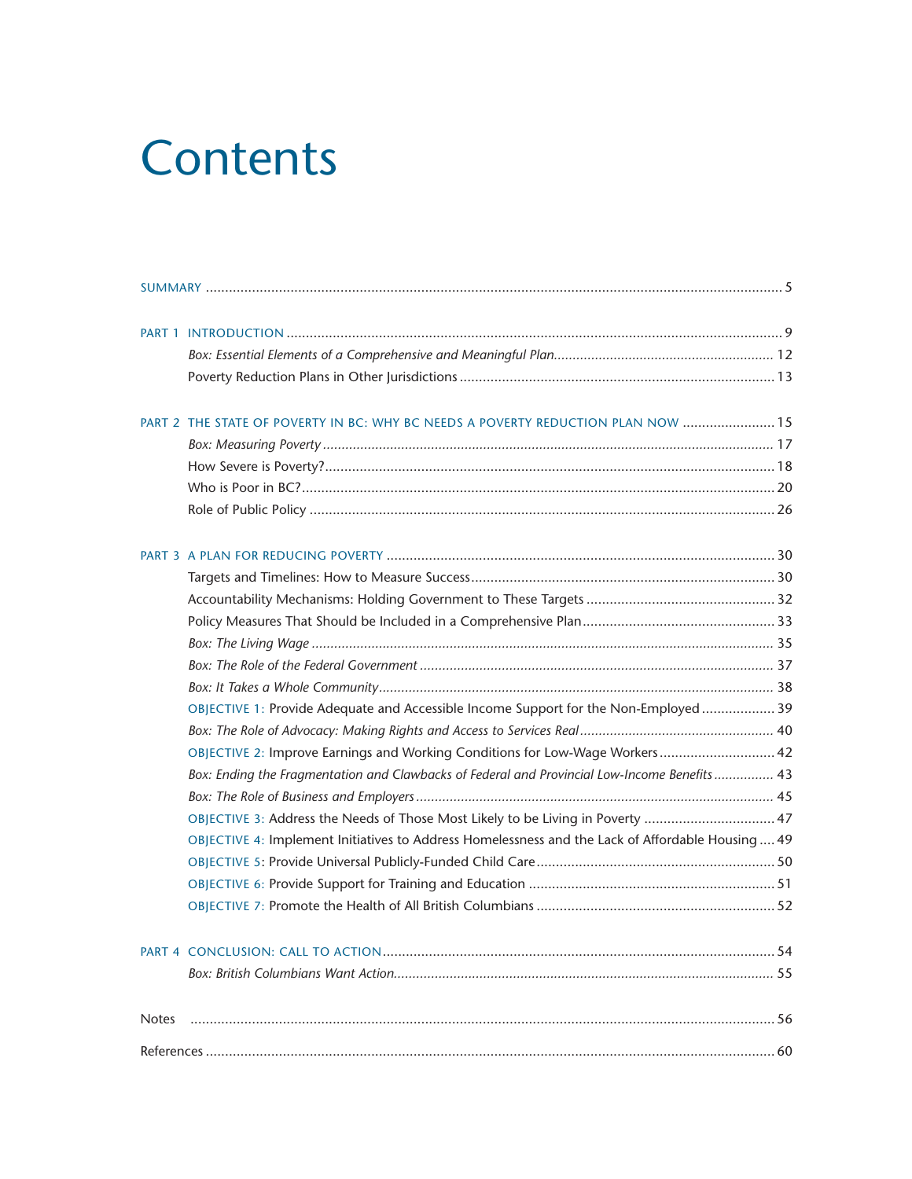# Contents

SUMMARY ..... 5

PART 1 INTRODUCTION ..... 9

- *Box: Essential Elements of a Comprehensive and Meaningful Plan* ..... 12
- Poverty Reduction Plans in Other Jurisdictions ..... 13

PART 2 THE STATE OF POVERTY IN BC: WHY BC NEEDS A POVERTY REDUCTION PLAN NOW ..... 15

- *Box: Measuring Poverty* ..... 17
- How Severe is Poverty? ..... 18
- Who is Poor in BC? ..... 20
- Role of Public Policy ..... 26

PART 3 A PLAN FOR REDUCING POVERTY ..... 30

- Targets and Timelines: How to Measure Success ..... 30
- Accountability Mechanisms: Holding Government to These Targets ..... 32
- Policy Measures That Should be Included in a Comprehensive Plan ..... 33
- *Box: The Living Wage* ..... 35
- *Box: The Role of the Federal Government* ..... 37
- *Box: It Takes a Whole Community* ..... 38
- OBJECTIVE 1: Provide Adequate and Accessible Income Support for the Non-Employed ..... 39
- *Box: The Role of Advocacy: Making Rights and Access to Services Real* ..... 40
- OBJECTIVE 2: Improve Earnings and Working Conditions for Low-Wage Workers ..... 42
- *Box: Ending the Fragmentation and Clawbacks of Federal and Provincial Low-Income Benefits* ..... 43
- *Box: The Role of Business and Employers* ..... 45
- OBJECTIVE 3: Address the Needs of Those Most Likely to be Living in Poverty ..... 47
- OBJECTIVE 4: Implement Initiatives to Address Homelessness and the Lack of Affordable Housing ..... 49
- OBJECTIVE 5: Provide Universal Publicly-Funded Child Care ..... 50
- OBJECTIVE 6: Provide Support for Training and Education ..... 51
- OBJECTIVE 7: Promote the Health of All British Columbians ..... 52

PART 4 CONCLUSION: CALL TO ACTION ..... 54

- *Box: British Columbians Want Action* ..... 55

Notes ..... 56

References ..... 60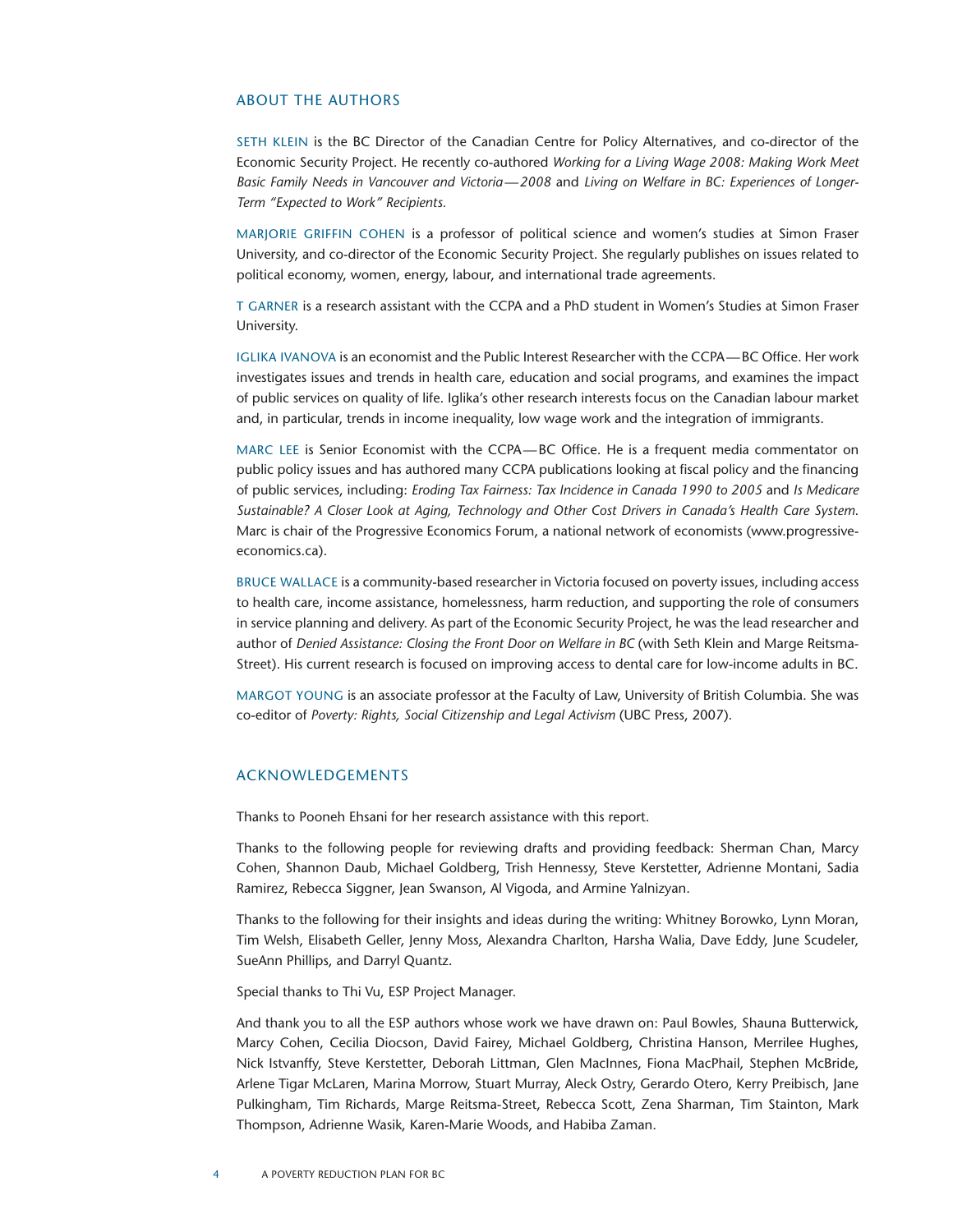## About the Authors

SETH KLEIN is the BC Director of the Canadian Centre for Policy Alternatives, and co-director of the Economic Security Project. He recently co-authored *Working for a Living Wage 2008: Making Work Meet Basic Family Needs in Vancouver and Victoria—2008* and *Living on Welfare in BC: Experiences of Longer-Term "Expected to Work" Recipients.*

MARJORIE GRIFFIN COHEN is a professor of political science and women's studies at Simon Fraser University, and co-director of the Economic Security Project. She regularly publishes on issues related to political economy, women, energy, labour, and international trade agreements.

T GARNER is a research assistant with the CCPA and a PhD student in Women's Studies at Simon Fraser University.

IGLIKA IVANOVA is an economist and the Public Interest Researcher with the CCPA—BC Office. Her work investigates issues and trends in health care, education and social programs, and examines the impact of public services on quality of life. Iglika's other research interests focus on the Canadian labour market and, in particular, trends in income inequality, low wage work and the integration of immigrants.

MARC LEE is Senior Economist with the CCPA—BC Office. He is a frequent media commentator on public policy issues and has authored many CCPA publications looking at fiscal policy and the financing of public services, including: *Eroding Tax Fairness: Tax Incidence in Canada 1990 to 2005* and *Is Medicare Sustainable? A Closer Look at Aging, Technology and Other Cost Drivers in Canada's Health Care System.* Marc is chair of the Progressive Economics Forum, a national network of economists (www.progressive-economics.ca).

BRUCE WALLACE is a community-based researcher in Victoria focused on poverty issues, including access to health care, income assistance, homelessness, harm reduction, and supporting the role of consumers in service planning and delivery. As part of the Economic Security Project, he was the lead researcher and author of *Denied Assistance: Closing the Front Door on Welfare in BC* (with Seth Klein and Marge Reitsma-Street). His current research is focused on improving access to dental care for low-income adults in BC.

MARGOT YOUNG is an associate professor at the Faculty of Law, University of British Columbia. She was co-editor of *Poverty: Rights, Social Citizenship and Legal Activism* (UBC Press, 2007).

## Acknowledgements

Thanks to Pooneh Ehsani for her research assistance with this report.

Thanks to the following people for reviewing drafts and providing feedback: Sherman Chan, Marcy Cohen, Shannon Daub, Michael Goldberg, Trish Hennessy, Steve Kerstetter, Adrienne Montani, Sadia Ramirez, Rebecca Siggner, Jean Swanson, Al Vigoda, and Armine Yalnizyan.

Thanks to the following for their insights and ideas during the writing: Whitney Borowko, Lynn Moran, Tim Welsh, Elisabeth Geller, Jenny Moss, Alexandra Charlton, Harsha Walia, Dave Eddy, June Scudeler, SueAnn Phillips, and Darryl Quantz.

Special thanks to Thi Vu, ESP Project Manager.

And thank you to all the ESP authors whose work we have drawn on: Paul Bowles, Shauna Butterwick, Marcy Cohen, Cecilia Diocson, David Fairey, Michael Goldberg, Christina Hanson, Merrilee Hughes, Nick Istvanffy, Steve Kerstetter, Deborah Littman, Glen MacInnes, Fiona MacPhail, Stephen McBride, Arlene Tigar McLaren, Marina Morrow, Stuart Murray, Aleck Ostry, Gerardo Otero, Kerry Preibisch, Jane Pulkingham, Tim Richards, Marge Reitsma-Street, Rebecca Scott, Zena Sharman, Tim Stainton, Mark Thompson, Adrienne Wasik, Karen-Marie Woods, and Habiba Zaman.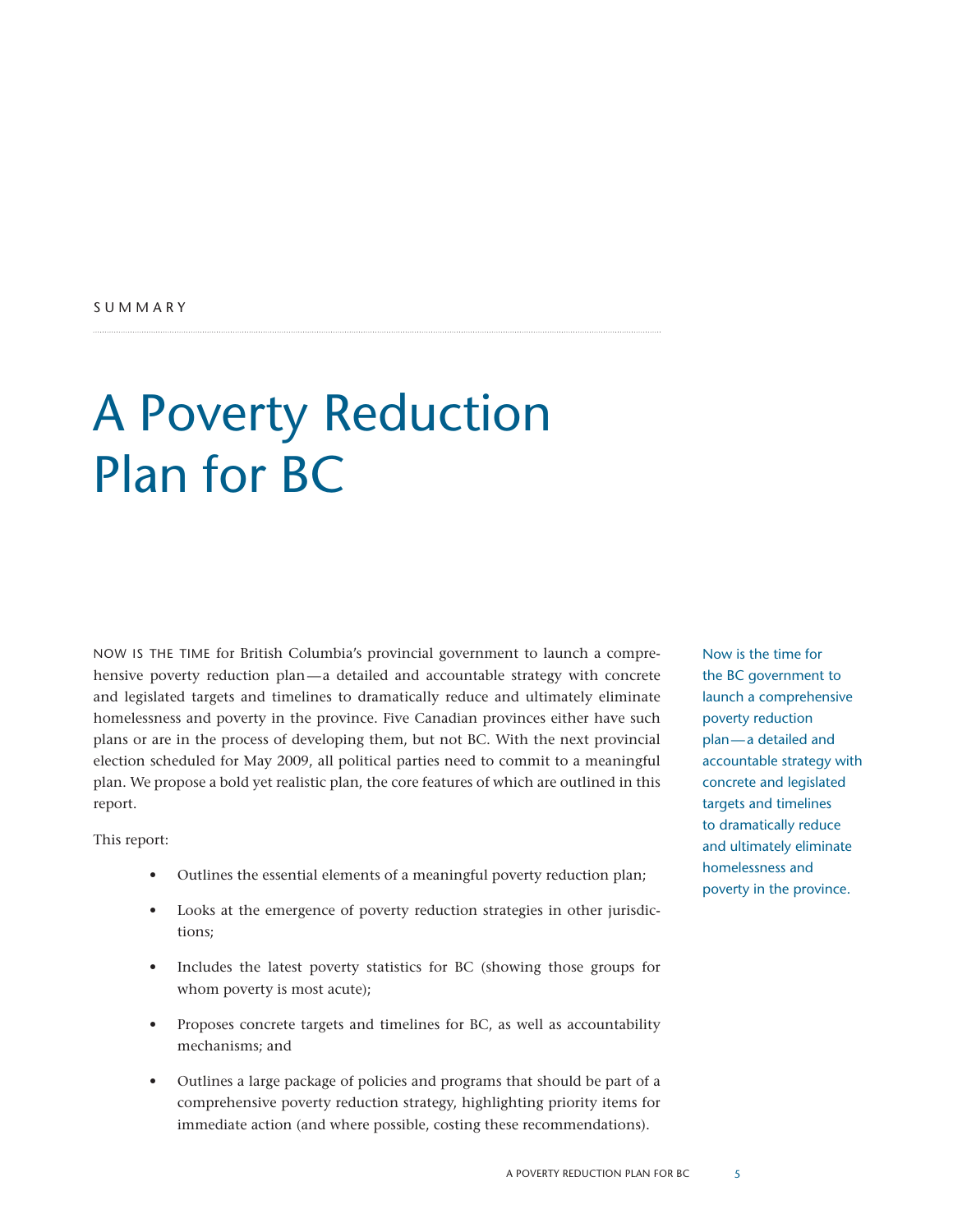SUMMARY

# A Poverty Reduction Plan for BC

NOW IS THE TIME for British Columbia's provincial government to launch a comprehensive poverty reduction plan—a detailed and accountable strategy with concrete and legislated targets and timelines to dramatically reduce and ultimately eliminate homelessness and poverty in the province. Five Canadian provinces either have such plans or are in the process of developing them, but not BC. With the next provincial election scheduled for May 2009, all political parties need to commit to a meaningful plan. We propose a bold yet realistic plan, the core features of which are outlined in this report.

Now is the time for the BC government to launch a comprehensive poverty reduction plan—a detailed and accountable strategy with concrete and legislated targets and timelines to dramatically reduce and ultimately eliminate homelessness and poverty in the province.

This report:

- Outlines the essential elements of a meaningful poverty reduction plan;
- Looks at the emergence of poverty reduction strategies in other jurisdictions;
- Includes the latest poverty statistics for BC (showing those groups for whom poverty is most acute);
- Proposes concrete targets and timelines for BC, as well as accountability mechanisms; and
- Outlines a large package of policies and programs that should be part of a comprehensive poverty reduction strategy, highlighting priority items for immediate action (and where possible, costing these recommendations).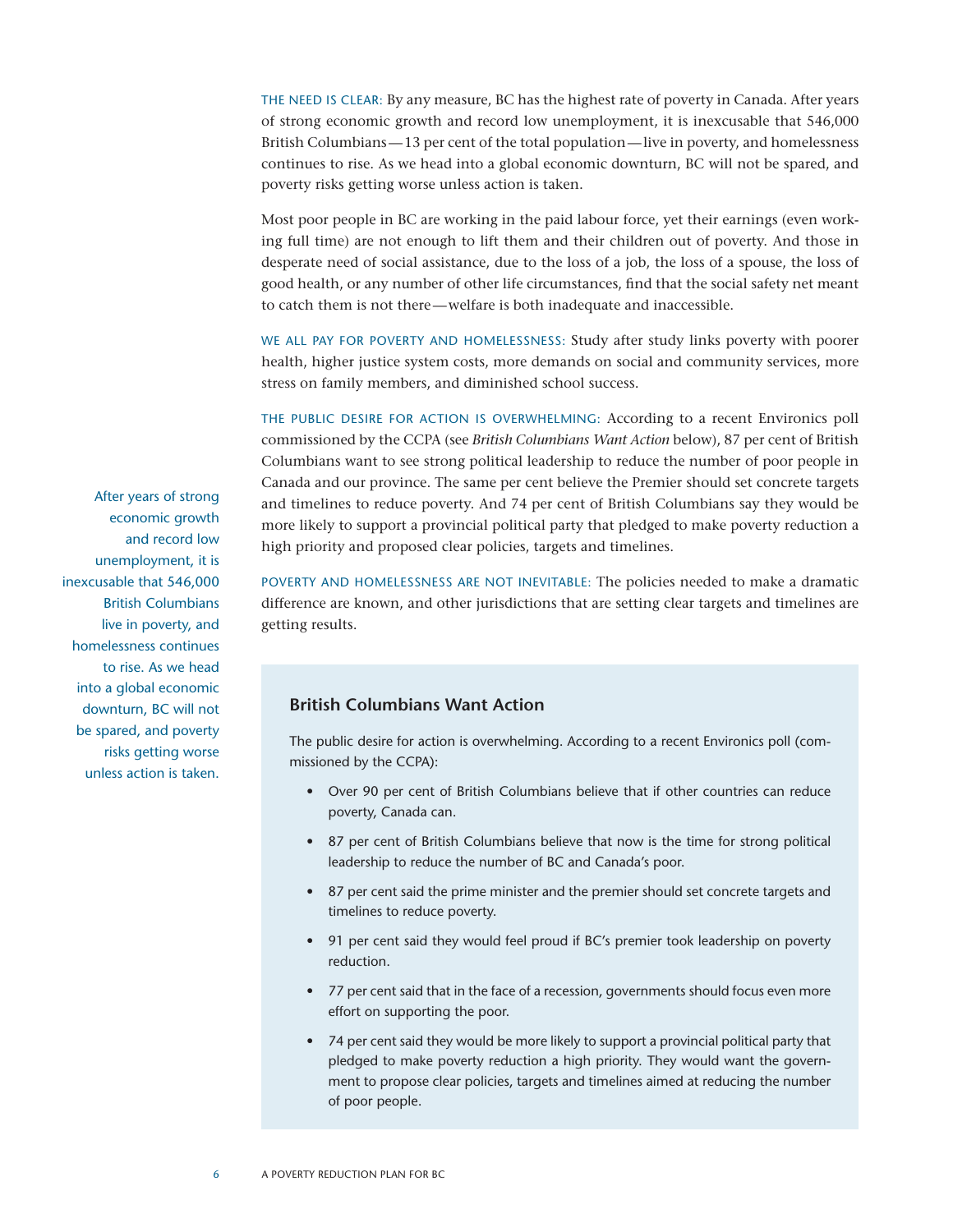THE NEED IS CLEAR: By any measure, BC has the highest rate of poverty in Canada. After years of strong economic growth and record low unemployment, it is inexcusable that 546,000 British Columbians—13 per cent of the total population—live in poverty, and homelessness continues to rise. As we head into a global economic downturn, BC will not be spared, and poverty risks getting worse unless action is taken.

Most poor people in BC are working in the paid labour force, yet their earnings (even working full time) are not enough to lift them and their children out of poverty. And those in desperate need of social assistance, due to the loss of a job, the loss of a spouse, the loss of good health, or any number of other life circumstances, find that the social safety net meant to catch them is not there—welfare is both inadequate and inaccessible.

WE ALL PAY FOR POVERTY AND HOMELESSNESS: Study after study links poverty with poorer health, higher justice system costs, more demands on social and community services, more stress on family members, and diminished school success.

THE PUBLIC DESIRE FOR ACTION IS OVERWHELMING: According to a recent Environics poll commissioned by the CCPA (see *British Columbians Want Action* below), 87 per cent of British Columbians want to see strong political leadership to reduce the number of poor people in Canada and our province. The same per cent believe the Premier should set concrete targets and timelines to reduce poverty. And 74 per cent of British Columbians say they would be more likely to support a provincial political party that pledged to make poverty reduction a high priority and proposed clear policies, targets and timelines.

After years of strong economic growth and record low unemployment, it is inexcusable that 546,000 British Columbians live in poverty, and homelessness continues to rise. As we head into a global economic downturn, BC will not be spared, and poverty risks getting worse unless action is taken.

POVERTY AND HOMELESSNESS ARE NOT INEVITABLE: The policies needed to make a dramatic difference are known, and other jurisdictions that are setting clear targets and timelines are getting results.

## British Columbians Want Action

The public desire for action is overwhelming. According to a recent Environics poll (commissioned by the CCPA):

- Over 90 per cent of British Columbians believe that if other countries can reduce poverty, Canada can.
- 87 per cent of British Columbians believe that now is the time for strong political leadership to reduce the number of BC and Canada's poor.
- 87 per cent said the prime minister and the premier should set concrete targets and timelines to reduce poverty.
- 91 per cent said they would feel proud if BC's premier took leadership on poverty reduction.
- 77 per cent said that in the face of a recession, governments should focus even more effort on supporting the poor.
- 74 per cent said they would be more likely to support a provincial political party that pledged to make poverty reduction a high priority. They would want the government to propose clear policies, targets and timelines aimed at reducing the number of poor people.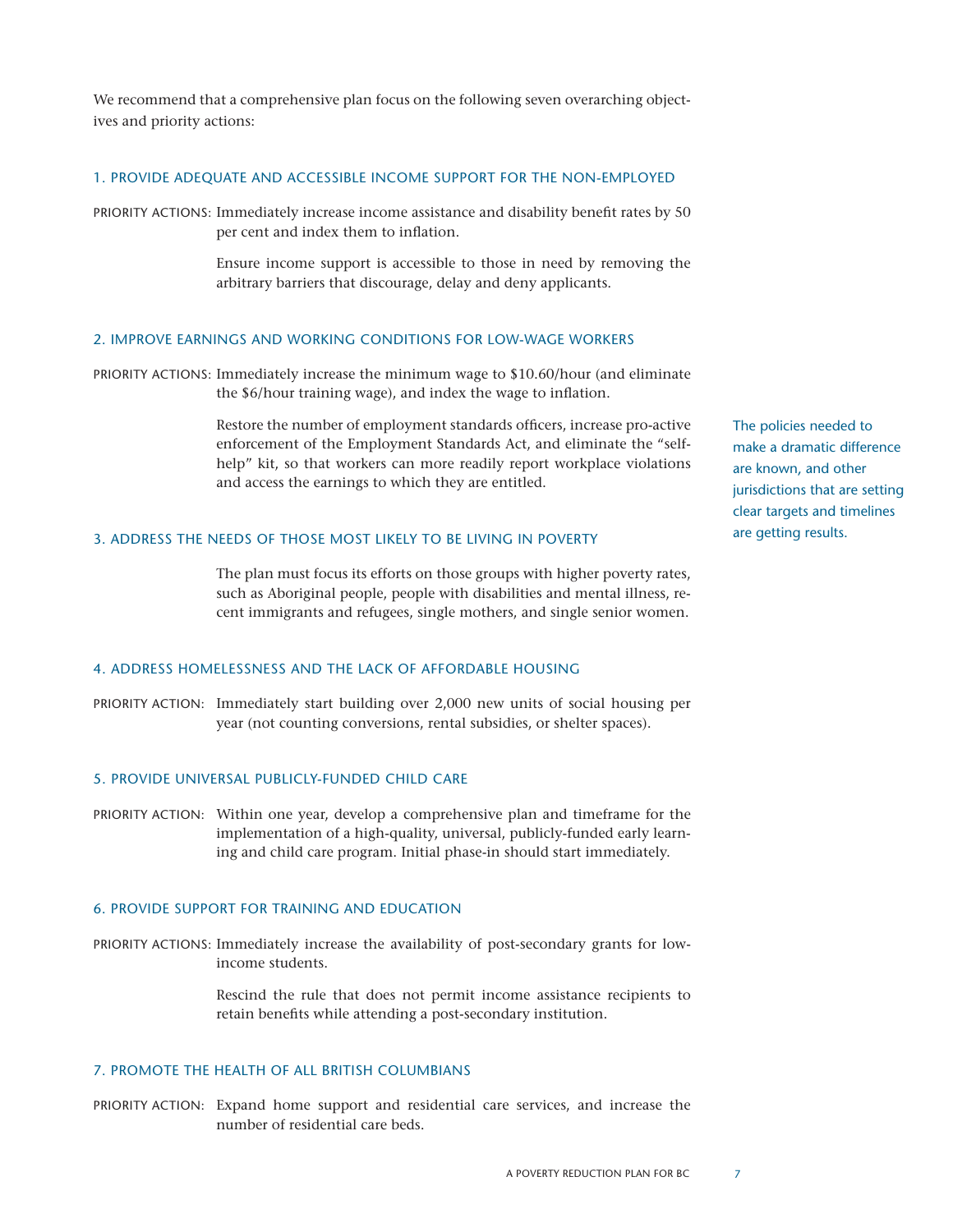We recommend that a comprehensive plan focus on the following seven overarching objectives and priority actions:

### 1. PROVIDE ADEQUATE AND ACCESSIBLE INCOME SUPPORT FOR THE NON-EMPLOYED

PRIORITY ACTIONS: Immediately increase income assistance and disability benefit rates by 50 per cent and index them to inflation.

Ensure income support is accessible to those in need by removing the arbitrary barriers that discourage, delay and deny applicants.

### 2. IMPROVE EARNINGS AND WORKING CONDITIONS FOR LOW-WAGE WORKERS

PRIORITY ACTIONS: Immediately increase the minimum wage to $10.60/hour (and eliminate the $6/hour training wage), and index the wage to inflation.

Restore the number of employment standards officers, increase pro-active enforcement of the Employment Standards Act, and eliminate the "self-help" kit, so that workers can more readily report workplace violations and access the earnings to which they are entitled.

> The policies needed to make a dramatic difference are known, and other jurisdictions that are setting clear targets and timelines are getting results.

### 3. ADDRESS THE NEEDS OF THOSE MOST LIKELY TO BE LIVING IN POVERTY

The plan must focus its efforts on those groups with higher poverty rates, such as Aboriginal people, people with disabilities and mental illness, recent immigrants and refugees, single mothers, and single senior women.

### 4. ADDRESS HOMELESSNESS AND THE LACK OF AFFORDABLE HOUSING

PRIORITY ACTION: Immediately start building over 2,000 new units of social housing per year (not counting conversions, rental subsidies, or shelter spaces).

### 5. PROVIDE UNIVERSAL PUBLICLY-FUNDED CHILD CARE

PRIORITY ACTION: Within one year, develop a comprehensive plan and timeframe for the implementation of a high-quality, universal, publicly-funded early learning and child care program. Initial phase-in should start immediately.

### 6. PROVIDE SUPPORT FOR TRAINING AND EDUCATION

PRIORITY ACTIONS: Immediately increase the availability of post-secondary grants for low-income students.

Rescind the rule that does not permit income assistance recipients to retain benefits while attending a post-secondary institution.

### 7. PROMOTE THE HEALTH OF ALL BRITISH COLUMBIANS

PRIORITY ACTION: Expand home support and residential care services, and increase the number of residential care beds.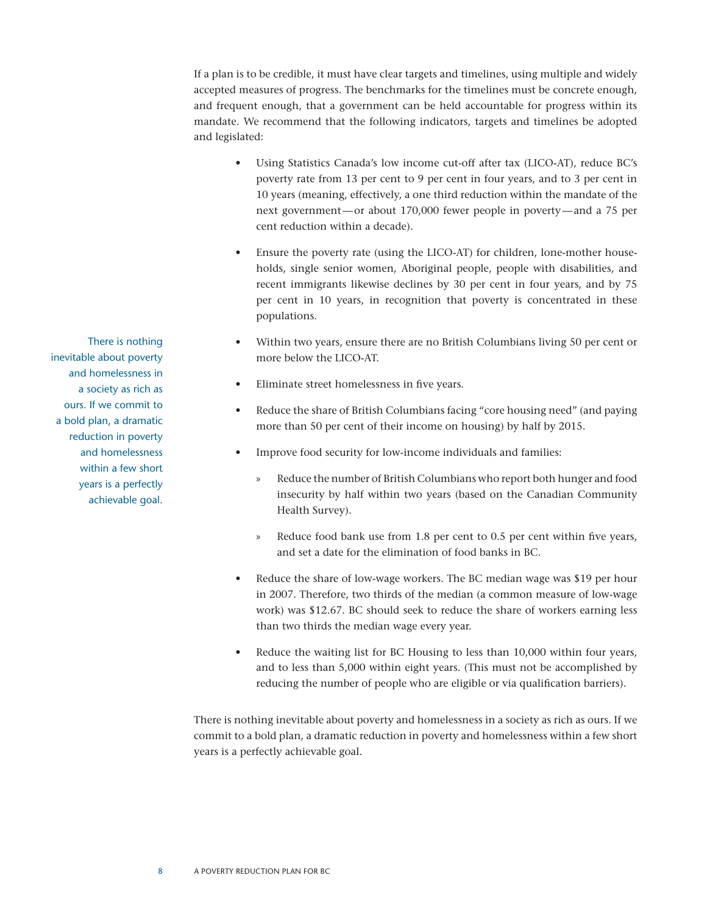If a plan is to be credible, it must have clear targets and timelines, using multiple and widely accepted measures of progress. The benchmarks for the timelines must be concrete enough, and frequent enough, that a government can be held accountable for progress within its mandate. We recommend that the following indicators, targets and timelines be adopted and legislated:

- Using Statistics Canada's low income cut-off after tax (LICO-AT), reduce BC's poverty rate from 13 per cent to 9 per cent in four years, and to 3 per cent in 10 years (meaning, effectively, a one third reduction within the mandate of the next government—or about 170,000 fewer people in poverty—and a 75 per cent reduction within a decade).
- Ensure the poverty rate (using the LICO-AT) for children, lone-mother households, single senior women, Aboriginal people, people with disabilities, and recent immigrants likewise declines by 30 per cent in four years, and by 75 per cent in 10 years, in recognition that poverty is concentrated in these populations.
- Within two years, ensure there are no British Columbians living 50 per cent or more below the LICO-AT.
- Eliminate street homelessness in five years.
- Reduce the share of British Columbians facing "core housing need" (and paying more than 50 per cent of their income on housing) by half by 2015.
- Improve food security for low-income individuals and families:
  - Reduce the number of British Columbians who report both hunger and food insecurity by half within two years (based on the Canadian Community Health Survey).
  - Reduce food bank use from 1.8 per cent to 0.5 per cent within five years, and set a date for the elimination of food banks in BC.
- Reduce the share of low-wage workers. The BC median wage was $19 per hour in 2007. Therefore, two thirds of the median (a common measure of low-wage work) was $12.67. BC should seek to reduce the share of workers earning less than two thirds the median wage every year.
- Reduce the waiting list for BC Housing to less than 10,000 within four years, and to less than 5,000 within eight years. (This must not be accomplished by reducing the number of people who are eligible or via qualification barriers).

> There is nothing inevitable about poverty and homelessness in a society as rich as ours. If we commit to a bold plan, a dramatic reduction in poverty and homelessness within a few short years is a perfectly achievable goal.

There is nothing inevitable about poverty and homelessness in a society as rich as ours. If we commit to a bold plan, a dramatic reduction in poverty and homelessness within a few short years is a perfectly achievable goal.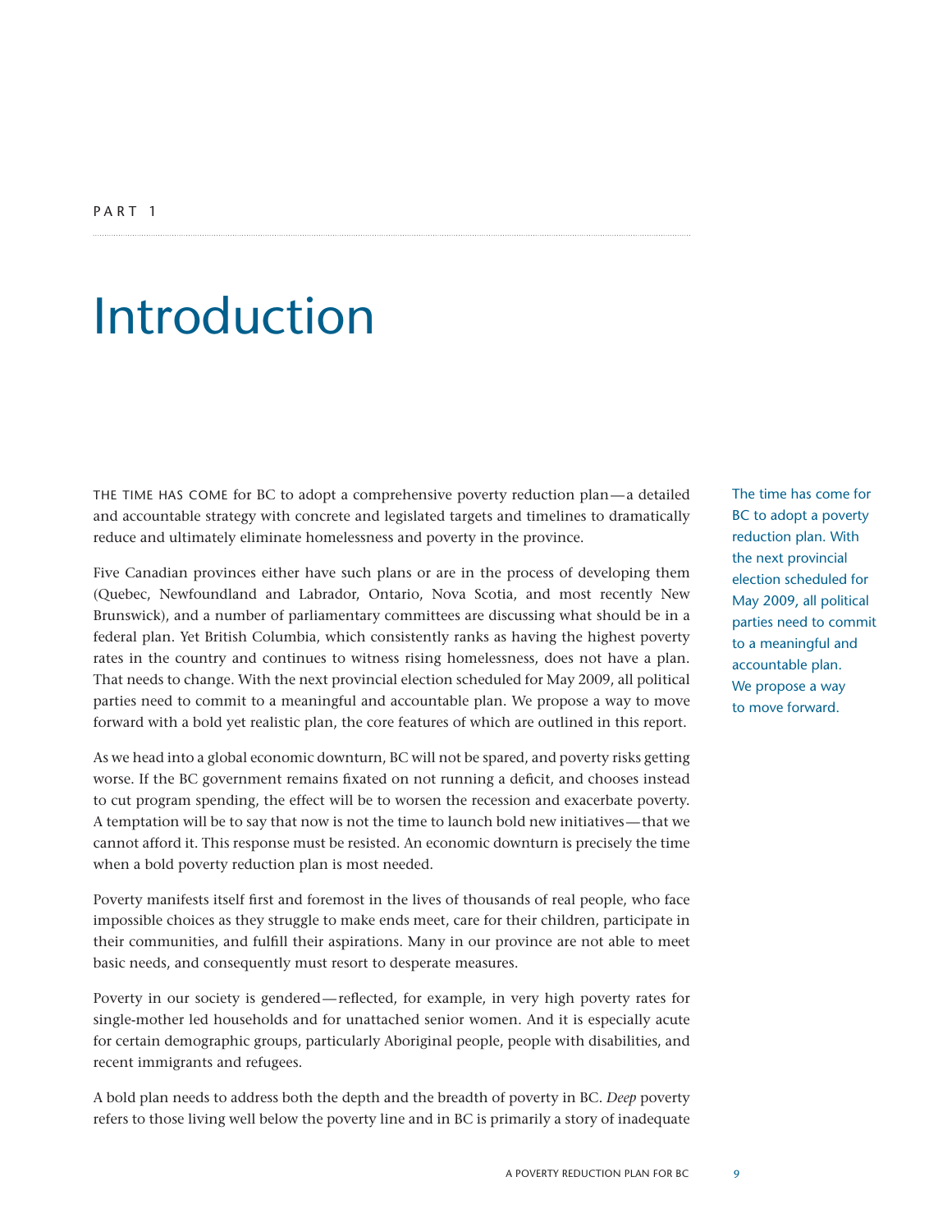PART 1

# Introduction

THE TIME HAS COME for BC to adopt a comprehensive poverty reduction plan—a detailed and accountable strategy with concrete and legislated targets and timelines to dramatically reduce and ultimately eliminate homelessness and poverty in the province.

Five Canadian provinces either have such plans or are in the process of developing them (Quebec, Newfoundland and Labrador, Ontario, Nova Scotia, and most recently New Brunswick), and a number of parliamentary committees are discussing what should be in a federal plan. Yet British Columbia, which consistently ranks as having the highest poverty rates in the country and continues to witness rising homelessness, does not have a plan. That needs to change. With the next provincial election scheduled for May 2009, all political parties need to commit to a meaningful and accountable plan. We propose a way to move forward with a bold yet realistic plan, the core features of which are outlined in this report.

> The time has come for BC to adopt a poverty reduction plan. With the next provincial election scheduled for May 2009, all political parties need to commit to a meaningful and accountable plan. We propose a way to move forward.

As we head into a global economic downturn, BC will not be spared, and poverty risks getting worse. If the BC government remains fixated on not running a deficit, and chooses instead to cut program spending, the effect will be to worsen the recession and exacerbate poverty. A temptation will be to say that now is not the time to launch bold new initiatives—that we cannot afford it. This response must be resisted. An economic downturn is precisely the time when a bold poverty reduction plan is most needed.

Poverty manifests itself first and foremost in the lives of thousands of real people, who face impossible choices as they struggle to make ends meet, care for their children, participate in their communities, and fulfill their aspirations. Many in our province are not able to meet basic needs, and consequently must resort to desperate measures.

Poverty in our society is gendered—reflected, for example, in very high poverty rates for single-mother led households and for unattached senior women. And it is especially acute for certain demographic groups, particularly Aboriginal people, people with disabilities, and recent immigrants and refugees.

A bold plan needs to address both the depth and the breadth of poverty in BC. *Deep* poverty refers to those living well below the poverty line and in BC is primarily a story of inadequate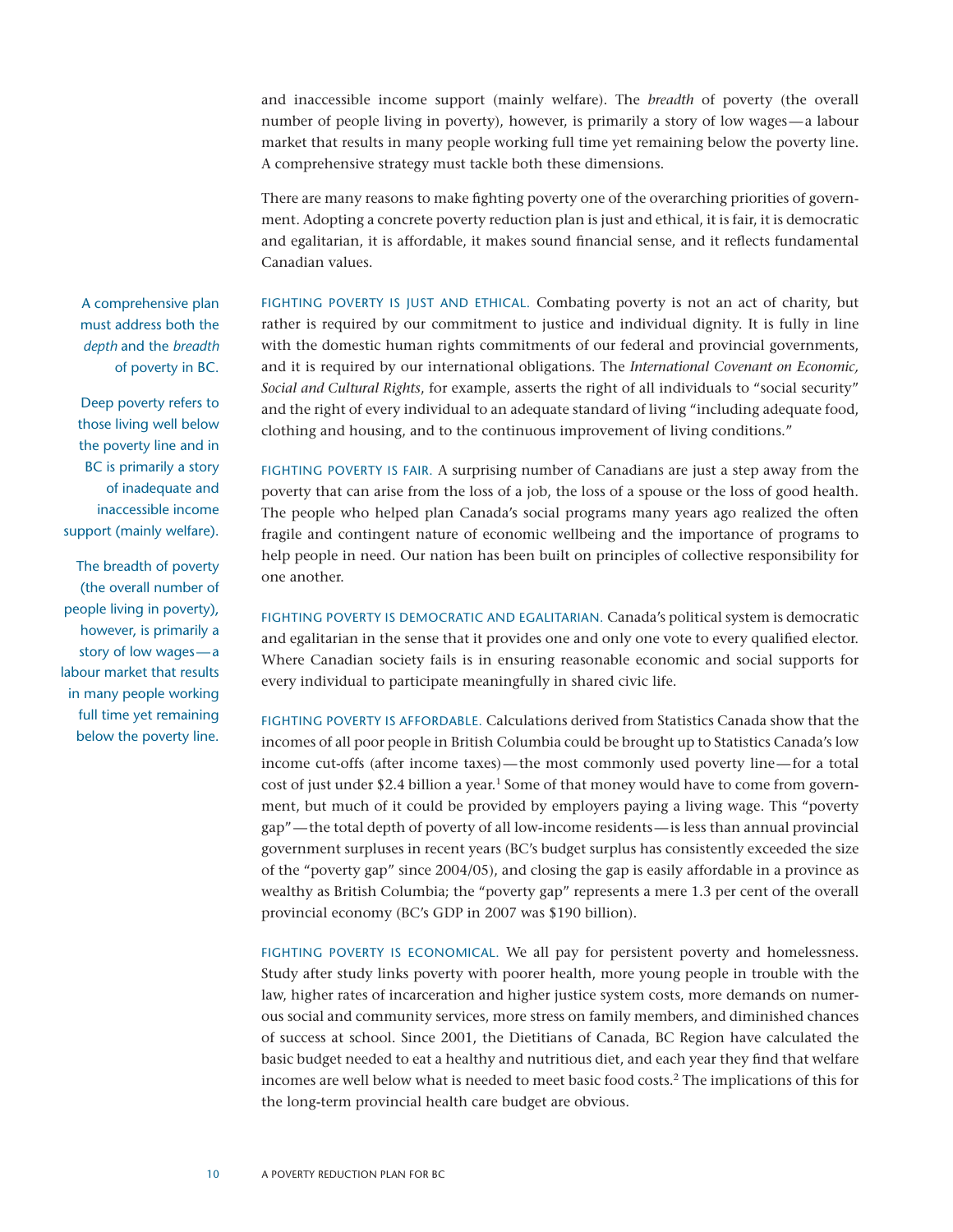and inaccessible income support (mainly welfare). The *breadth* of poverty (the overall number of people living in poverty), however, is primarily a story of low wages—a labour market that results in many people working full time yet remaining below the poverty line. A comprehensive strategy must tackle both these dimensions.

There are many reasons to make fighting poverty one of the overarching priorities of government. Adopting a concrete poverty reduction plan is just and ethical, it is fair, it is democratic and egalitarian, it is affordable, it makes sound financial sense, and it reflects fundamental Canadian values.

> A comprehensive plan must address both the *depth* and the *breadth* of poverty in BC.
>
> Deep poverty refers to those living well below the poverty line and in BC is primarily a story of inadequate and inaccessible income support (mainly welfare).
>
> The breadth of poverty (the overall number of people living in poverty), however, is primarily a story of low wages—a labour market that results in many people working full time yet remaining below the poverty line.

FIGHTING POVERTY IS JUST AND ETHICAL. Combating poverty is not an act of charity, but rather is required by our commitment to justice and individual dignity. It is fully in line with the domestic human rights commitments of our federal and provincial governments, and it is required by our international obligations. The *International Covenant on Economic, Social and Cultural Rights*, for example, asserts the right of all individuals to "social security" and the right of every individual to an adequate standard of living "including adequate food, clothing and housing, and to the continuous improvement of living conditions."

FIGHTING POVERTY IS FAIR. A surprising number of Canadians are just a step away from the poverty that can arise from the loss of a job, the loss of a spouse or the loss of good health. The people who helped plan Canada's social programs many years ago realized the often fragile and contingent nature of economic wellbeing and the importance of programs to help people in need. Our nation has been built on principles of collective responsibility for one another.

FIGHTING POVERTY IS DEMOCRATIC AND EGALITARIAN. Canada's political system is democratic and egalitarian in the sense that it provides one and only one vote to every qualified elector. Where Canadian society fails is in ensuring reasonable economic and social supports for every individual to participate meaningfully in shared civic life.

FIGHTING POVERTY IS AFFORDABLE. Calculations derived from Statistics Canada show that the incomes of all poor people in British Columbia could be brought up to Statistics Canada's low income cut-offs (after income taxes)—the most commonly used poverty line—for a total cost of just under $2.4 billion a year.[1] Some of that money would have to come from government, but much of it could be provided by employers paying a living wage. This "poverty gap"—the total depth of poverty of all low-income residents—is less than annual provincial government surpluses in recent years (BC's budget surplus has consistently exceeded the size of the "poverty gap" since 2004/05), and closing the gap is easily affordable in a province as wealthy as British Columbia; the "poverty gap" represents a mere 1.3 per cent of the overall provincial economy (BC's GDP in 2007 was $190 billion).

FIGHTING POVERTY IS ECONOMICAL. We all pay for persistent poverty and homelessness. Study after study links poverty with poorer health, more young people in trouble with the law, higher rates of incarceration and higher justice system costs, more demands on numerous social and community services, more stress on family members, and diminished chances of success at school. Since 2001, the Dietitians of Canada, BC Region have calculated the basic budget needed to eat a healthy and nutritious diet, and each year they find that welfare incomes are well below what is needed to meet basic food costs.[2] The implications of this for the long-term provincial health care budget are obvious.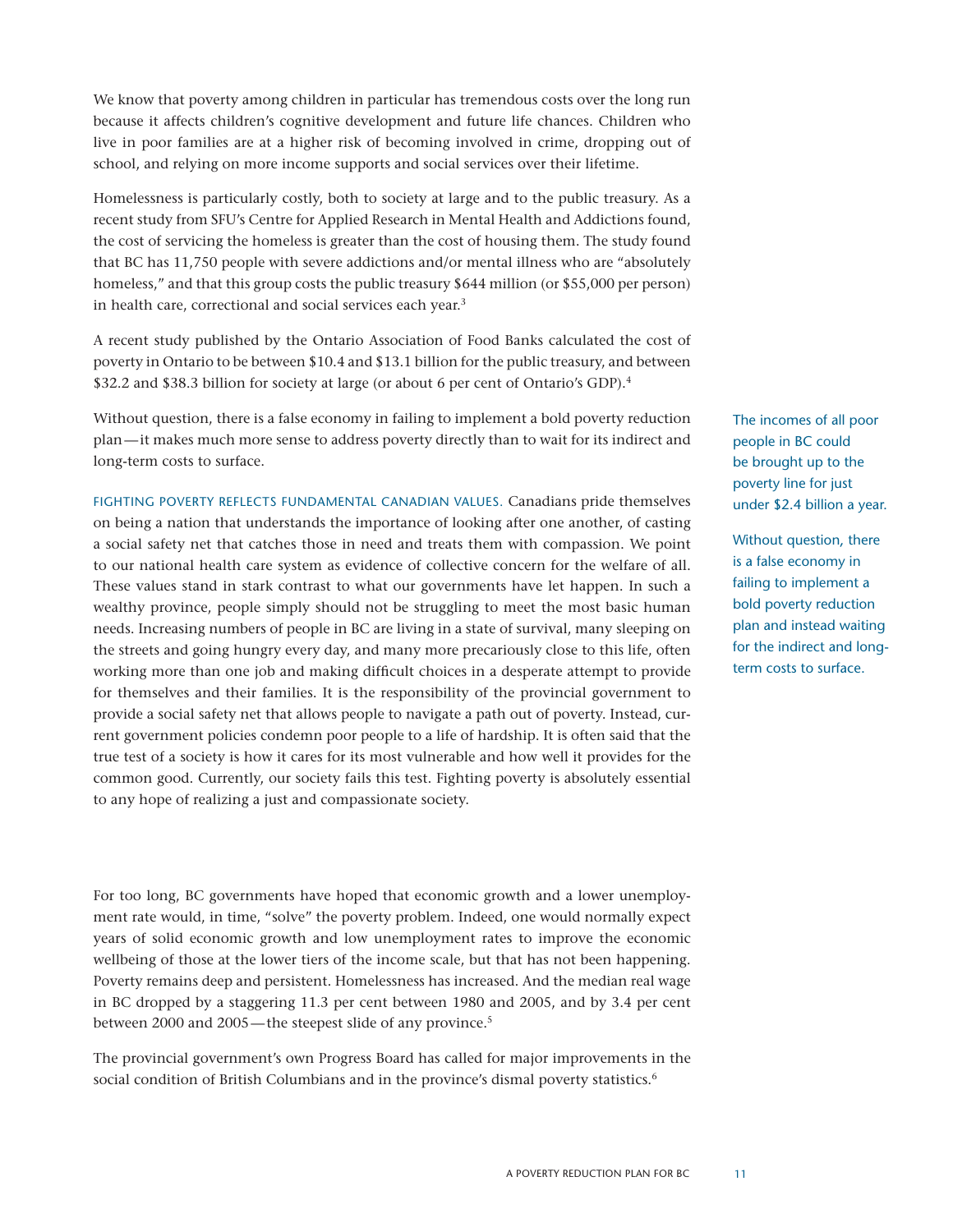We know that poverty among children in particular has tremendous costs over the long run because it affects children's cognitive development and future life chances. Children who live in poor families are at a higher risk of becoming involved in crime, dropping out of school, and relying on more income supports and social services over their lifetime.

Homelessness is particularly costly, both to society at large and to the public treasury. As a recent study from SFU's Centre for Applied Research in Mental Health and Addictions found, the cost of servicing the homeless is greater than the cost of housing them. The study found that BC has 11,750 people with severe addictions and/or mental illness who are "absolutely homeless," and that this group costs the public treasury $644 million (or $55,000 per person) in health care, correctional and social services each year.[3]

A recent study published by the Ontario Association of Food Banks calculated the cost of poverty in Ontario to be between $10.4 and $13.1 billion for the public treasury, and between $32.2 and $38.3 billion for society at large (or about 6 per cent of Ontario's GDP).[4]

Without question, there is a false economy in failing to implement a bold poverty reduction plan—it makes much more sense to address poverty directly than to wait for its indirect and long-term costs to surface.

> The incomes of all poor people in BC could be brought up to the poverty line for just under $2.4 billion a year.

> Without question, there is a false economy in failing to implement a bold poverty reduction plan and instead waiting for the indirect and long-term costs to surface.

FIGHTING POVERTY REFLECTS FUNDAMENTAL CANADIAN VALUES. Canadians pride themselves on being a nation that understands the importance of looking after one another, of casting a social safety net that catches those in need and treats them with compassion. We point to our national health care system as evidence of collective concern for the welfare of all. These values stand in stark contrast to what our governments have let happen. In such a wealthy province, people simply should not be struggling to meet the most basic human needs. Increasing numbers of people in BC are living in a state of survival, many sleeping on the streets and going hungry every day, and many more precariously close to this life, often working more than one job and making difficult choices in a desperate attempt to provide for themselves and their families. It is the responsibility of the provincial government to provide a social safety net that allows people to navigate a path out of poverty. Instead, current government policies condemn poor people to a life of hardship. It is often said that the true test of a society is how it cares for its most vulnerable and how well it provides for the common good. Currently, our society fails this test. Fighting poverty is absolutely essential to any hope of realizing a just and compassionate society.

For too long, BC governments have hoped that economic growth and a lower unemployment rate would, in time, "solve" the poverty problem. Indeed, one would normally expect years of solid economic growth and low unemployment rates to improve the economic wellbeing of those at the lower tiers of the income scale, but that has not been happening. Poverty remains deep and persistent. Homelessness has increased. And the median real wage in BC dropped by a staggering 11.3 per cent between 1980 and 2005, and by 3.4 per cent between 2000 and 2005—the steepest slide of any province.[5]

The provincial government's own Progress Board has called for major improvements in the social condition of British Columbians and in the province's dismal poverty statistics.[6]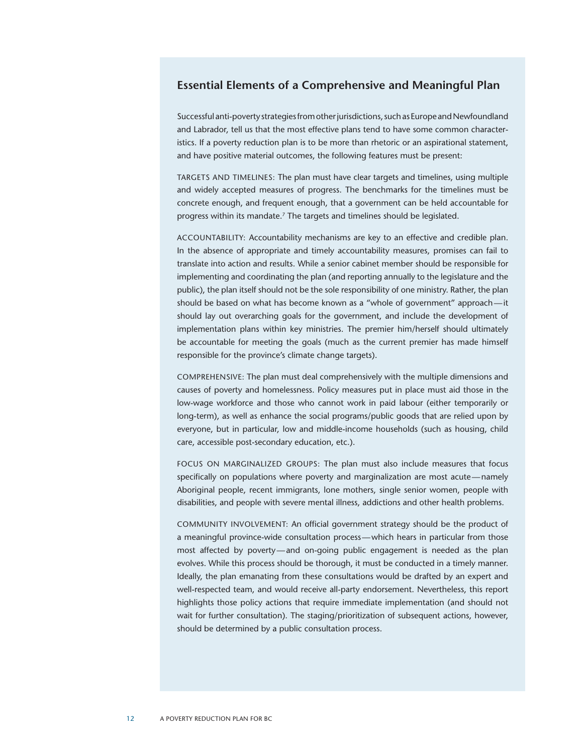## Essential Elements of a Comprehensive and Meaningful Plan

Successful anti-poverty strategies from other jurisdictions, such as Europe and Newfoundland and Labrador, tell us that the most effective plans tend to have some common characteristics. If a poverty reduction plan is to be more than rhetoric or an aspirational statement, and have positive material outcomes, the following features must be present:

TARGETS AND TIMELINES: The plan must have clear targets and timelines, using multiple and widely accepted measures of progress. The benchmarks for the timelines must be concrete enough, and frequent enough, that a government can be held accountable for progress within its mandate.[7] The targets and timelines should be legislated.

ACCOUNTABILITY: Accountability mechanisms are key to an effective and credible plan. In the absence of appropriate and timely accountability measures, promises can fail to translate into action and results. While a senior cabinet member should be responsible for implementing and coordinating the plan (and reporting annually to the legislature and the public), the plan itself should not be the sole responsibility of one ministry. Rather, the plan should be based on what has become known as a "whole of government" approach — it should lay out overarching goals for the government, and include the development of implementation plans within key ministries. The premier him/herself should ultimately be accountable for meeting the goals (much as the current premier has made himself responsible for the province's climate change targets).

COMPREHENSIVE: The plan must deal comprehensively with the multiple dimensions and causes of poverty and homelessness. Policy measures put in place must aid those in the low-wage workforce and those who cannot work in paid labour (either temporarily or long-term), as well as enhance the social programs/public goods that are relied upon by everyone, but in particular, low and middle-income households (such as housing, child care, accessible post-secondary education, etc.).

FOCUS ON MARGINALIZED GROUPS: The plan must also include measures that focus specifically on populations where poverty and marginalization are most acute — namely Aboriginal people, recent immigrants, lone mothers, single senior women, people with disabilities, and people with severe mental illness, addictions and other health problems.

COMMUNITY INVOLVEMENT: An official government strategy should be the product of a meaningful province-wide consultation process — which hears in particular from those most affected by poverty — and on-going public engagement is needed as the plan evolves. While this process should be thorough, it must be conducted in a timely manner. Ideally, the plan emanating from these consultations would be drafted by an expert and well-respected team, and would receive all-party endorsement. Nevertheless, this report highlights those policy actions that require immediate implementation (and should not wait for further consultation). The staging/prioritization of subsequent actions, however, should be determined by a public consultation process.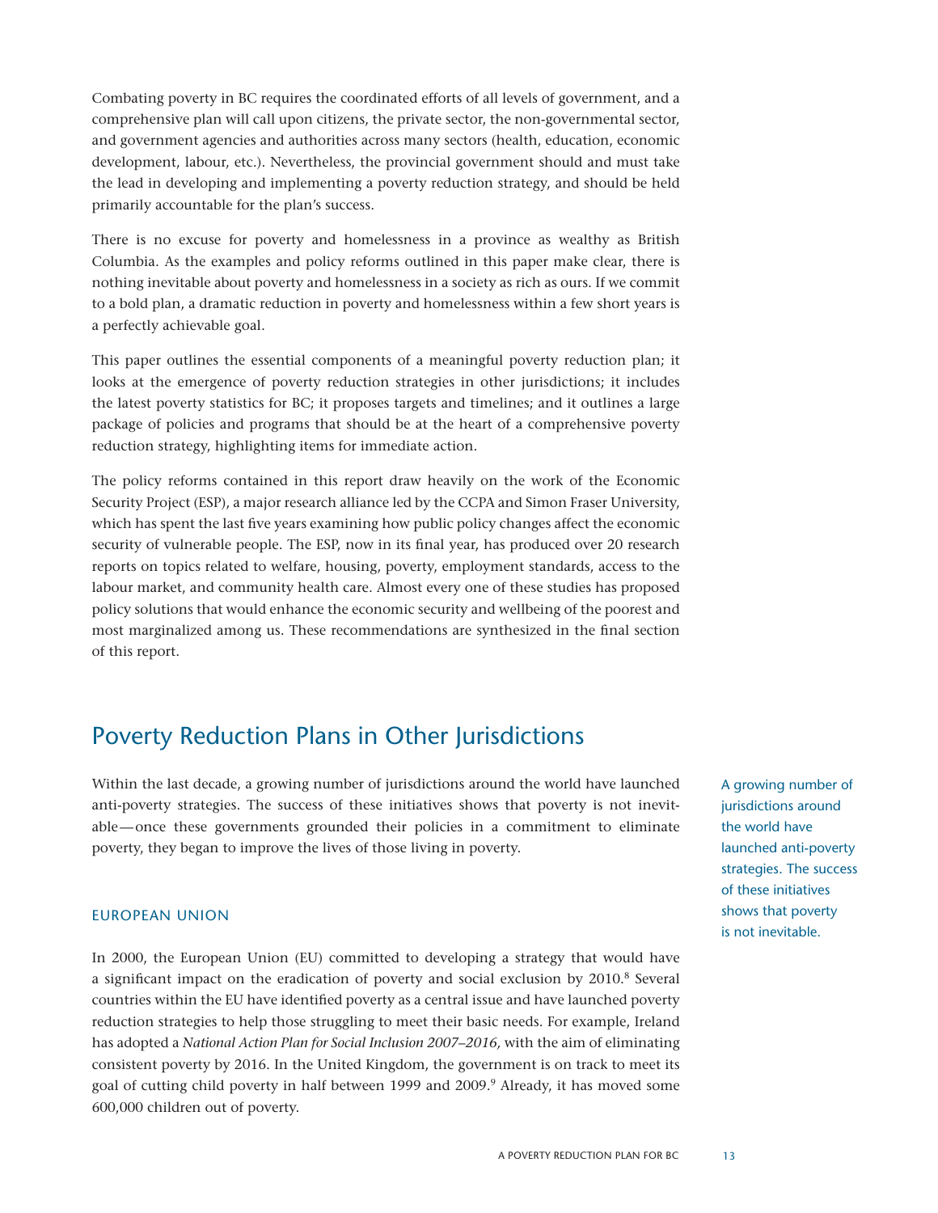Combating poverty in BC requires the coordinated efforts of all levels of government, and a comprehensive plan will call upon citizens, the private sector, the non-governmental sector, and government agencies and authorities across many sectors (health, education, economic development, labour, etc.). Nevertheless, the provincial government should and must take the lead in developing and implementing a poverty reduction strategy, and should be held primarily accountable for the plan's success.

There is no excuse for poverty and homelessness in a province as wealthy as British Columbia. As the examples and policy reforms outlined in this paper make clear, there is nothing inevitable about poverty and homelessness in a society as rich as ours. If we commit to a bold plan, a dramatic reduction in poverty and homelessness within a few short years is a perfectly achievable goal.

This paper outlines the essential components of a meaningful poverty reduction plan; it looks at the emergence of poverty reduction strategies in other jurisdictions; it includes the latest poverty statistics for BC; it proposes targets and timelines; and it outlines a large package of policies and programs that should be at the heart of a comprehensive poverty reduction strategy, highlighting items for immediate action.

The policy reforms contained in this report draw heavily on the work of the Economic Security Project (ESP), a major research alliance led by the CCPA and Simon Fraser University, which has spent the last five years examining how public policy changes affect the economic security of vulnerable people. The ESP, now in its final year, has produced over 20 research reports on topics related to welfare, housing, poverty, employment standards, access to the labour market, and community health care. Almost every one of these studies has proposed policy solutions that would enhance the economic security and wellbeing of the poorest and most marginalized among us. These recommendations are synthesized in the final section of this report.

## Poverty Reduction Plans in Other Jurisdictions

Within the last decade, a growing number of jurisdictions around the world have launched anti-poverty strategies. The success of these initiatives shows that poverty is not inevitable—once these governments grounded their policies in a commitment to eliminate poverty, they began to improve the lives of those living in poverty.

A growing number of jurisdictions around the world have launched anti-poverty strategies. The success of these initiatives shows that poverty is not inevitable.

### European Union

In 2000, the European Union (EU) committed to developing a strategy that would have a significant impact on the eradication of poverty and social exclusion by 2010.[8] Several countries within the EU have identified poverty as a central issue and have launched poverty reduction strategies to help those struggling to meet their basic needs. For example, Ireland has adopted a *National Action Plan for Social Inclusion 2007–2016,* with the aim of eliminating consistent poverty by 2016. In the United Kingdom, the government is on track to meet its goal of cutting child poverty in half between 1999 and 2009.[9] Already, it has moved some 600,000 children out of poverty.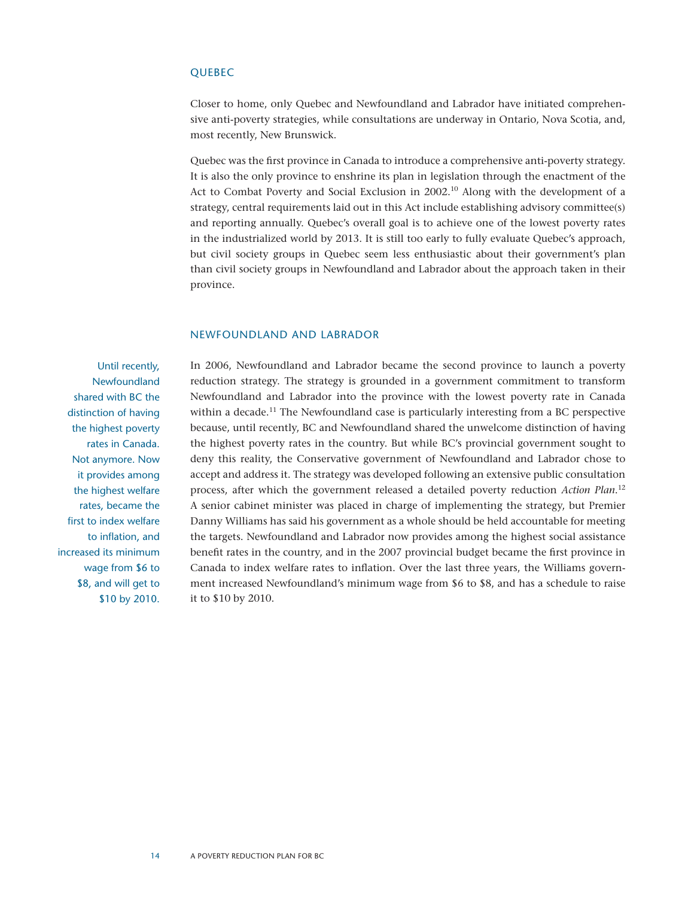## QUEBEC

Closer to home, only Quebec and Newfoundland and Labrador have initiated comprehensive anti-poverty strategies, while consultations are underway in Ontario, Nova Scotia, and, most recently, New Brunswick.

Quebec was the first province in Canada to introduce a comprehensive anti-poverty strategy. It is also the only province to enshrine its plan in legislation through the enactment of the Act to Combat Poverty and Social Exclusion in 2002.[10] Along with the development of a strategy, central requirements laid out in this Act include establishing advisory committee(s) and reporting annually. Quebec's overall goal is to achieve one of the lowest poverty rates in the industrialized world by 2013. It is still too early to fully evaluate Quebec's approach, but civil society groups in Quebec seem less enthusiastic about their government's plan than civil society groups in Newfoundland and Labrador about the approach taken in their province.

## NEWFOUNDLAND AND LABRADOR

Until recently, Newfoundland shared with BC the distinction of having the highest poverty rates in Canada. Not anymore. Now it provides among the highest welfare rates, became the first to index welfare to inflation, and increased its minimum wage from $6 to $8, and will get to $10 by 2010.

In 2006, Newfoundland and Labrador became the second province to launch a poverty reduction strategy. The strategy is grounded in a government commitment to transform Newfoundland and Labrador into the province with the lowest poverty rate in Canada within a decade.[11] The Newfoundland case is particularly interesting from a BC perspective because, until recently, BC and Newfoundland shared the unwelcome distinction of having the highest poverty rates in the country. But while BC's provincial government sought to deny this reality, the Conservative government of Newfoundland and Labrador chose to accept and address it. The strategy was developed following an extensive public consultation process, after which the government released a detailed poverty reduction *Action Plan*.[12] A senior cabinet minister was placed in charge of implementing the strategy, but Premier Danny Williams has said his government as a whole should be held accountable for meeting the targets. Newfoundland and Labrador now provides among the highest social assistance benefit rates in the country, and in the 2007 provincial budget became the first province in Canada to index welfare rates to inflation. Over the last three years, the Williams government increased Newfoundland's minimum wage from $6 to $8, and has a schedule to raise it to $10 by 2010.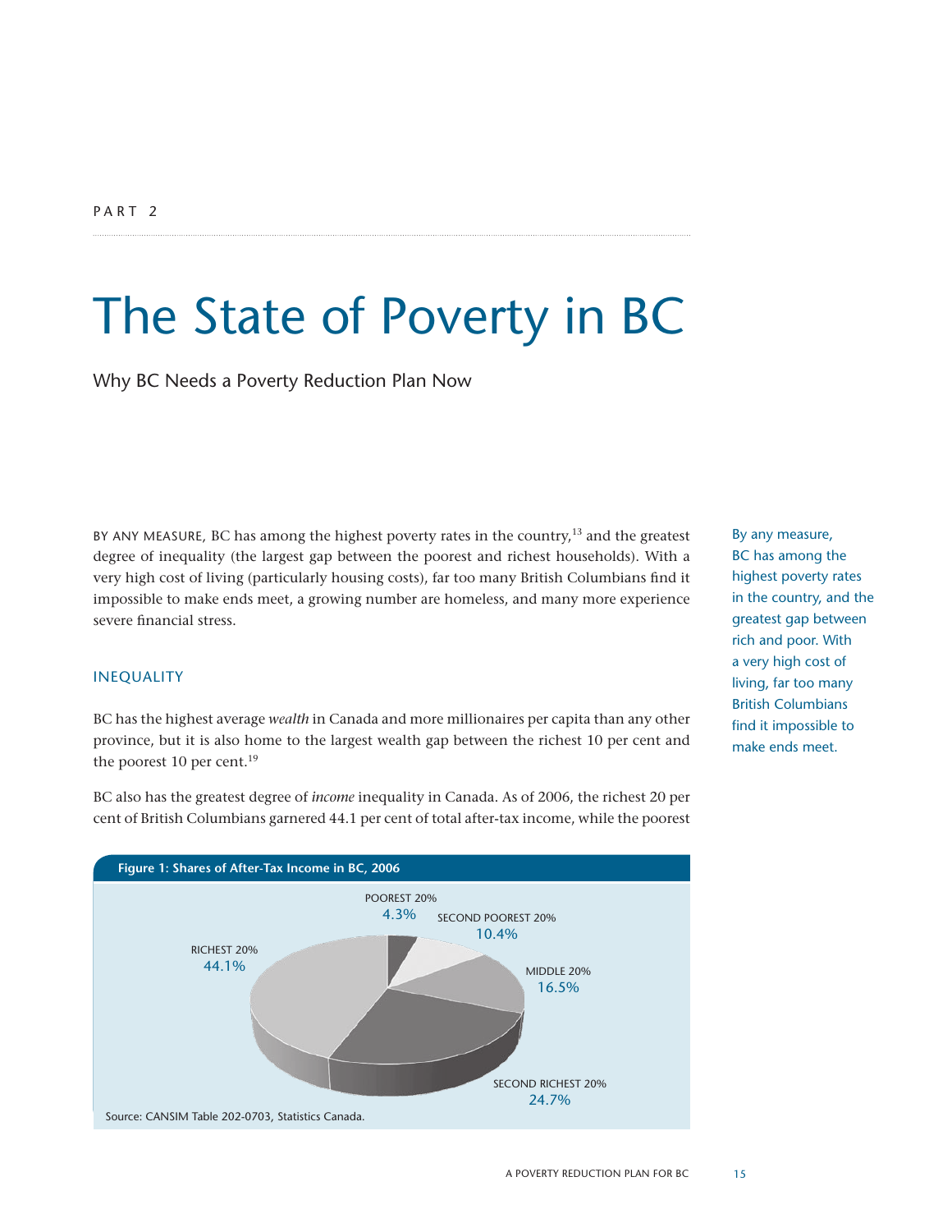PART 2

# The State of Poverty in BC

## Why BC Needs a Poverty Reduction Plan Now

BY ANY MEASURE, BC has among the highest poverty rates in the country,[13] and the greatest degree of inequality (the largest gap between the poorest and richest households). With a very high cost of living (particularly housing costs), far too many British Columbians find it impossible to make ends meet, a growing number are homeless, and many more experience severe financial stress.

By any measure, BC has among the highest poverty rates in the country, and the greatest gap between rich and poor. With a very high cost of living, far too many British Columbians find it impossible to make ends meet.

### INEQUALITY

BC has the highest average *wealth* in Canada and more millionaires per capita than any other province, but it is also home to the largest wealth gap between the richest 10 per cent and the poorest 10 per cent.[19]

BC also has the greatest degree of *income* inequality in Canada. As of 2006, the richest 20 per cent of British Columbians garnered 44.1 per cent of total after-tax income, while the poorest

**Figure 1: Shares of After-Tax Income in BC, 2006**

| Group | Share |
|---|---|
| POOREST 20% | 4.3% |
| SECOND POOREST 20% | 10.4% |
| MIDDLE 20% | 16.5% |
| SECOND RICHEST 20% | 24.7% |
| RICHEST 20% | 44.1% |

Source: CANSIM Table 202-0703, Statistics Canada.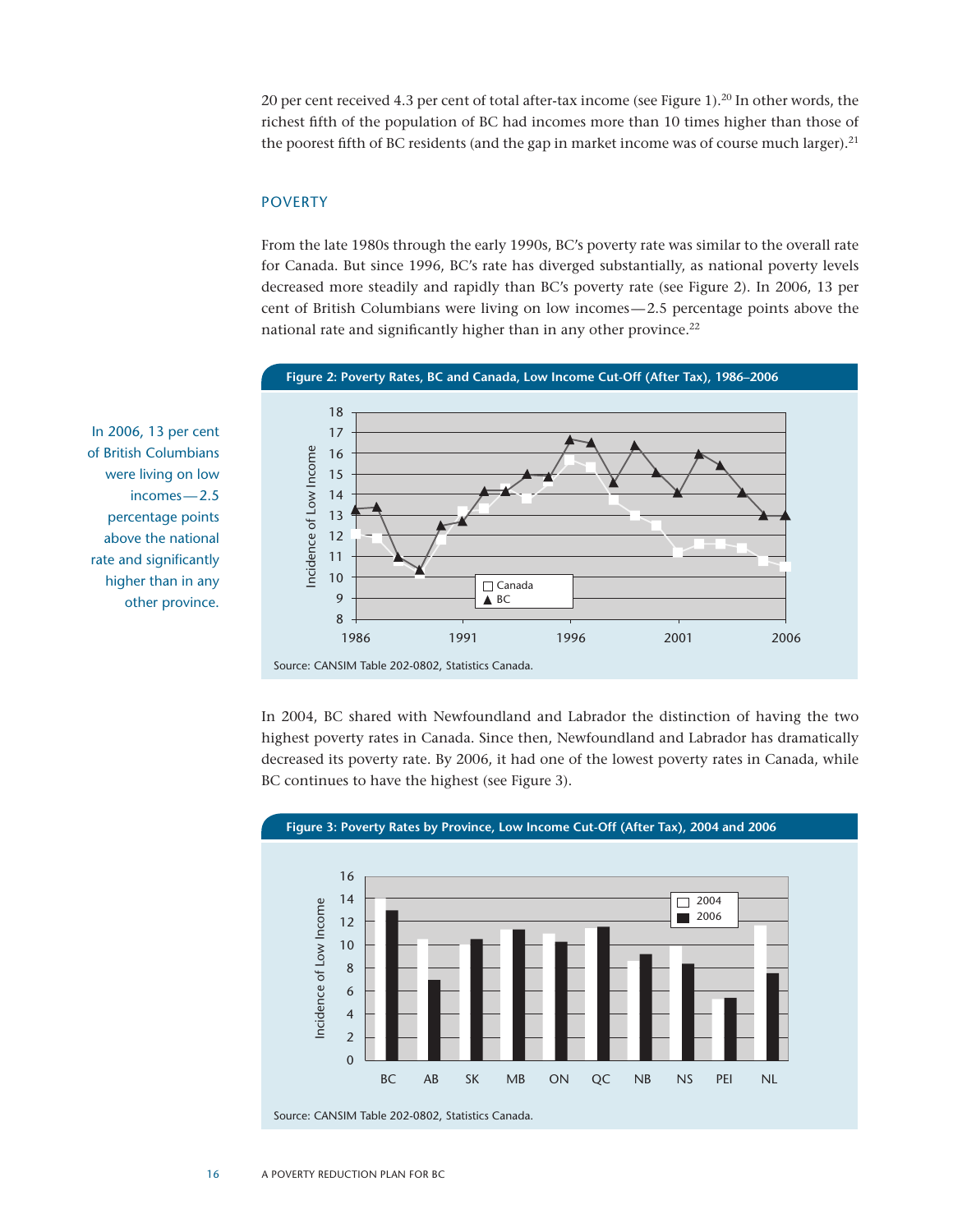20 per cent received 4.3 per cent of total after-tax income (see Figure 1).[20] In other words, the richest fifth of the population of BC had incomes more than 10 times higher than those of the poorest fifth of BC residents (and the gap in market income was of course much larger).[21]

## POVERTY

From the late 1980s through the early 1990s, BC's poverty rate was similar to the overall rate for Canada. But since 1996, BC's rate has diverged substantially, as national poverty levels decreased more steadily and rapidly than BC's poverty rate (see Figure 2). In 2006, 13 per cent of British Columbians were living on low incomes—2.5 percentage points above the national rate and significantly higher than in any other province.[22]

> In 2006, 13 per cent of British Columbians were living on low incomes—2.5 percentage points above the national rate and significantly higher than in any other province.

**Figure 2: Poverty Rates, BC and Canada, Low Income Cut-Off (After Tax), 1986–2006**

Source: CANSIM Table 202-0802, Statistics Canada.

In 2004, BC shared with Newfoundland and Labrador the distinction of having the two highest poverty rates in Canada. Since then, Newfoundland and Labrador has dramatically decreased its poverty rate. By 2006, it had one of the lowest poverty rates in Canada, while BC continues to have the highest (see Figure 3).

**Figure 3: Poverty Rates by Province, Low Income Cut-Off (After Tax), 2004 and 2006**

Source: CANSIM Table 202-0802, Statistics Canada.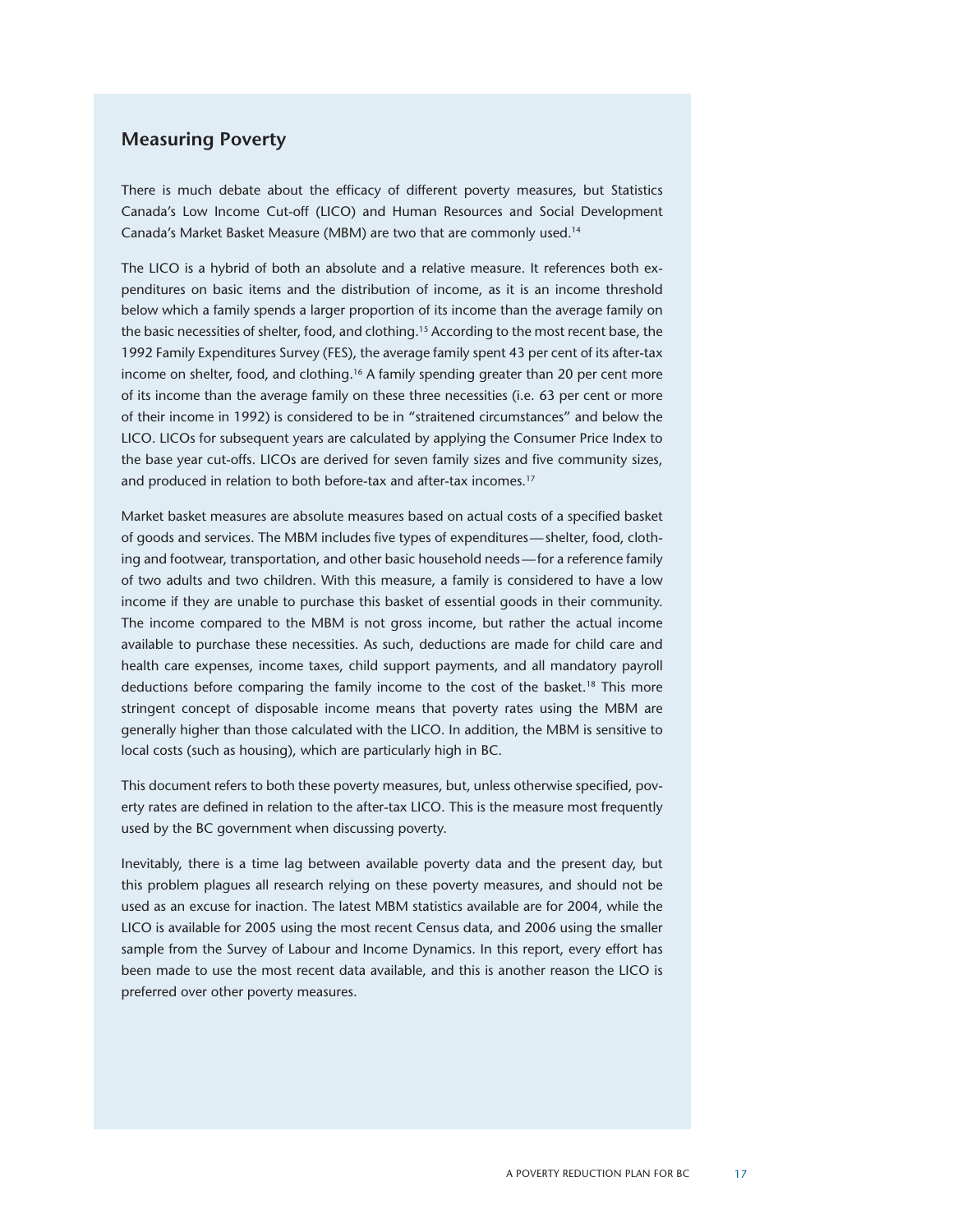## Measuring Poverty

There is much debate about the efficacy of different poverty measures, but Statistics Canada's Low Income Cut-off (LICO) and Human Resources and Social Development Canada's Market Basket Measure (MBM) are two that are commonly used.[14]

The LICO is a hybrid of both an absolute and a relative measure. It references both expenditures on basic items and the distribution of income, as it is an income threshold below which a family spends a larger proportion of its income than the average family on the basic necessities of shelter, food, and clothing.[15] According to the most recent base, the 1992 Family Expenditures Survey (FES), the average family spent 43 per cent of its after-tax income on shelter, food, and clothing.[16] A family spending greater than 20 per cent more of its income than the average family on these three necessities (i.e. 63 per cent or more of their income in 1992) is considered to be in "straitened circumstances" and below the LICO. LICOs for subsequent years are calculated by applying the Consumer Price Index to the base year cut-offs. LICOs are derived for seven family sizes and five community sizes, and produced in relation to both before-tax and after-tax incomes.[17]

Market basket measures are absolute measures based on actual costs of a specified basket of goods and services. The MBM includes five types of expenditures—shelter, food, clothing and footwear, transportation, and other basic household needs—for a reference family of two adults and two children. With this measure, a family is considered to have a low income if they are unable to purchase this basket of essential goods in their community. The income compared to the MBM is not gross income, but rather the actual income available to purchase these necessities. As such, deductions are made for child care and health care expenses, income taxes, child support payments, and all mandatory payroll deductions before comparing the family income to the cost of the basket.[18] This more stringent concept of disposable income means that poverty rates using the MBM are generally higher than those calculated with the LICO. In addition, the MBM is sensitive to local costs (such as housing), which are particularly high in BC.

This document refers to both these poverty measures, but, unless otherwise specified, poverty rates are defined in relation to the after-tax LICO. This is the measure most frequently used by the BC government when discussing poverty.

Inevitably, there is a time lag between available poverty data and the present day, but this problem plagues all research relying on these poverty measures, and should not be used as an excuse for inaction. The latest MBM statistics available are for 2004, while the LICO is available for 2005 using the most recent Census data, and 2006 using the smaller sample from the Survey of Labour and Income Dynamics. In this report, every effort has been made to use the most recent data available, and this is another reason the LICO is preferred over other poverty measures.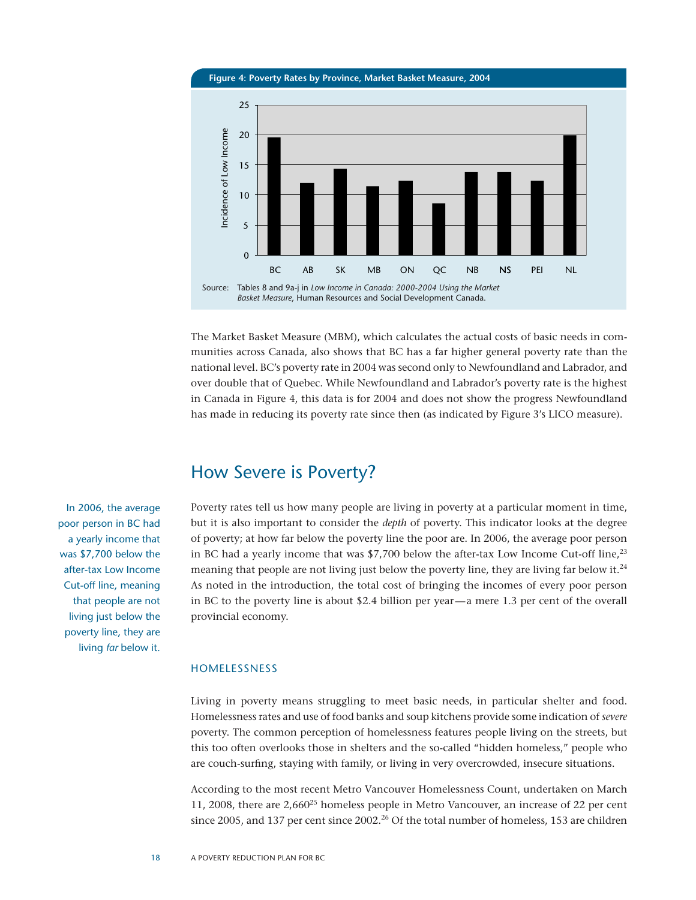**Figure 4: Poverty Rates by Province, Market Basket Measure, 2004**

Source: Tables 8 and 9a-j in *Low Income in Canada: 2000-2004 Using the Market Basket Measure*, Human Resources and Social Development Canada.

The Market Basket Measure (MBM), which calculates the actual costs of basic needs in communities across Canada, also shows that BC has a far higher general poverty rate than the national level. BC's poverty rate in 2004 was second only to Newfoundland and Labrador, and over double that of Quebec. While Newfoundland and Labrador's poverty rate is the highest in Canada in Figure 4, this data is for 2004 and does not show the progress Newfoundland has made in reducing its poverty rate since then (as indicated by Figure 3's LICO measure).

## How Severe is Poverty?

> In 2006, the average poor person in BC had a yearly income that was $7,700 below the after-tax Low Income Cut-off line, meaning that people are not living just below the poverty line, they are living *far* below it.

Poverty rates tell us how many people are living in poverty at a particular moment in time, but it is also important to consider the *depth* of poverty. This indicator looks at the degree of poverty; at how far below the poverty line the poor are. In 2006, the average poor person in BC had a yearly income that was $7,700 below the after-tax Low Income Cut-off line,[23] meaning that people are not living just below the poverty line, they are living far below it.[24] As noted in the introduction, the total cost of bringing the incomes of every poor person in BC to the poverty line is about $2.4 billion per year—a mere 1.3 per cent of the overall provincial economy.

### HOMELESSNESS

Living in poverty means struggling to meet basic needs, in particular shelter and food. Homelessness rates and use of food banks and soup kitchens provide some indication of *severe* poverty. The common perception of homelessness features people living on the streets, but this too often overlooks those in shelters and the so-called "hidden homeless," people who are couch-surfing, staying with family, or living in very overcrowded, insecure situations.

According to the most recent Metro Vancouver Homelessness Count, undertaken on March 11, 2008, there are 2,660[25] homeless people in Metro Vancouver, an increase of 22 per cent since 2005, and 137 per cent since 2002.[26] Of the total number of homeless, 153 are children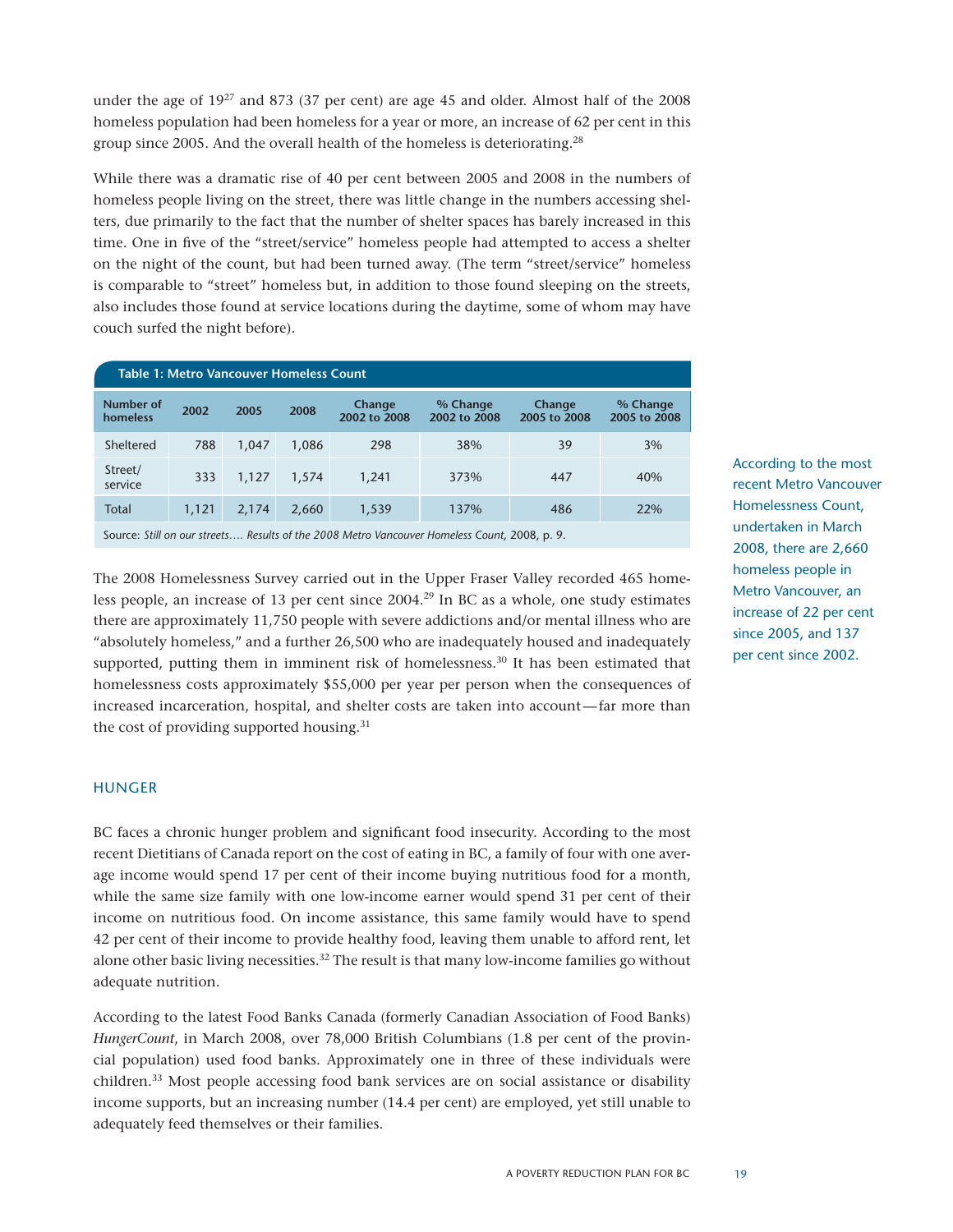under the age of 19[27] and 873 (37 per cent) are age 45 and older. Almost half of the 2008 homeless population had been homeless for a year or more, an increase of 62 per cent in this group since 2005. And the overall health of the homeless is deteriorating.[28]

While there was a dramatic rise of 40 per cent between 2005 and 2008 in the numbers of homeless people living on the street, there was little change in the numbers accessing shelters, due primarily to the fact that the number of shelter spaces has barely increased in this time. One in five of the "street/service" homeless people had attempted to access a shelter on the night of the count, but had been turned away. (The term "street/service" homeless is comparable to "street" homeless but, in addition to those found sleeping on the streets, also includes those found at service locations during the daytime, some of whom may have couch surfed the night before).

**Table 1: Metro Vancouver Homeless Count**

| Number of homeless | 2002 | 2005 | 2008 | Change 2002 to 2008 | % Change 2002 to 2008 | Change 2005 to 2008 | % Change 2005 to 2008 |
|---|---|---|---|---|---|---|---|
| Sheltered | 788 | 1,047 | 1,086 | 298 | 38% | 39 | 3% |
| Street/service | 333 | 1,127 | 1,574 | 1,241 | 373% | 447 | 40% |
| Total | 1,121 | 2,174 | 2,660 | 1,539 | 137% | 486 | 22% |

Source: *Still on our streets…. Results of the 2008 Metro Vancouver Homeless Count*, 2008, p. 9.

According to the most recent Metro Vancouver Homelessness Count, undertaken in March 2008, there are 2,660 homeless people in Metro Vancouver, an increase of 22 per cent since 2005, and 137 per cent since 2002.

The 2008 Homelessness Survey carried out in the Upper Fraser Valley recorded 465 homeless people, an increase of 13 per cent since 2004.[29] In BC as a whole, one study estimates there are approximately 11,750 people with severe addictions and/or mental illness who are "absolutely homeless," and a further 26,500 who are inadequately housed and inadequately supported, putting them in imminent risk of homelessness.[30] It has been estimated that homelessness costs approximately $55,000 per year per person when the consequences of increased incarceration, hospital, and shelter costs are taken into account—far more than the cost of providing supported housing.[31]

## HUNGER

BC faces a chronic hunger problem and significant food insecurity. According to the most recent Dietitians of Canada report on the cost of eating in BC, a family of four with one average income would spend 17 per cent of their income buying nutritious food for a month, while the same size family with one low-income earner would spend 31 per cent of their income on nutritious food. On income assistance, this same family would have to spend 42 per cent of their income to provide healthy food, leaving them unable to afford rent, let alone other basic living necessities.[32] The result is that many low-income families go without adequate nutrition.

According to the latest Food Banks Canada (formerly Canadian Association of Food Banks) *HungerCount*, in March 2008, over 78,000 British Columbians (1.8 per cent of the provincial population) used food banks. Approximately one in three of these individuals were children.[33] Most people accessing food bank services are on social assistance or disability income supports, but an increasing number (14.4 per cent) are employed, yet still unable to adequately feed themselves or their families.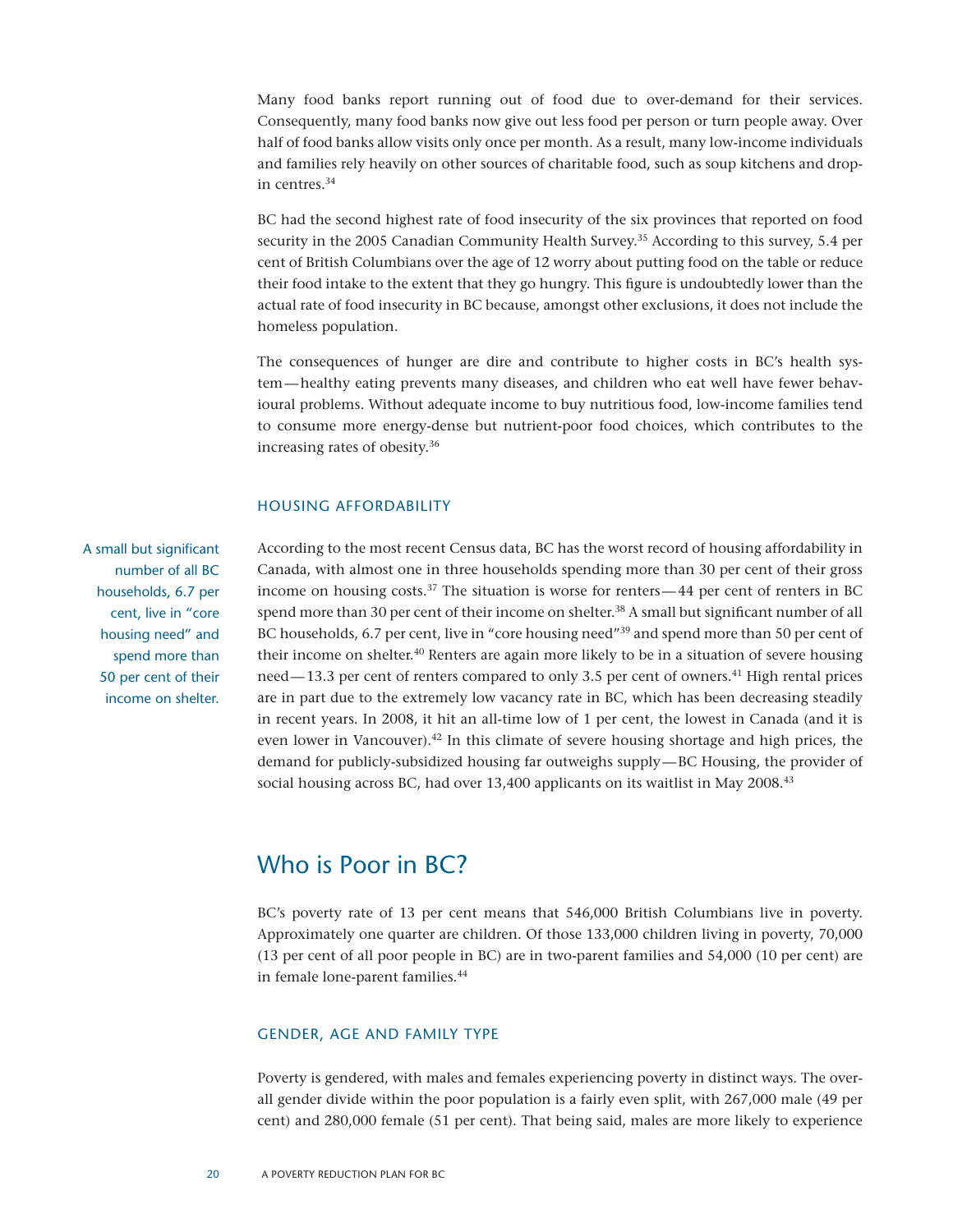Many food banks report running out of food due to over-demand for their services. Consequently, many food banks now give out less food per person or turn people away. Over half of food banks allow visits only once per month. As a result, many low-income individuals and families rely heavily on other sources of charitable food, such as soup kitchens and drop-in centres.[34]

BC had the second highest rate of food insecurity of the six provinces that reported on food security in the 2005 Canadian Community Health Survey.[35] According to this survey, 5.4 per cent of British Columbians over the age of 12 worry about putting food on the table or reduce their food intake to the extent that they go hungry. This figure is undoubtedly lower than the actual rate of food insecurity in BC because, amongst other exclusions, it does not include the homeless population.

The consequences of hunger are dire and contribute to higher costs in BC's health system—healthy eating prevents many diseases, and children who eat well have fewer behavioural problems. Without adequate income to buy nutritious food, low-income families tend to consume more energy-dense but nutrient-poor food choices, which contributes to the increasing rates of obesity.[36]

### HOUSING AFFORDABILITY

> A small but significant number of all BC households, 6.7 per cent, live in "core housing need" and spend more than 50 per cent of their income on shelter.

According to the most recent Census data, BC has the worst record of housing affordability in Canada, with almost one in three households spending more than 30 per cent of their gross income on housing costs.[37] The situation is worse for renters—44 per cent of renters in BC spend more than 30 per cent of their income on shelter.[38] A small but significant number of all BC households, 6.7 per cent, live in "core housing need"[39] and spend more than 50 per cent of their income on shelter.[40] Renters are again more likely to be in a situation of severe housing need—13.3 per cent of renters compared to only 3.5 per cent of owners.[41] High rental prices are in part due to the extremely low vacancy rate in BC, which has been decreasing steadily in recent years. In 2008, it hit an all-time low of 1 per cent, the lowest in Canada (and it is even lower in Vancouver).[42] In this climate of severe housing shortage and high prices, the demand for publicly-subsidized housing far outweighs supply—BC Housing, the provider of social housing across BC, had over 13,400 applicants on its waitlist in May 2008.[43]

## Who is Poor in BC?

BC's poverty rate of 13 per cent means that 546,000 British Columbians live in poverty. Approximately one quarter are children. Of those 133,000 children living in poverty, 70,000 (13 per cent of all poor people in BC) are in two-parent families and 54,000 (10 per cent) are in female lone-parent families.[44]

### GENDER, AGE AND FAMILY TYPE

Poverty is gendered, with males and females experiencing poverty in distinct ways. The overall gender divide within the poor population is a fairly even split, with 267,000 male (49 per cent) and 280,000 female (51 per cent). That being said, males are more likely to experience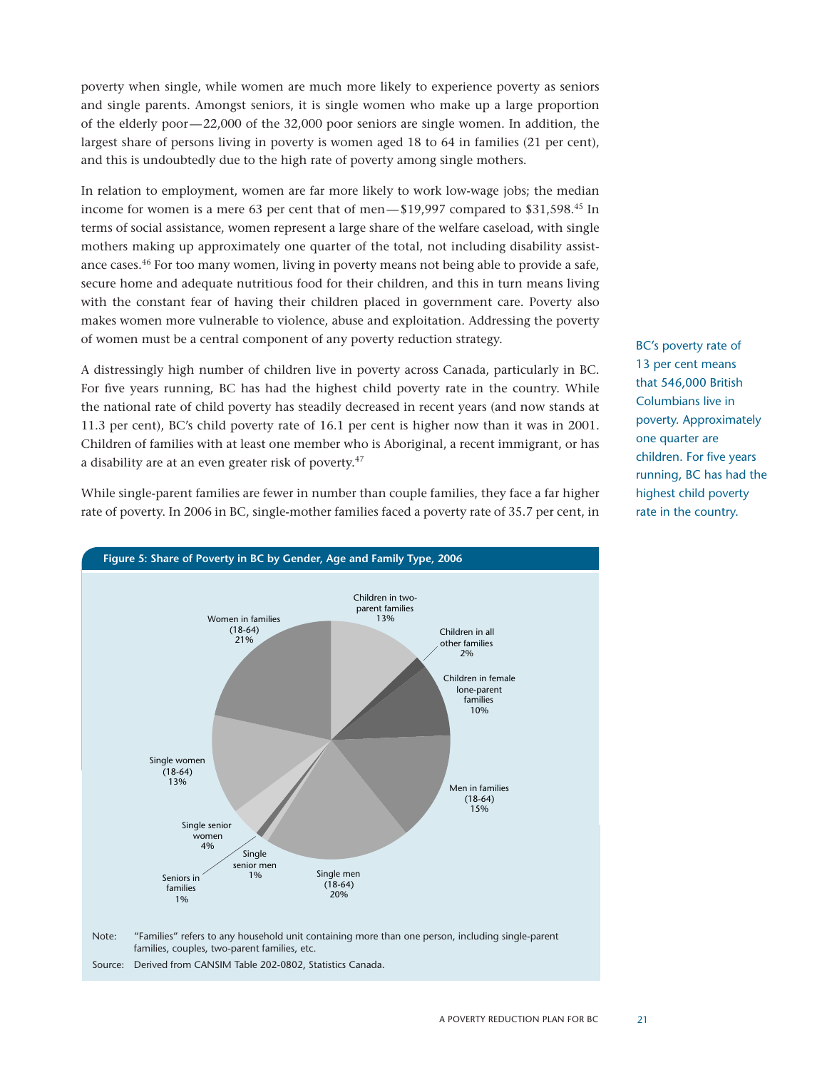poverty when single, while women are much more likely to experience poverty as seniors and single parents. Amongst seniors, it is single women who make up a large proportion of the elderly poor—22,000 of the 32,000 poor seniors are single women. In addition, the largest share of persons living in poverty is women aged 18 to 64 in families (21 per cent), and this is undoubtedly due to the high rate of poverty among single mothers.

In relation to employment, women are far more likely to work low-wage jobs; the median income for women is a mere 63 per cent that of men—$19,997 compared to $31,598.[45] In terms of social assistance, women represent a large share of the welfare caseload, with single mothers making up approximately one quarter of the total, not including disability assistance cases.[46] For too many women, living in poverty means not being able to provide a safe, secure home and adequate nutritious food for their children, and this in turn means living with the constant fear of having their children placed in government care. Poverty also makes women more vulnerable to violence, abuse and exploitation. Addressing the poverty of women must be a central component of any poverty reduction strategy.

BC's poverty rate of 13 per cent means that 546,000 British Columbians live in poverty. Approximately one quarter are children. For five years running, BC has had the highest child poverty rate in the country.

A distressingly high number of children live in poverty across Canada, particularly in BC. For five years running, BC has had the highest child poverty rate in the country. While the national rate of child poverty has steadily decreased in recent years (and now stands at 11.3 per cent), BC's child poverty rate of 16.1 per cent is higher now than it was in 2001. Children of families with at least one member who is Aboriginal, a recent immigrant, or has a disability are at an even greater risk of poverty.[47]

While single-parent families are fewer in number than couple families, they face a far higher rate of poverty. In 2006 in BC, single-mother families faced a poverty rate of 35.7 per cent, in

**Figure 5: Share of Poverty in BC by Gender, Age and Family Type, 2006**

| Category | Share |
|---|---|
| Children in two-parent families | 13% |
| Children in all other families | 2% |
| Children in female lone-parent families | 10% |
| Men in families (18-64) | 15% |
| Single men (18-64) | 20% |
| Single senior men | 1% |
| Seniors in families | 1% |
| Single senior women | 4% |
| Single women (18-64) | 13% |
| Women in families (18-64) | 21% |

Note: "Families" refers to any household unit containing more than one person, including single-parent families, couples, two-parent families, etc.

Source: Derived from CANSIM Table 202-0802, Statistics Canada.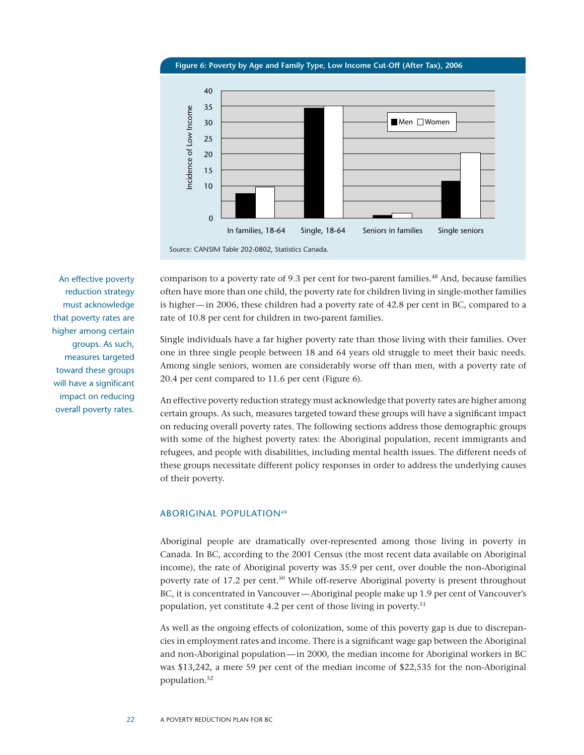**Figure 6: Poverty by Age and Family Type, Low Income Cut-Off (After Tax), 2006**

Source: CANSIM Table 202-0802, Statistics Canada.

comparison to a poverty rate of 9.3 per cent for two-parent families.[48] And, because families often have more than one child, the poverty rate for children living in single-mother families is higher—in 2006, these children had a poverty rate of 42.8 per cent in BC, compared to a rate of 10.8 per cent for children in two-parent families.

Single individuals have a far higher poverty rate than those living with their families. Over one in three single people between 18 and 64 years old struggle to meet their basic needs. Among single seniors, women are considerably worse off than men, with a poverty rate of 20.4 per cent compared to 11.6 per cent (Figure 6).

> An effective poverty reduction strategy must acknowledge that poverty rates are higher among certain groups. As such, measures targeted toward these groups will have a significant impact on reducing overall poverty rates.

An effective poverty reduction strategy must acknowledge that poverty rates are higher among certain groups. As such, measures targeted toward these groups will have a significant impact on reducing overall poverty rates. The following sections address those demographic groups with some of the highest poverty rates: the Aboriginal population, recent immigrants and refugees, and people with disabilities, including mental health issues. The different needs of these groups necessitate different policy responses in order to address the underlying causes of their poverty.

## ABORIGINAL POPULATION[49]

Aboriginal people are dramatically over-represented among those living in poverty in Canada. In BC, according to the 2001 Census (the most recent data available on Aboriginal income), the rate of Aboriginal poverty was 35.9 per cent, over double the non-Aboriginal poverty rate of 17.2 per cent.[50] While off-reserve Aboriginal poverty is present throughout BC, it is concentrated in Vancouver—Aboriginal people make up 1.9 per cent of Vancouver's population, yet constitute 4.2 per cent of those living in poverty.[51]

As well as the ongoing effects of colonization, some of this poverty gap is due to discrepancies in employment rates and income. There is a significant wage gap between the Aboriginal and non-Aboriginal population—in 2000, the median income for Aboriginal workers in BC was $13,242, a mere 59 per cent of the median income of $22,535 for the non-Aboriginal population.[52]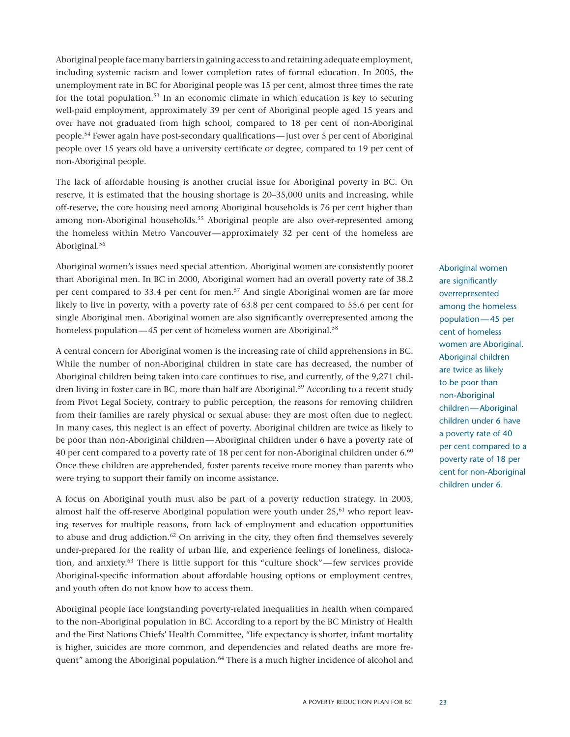Aboriginal people face many barriers in gaining access to and retaining adequate employment, including systemic racism and lower completion rates of formal education. In 2005, the unemployment rate in BC for Aboriginal people was 15 per cent, almost three times the rate for the total population.[53] In an economic climate in which education is key to securing well-paid employment, approximately 39 per cent of Aboriginal people aged 15 years and over have not graduated from high school, compared to 18 per cent of non-Aboriginal people.[54] Fewer again have post-secondary qualifications—just over 5 per cent of Aboriginal people over 15 years old have a university certificate or degree, compared to 19 per cent of non-Aboriginal people.

The lack of affordable housing is another crucial issue for Aboriginal poverty in BC. On reserve, it is estimated that the housing shortage is 20–35,000 units and increasing, while off-reserve, the core housing need among Aboriginal households is 76 per cent higher than among non-Aboriginal households.[55] Aboriginal people are also over-represented among the homeless within Metro Vancouver—approximately 32 per cent of the homeless are Aboriginal.[56]

Aboriginal women's issues need special attention. Aboriginal women are consistently poorer than Aboriginal men. In BC in 2000, Aboriginal women had an overall poverty rate of 38.2 per cent compared to 33.4 per cent for men.[57] And single Aboriginal women are far more likely to live in poverty, with a poverty rate of 63.8 per cent compared to 55.6 per cent for single Aboriginal men. Aboriginal women are also significantly overrepresented among the homeless population—45 per cent of homeless women are Aboriginal.[58]

Aboriginal women are significantly overrepresented among the homeless population—45 per cent of homeless women are Aboriginal. Aboriginal children are twice as likely to be poor than non-Aboriginal children—Aboriginal children under 6 have a poverty rate of 40 per cent compared to a poverty rate of 18 per cent for non-Aboriginal children under 6.

A central concern for Aboriginal women is the increasing rate of child apprehensions in BC. While the number of non-Aboriginal children in state care has decreased, the number of Aboriginal children being taken into care continues to rise, and currently, of the 9,271 children living in foster care in BC, more than half are Aboriginal.[59] According to a recent study from Pivot Legal Society, contrary to public perception, the reasons for removing children from their families are rarely physical or sexual abuse: they are most often due to neglect. In many cases, this neglect is an effect of poverty. Aboriginal children are twice as likely to be poor than non-Aboriginal children—Aboriginal children under 6 have a poverty rate of 40 per cent compared to a poverty rate of 18 per cent for non-Aboriginal children under 6.[60] Once these children are apprehended, foster parents receive more money than parents who were trying to support their family on income assistance.

A focus on Aboriginal youth must also be part of a poverty reduction strategy. In 2005, almost half the off-reserve Aboriginal population were youth under 25,[61] who report leaving reserves for multiple reasons, from lack of employment and education opportunities to abuse and drug addiction.[62] On arriving in the city, they often find themselves severely under-prepared for the reality of urban life, and experience feelings of loneliness, dislocation, and anxiety.[63] There is little support for this "culture shock"—few services provide Aboriginal-specific information about affordable housing options or employment centres, and youth often do not know how to access them.

Aboriginal people face longstanding poverty-related inequalities in health when compared to the non-Aboriginal population in BC. According to a report by the BC Ministry of Health and the First Nations Chiefs' Health Committee, "life expectancy is shorter, infant mortality is higher, suicides are more common, and dependencies and related deaths are more frequent" among the Aboriginal population.[64] There is a much higher incidence of alcohol and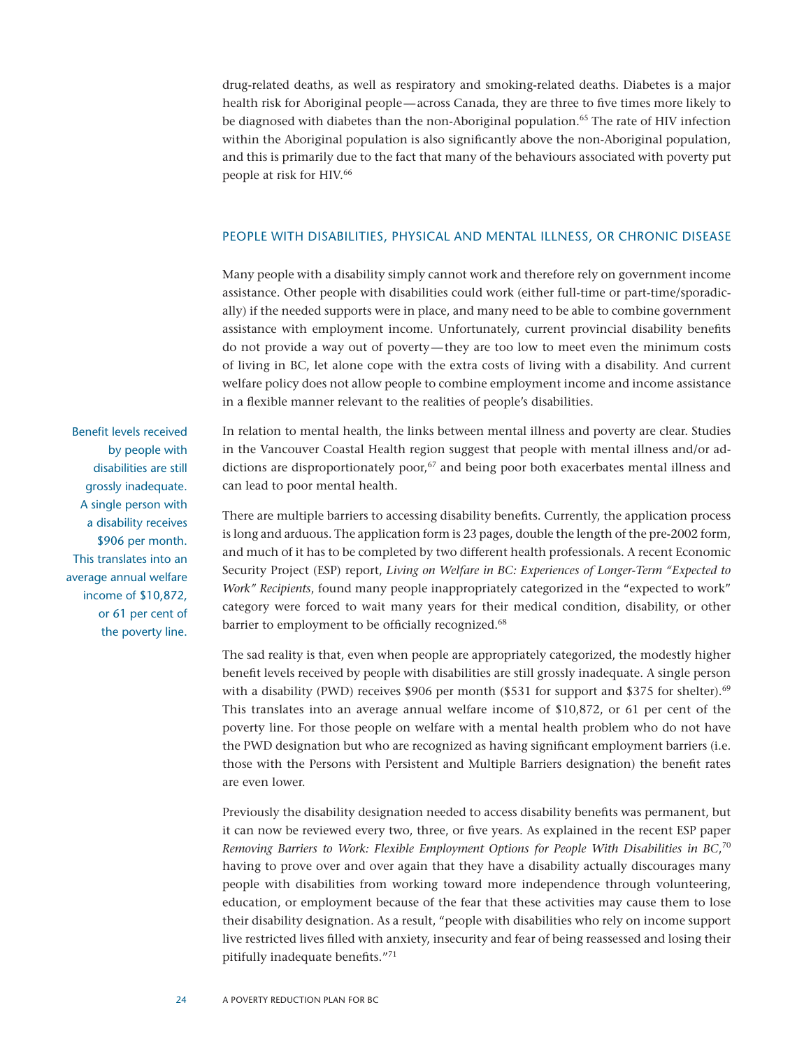drug-related deaths, as well as respiratory and smoking-related deaths. Diabetes is a major health risk for Aboriginal people—across Canada, they are three to five times more likely to be diagnosed with diabetes than the non-Aboriginal population.[65] The rate of HIV infection within the Aboriginal population is also significantly above the non-Aboriginal population, and this is primarily due to the fact that many of the behaviours associated with poverty put people at risk for HIV.[66]

## PEOPLE WITH DISABILITIES, PHYSICAL AND MENTAL ILLNESS, OR CHRONIC DISEASE

Many people with a disability simply cannot work and therefore rely on government income assistance. Other people with disabilities could work (either full-time or part-time/sporadically) if the needed supports were in place, and many need to be able to combine government assistance with employment income. Unfortunately, current provincial disability benefits do not provide a way out of poverty—they are too low to meet even the minimum costs of living in BC, let alone cope with the extra costs of living with a disability. And current welfare policy does not allow people to combine employment income and income assistance in a flexible manner relevant to the realities of people's disabilities.

> Benefit levels received by people with disabilities are still grossly inadequate. A single person with a disability receives $906 per month. This translates into an average annual welfare income of $10,872, or 61 per cent of the poverty line.

In relation to mental health, the links between mental illness and poverty are clear. Studies in the Vancouver Coastal Health region suggest that people with mental illness and/or addictions are disproportionately poor,[67] and being poor both exacerbates mental illness and can lead to poor mental health.

There are multiple barriers to accessing disability benefits. Currently, the application process is long and arduous. The application form is 23 pages, double the length of the pre-2002 form, and much of it has to be completed by two different health professionals. A recent Economic Security Project (ESP) report, *Living on Welfare in BC: Experiences of Longer-Term "Expected to Work" Recipients*, found many people inappropriately categorized in the "expected to work" category were forced to wait many years for their medical condition, disability, or other barrier to employment to be officially recognized.[68]

The sad reality is that, even when people are appropriately categorized, the modestly higher benefit levels received by people with disabilities are still grossly inadequate. A single person with a disability (PWD) receives $906 per month ($531 for support and $375 for shelter).[69] This translates into an average annual welfare income of $10,872, or 61 per cent of the poverty line. For those people on welfare with a mental health problem who do not have the PWD designation but who are recognized as having significant employment barriers (i.e. those with the Persons with Persistent and Multiple Barriers designation) the benefit rates are even lower.

Previously the disability designation needed to access disability benefits was permanent, but it can now be reviewed every two, three, or five years. As explained in the recent ESP paper *Removing Barriers to Work: Flexible Employment Options for People With Disabilities in BC*,[70] having to prove over and over again that they have a disability actually discourages many people with disabilities from working toward more independence through volunteering, education, or employment because of the fear that these activities may cause them to lose their disability designation. As a result, "people with disabilities who rely on income support live restricted lives filled with anxiety, insecurity and fear of being reassessed and losing their pitifully inadequate benefits."[71]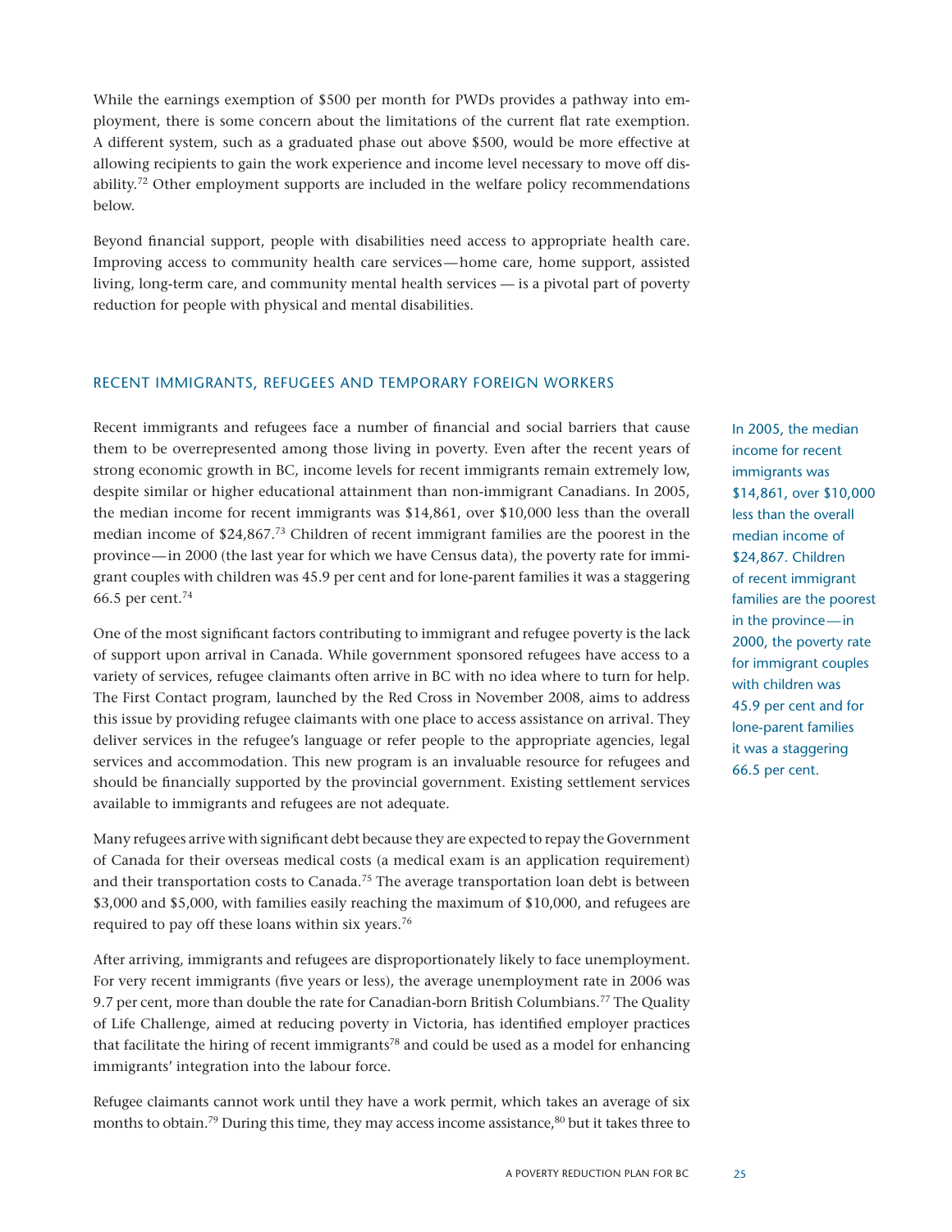While the earnings exemption of $500 per month for PWDs provides a pathway into employment, there is some concern about the limitations of the current flat rate exemption. A different system, such as a graduated phase out above $500, would be more effective at allowing recipients to gain the work experience and income level necessary to move off disability.[72] Other employment supports are included in the welfare policy recommendations below.

Beyond financial support, people with disabilities need access to appropriate health care. Improving access to community health care services—home care, home support, assisted living, long-term care, and community mental health services — is a pivotal part of poverty reduction for people with physical and mental disabilities.

## RECENT IMMIGRANTS, REFUGEES AND TEMPORARY FOREIGN WORKERS

Recent immigrants and refugees face a number of financial and social barriers that cause them to be overrepresented among those living in poverty. Even after the recent years of strong economic growth in BC, income levels for recent immigrants remain extremely low, despite similar or higher educational attainment than non-immigrant Canadians. In 2005, the median income for recent immigrants was $14,861, over $10,000 less than the overall median income of $24,867.[73] Children of recent immigrant families are the poorest in the province—in 2000 (the last year for which we have Census data), the poverty rate for immigrant couples with children was 45.9 per cent and for lone-parent families it was a staggering 66.5 per cent.[74]

> In 2005, the median income for recent immigrants was $14,861, over $10,000 less than the overall median income of $24,867. Children of recent immigrant families are the poorest in the province—in 2000, the poverty rate for immigrant couples with children was 45.9 per cent and for lone-parent families it was a staggering 66.5 per cent.

One of the most significant factors contributing to immigrant and refugee poverty is the lack of support upon arrival in Canada. While government sponsored refugees have access to a variety of services, refugee claimants often arrive in BC with no idea where to turn for help. The First Contact program, launched by the Red Cross in November 2008, aims to address this issue by providing refugee claimants with one place to access assistance on arrival. They deliver services in the refugee's language or refer people to the appropriate agencies, legal services and accommodation. This new program is an invaluable resource for refugees and should be financially supported by the provincial government. Existing settlement services available to immigrants and refugees are not adequate.

Many refugees arrive with significant debt because they are expected to repay the Government of Canada for their overseas medical costs (a medical exam is an application requirement) and their transportation costs to Canada.[75] The average transportation loan debt is between $3,000 and $5,000, with families easily reaching the maximum of $10,000, and refugees are required to pay off these loans within six years.[76]

After arriving, immigrants and refugees are disproportionately likely to face unemployment. For very recent immigrants (five years or less), the average unemployment rate in 2006 was 9.7 per cent, more than double the rate for Canadian-born British Columbians.[77] The Quality of Life Challenge, aimed at reducing poverty in Victoria, has identified employer practices that facilitate the hiring of recent immigrants[78] and could be used as a model for enhancing immigrants' integration into the labour force.

Refugee claimants cannot work until they have a work permit, which takes an average of six months to obtain.[79] During this time, they may access income assistance,[80] but it takes three to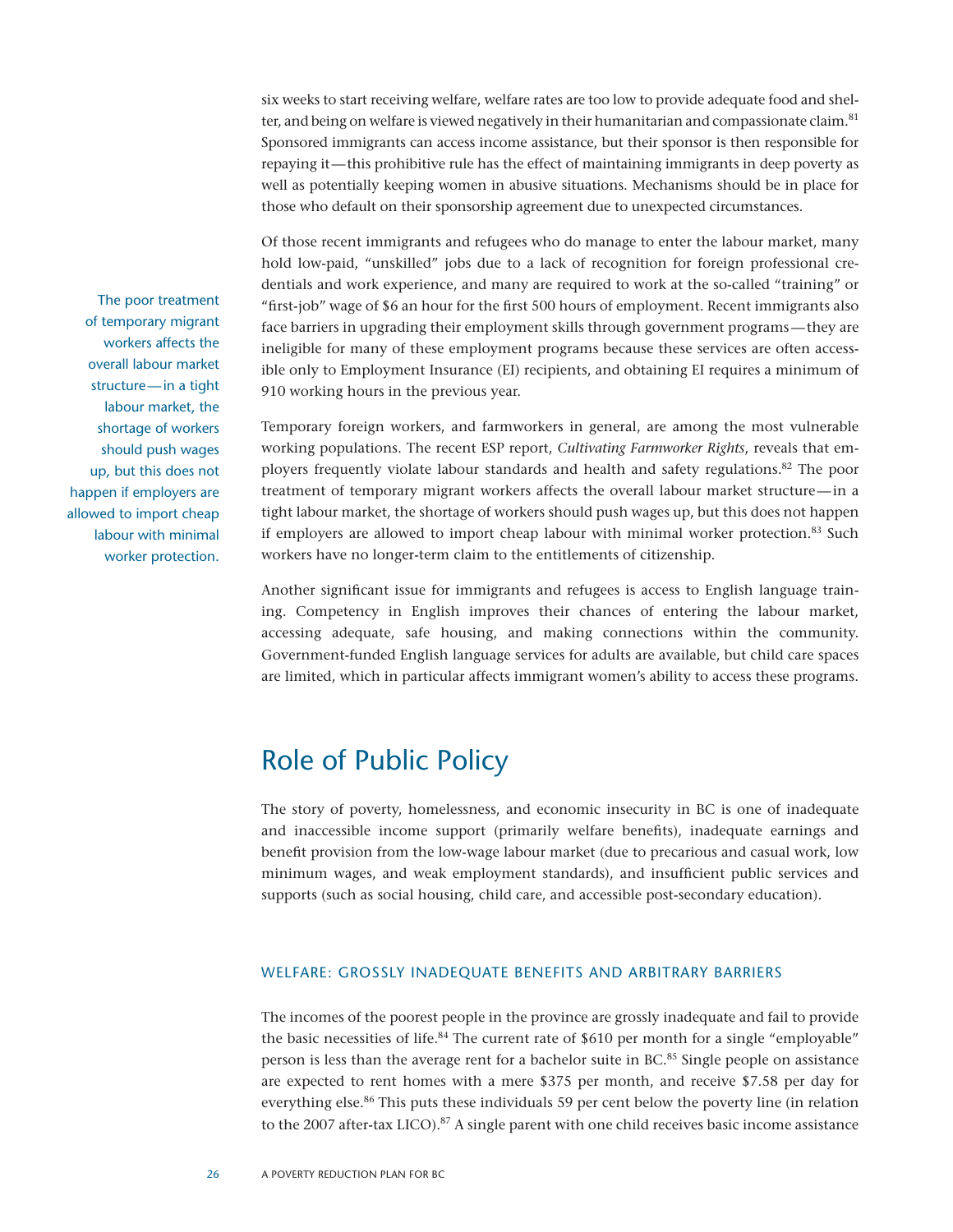six weeks to start receiving welfare, welfare rates are too low to provide adequate food and shelter, and being on welfare is viewed negatively in their humanitarian and compassionate claim.[81] Sponsored immigrants can access income assistance, but their sponsor is then responsible for repaying it—this prohibitive rule has the effect of maintaining immigrants in deep poverty as well as potentially keeping women in abusive situations. Mechanisms should be in place for those who default on their sponsorship agreement due to unexpected circumstances.

Of those recent immigrants and refugees who do manage to enter the labour market, many hold low-paid, "unskilled" jobs due to a lack of recognition for foreign professional credentials and work experience, and many are required to work at the so-called "training" or "first-job" wage of $6 an hour for the first 500 hours of employment. Recent immigrants also face barriers in upgrading their employment skills through government programs—they are ineligible for many of these employment programs because these services are often accessible only to Employment Insurance (EI) recipients, and obtaining EI requires a minimum of 910 working hours in the previous year.

> The poor treatment of temporary migrant workers affects the overall labour market structure—in a tight labour market, the shortage of workers should push wages up, but this does not happen if employers are allowed to import cheap labour with minimal worker protection.

Temporary foreign workers, and farmworkers in general, are among the most vulnerable working populations. The recent ESP report, *Cultivating Farmworker Rights*, reveals that employers frequently violate labour standards and health and safety regulations.[82] The poor treatment of temporary migrant workers affects the overall labour market structure—in a tight labour market, the shortage of workers should push wages up, but this does not happen if employers are allowed to import cheap labour with minimal worker protection.[83] Such workers have no longer-term claim to the entitlements of citizenship.

Another significant issue for immigrants and refugees is access to English language training. Competency in English improves their chances of entering the labour market, accessing adequate, safe housing, and making connections within the community. Government-funded English language services for adults are available, but child care spaces are limited, which in particular affects immigrant women's ability to access these programs.

## Role of Public Policy

The story of poverty, homelessness, and economic insecurity in BC is one of inadequate and inaccessible income support (primarily welfare benefits), inadequate earnings and benefit provision from the low-wage labour market (due to precarious and casual work, low minimum wages, and weak employment standards), and insufficient public services and supports (such as social housing, child care, and accessible post-secondary education).

### WELFARE: GROSSLY INADEQUATE BENEFITS AND ARBITRARY BARRIERS

The incomes of the poorest people in the province are grossly inadequate and fail to provide the basic necessities of life.[84] The current rate of $610 per month for a single "employable" person is less than the average rent for a bachelor suite in BC.[85] Single people on assistance are expected to rent homes with a mere $375 per month, and receive $7.58 per day for everything else.[86] This puts these individuals 59 per cent below the poverty line (in relation to the 2007 after-tax LICO).[87] A single parent with one child receives basic income assistance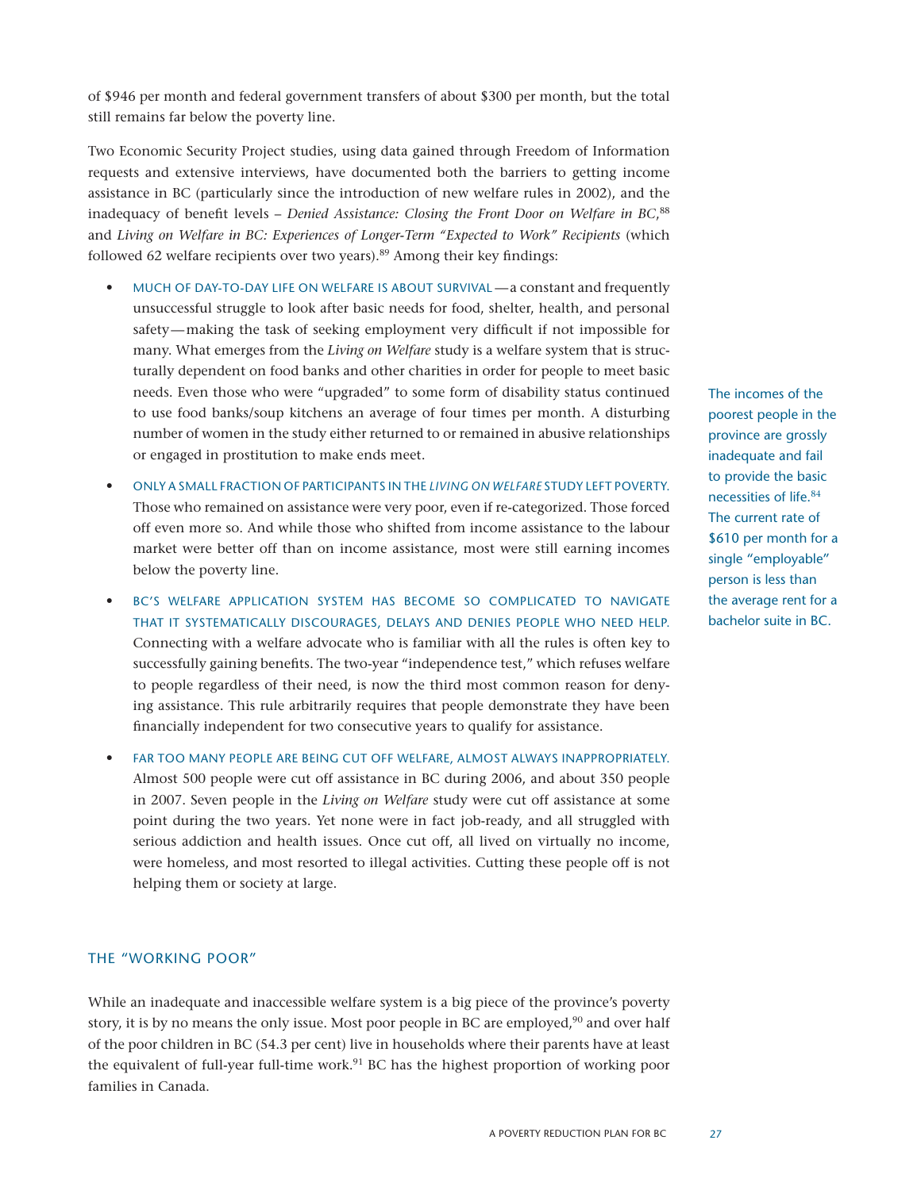of $946 per month and federal government transfers of about $300 per month, but the total still remains far below the poverty line.

Two Economic Security Project studies, using data gained through Freedom of Information requests and extensive interviews, have documented both the barriers to getting income assistance in BC (particularly since the introduction of new welfare rules in 2002), and the inadequacy of benefit levels – *Denied Assistance: Closing the Front Door on Welfare in BC*,[88] and *Living on Welfare in BC: Experiences of Longer-Term "Expected to Work" Recipients* (which followed 62 welfare recipients over two years).[89] Among their key findings:

- MUCH OF DAY-TO-DAY LIFE ON WELFARE IS ABOUT SURVIVAL—a constant and frequently unsuccessful struggle to look after basic needs for food, shelter, health, and personal safety—making the task of seeking employment very difficult if not impossible for many. What emerges from the *Living on Welfare* study is a welfare system that is structurally dependent on food banks and other charities in order for people to meet basic needs. Even those who were "upgraded" to some form of disability status continued to use food banks/soup kitchens an average of four times per month. A disturbing number of women in the study either returned to or remained in abusive relationships or engaged in prostitution to make ends meet.
- ONLY A SMALL FRACTION OF PARTICIPANTS IN THE *LIVING ON WELFARE* STUDY LEFT POVERTY. Those who remained on assistance were very poor, even if re-categorized. Those forced off even more so. And while those who shifted from income assistance to the labour market were better off than on income assistance, most were still earning incomes below the poverty line.
- BC'S WELFARE APPLICATION SYSTEM HAS BECOME SO COMPLICATED TO NAVIGATE THAT IT SYSTEMATICALLY DISCOURAGES, DELAYS AND DENIES PEOPLE WHO NEED HELP. Connecting with a welfare advocate who is familiar with all the rules is often key to successfully gaining benefits. The two-year "independence test," which refuses welfare to people regardless of their need, is now the third most common reason for denying assistance. This rule arbitrarily requires that people demonstrate they have been financially independent for two consecutive years to qualify for assistance.
- FAR TOO MANY PEOPLE ARE BEING CUT OFF WELFARE, ALMOST ALWAYS INAPPROPRIATELY. Almost 500 people were cut off assistance in BC during 2006, and about 350 people in 2007. Seven people in the *Living on Welfare* study were cut off assistance at some point during the two years. Yet none were in fact job-ready, and all struggled with serious addiction and health issues. Once cut off, all lived on virtually no income, were homeless, and most resorted to illegal activities. Cutting these people off is not helping them or society at large.

The incomes of the poorest people in the province are grossly inadequate and fail to provide the basic necessities of life.[84] The current rate of $610 per month for a single "employable" person is less than the average rent for a bachelor suite in BC.

## THE "WORKING POOR"

While an inadequate and inaccessible welfare system is a big piece of the province's poverty story, it is by no means the only issue. Most poor people in BC are employed,[90] and over half of the poor children in BC (54.3 per cent) live in households where their parents have at least the equivalent of full-year full-time work.[91] BC has the highest proportion of working poor families in Canada.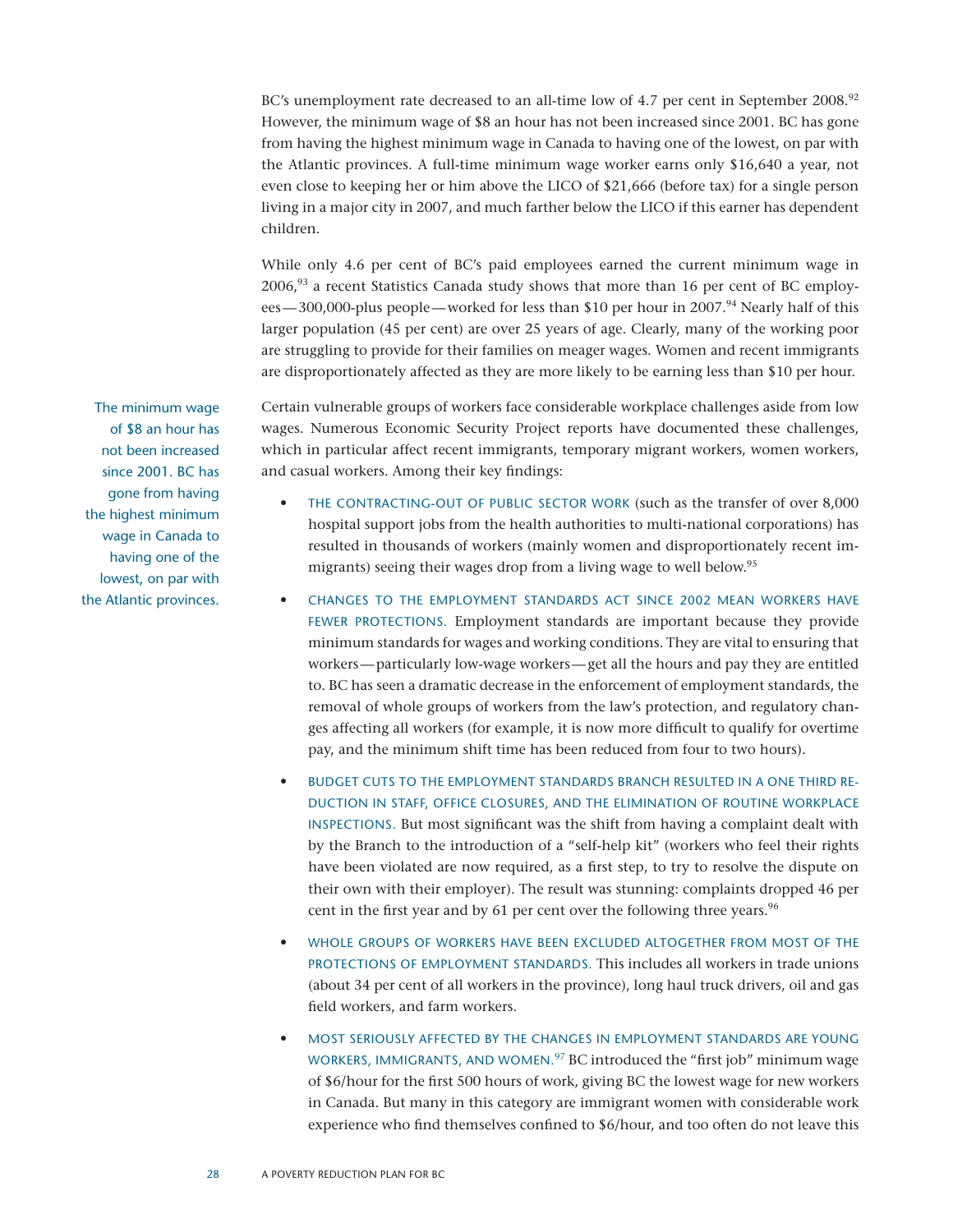BC's unemployment rate decreased to an all-time low of 4.7 per cent in September 2008.[92] However, the minimum wage of $8 an hour has not been increased since 2001. BC has gone from having the highest minimum wage in Canada to having one of the lowest, on par with the Atlantic provinces. A full-time minimum wage worker earns only $16,640 a year, not even close to keeping her or him above the LICO of $21,666 (before tax) for a single person living in a major city in 2007, and much farther below the LICO if this earner has dependent children.

While only 4.6 per cent of BC's paid employees earned the current minimum wage in 2006,[93] a recent Statistics Canada study shows that more than 16 per cent of BC employees—300,000-plus people—worked for less than $10 per hour in 2007.[94] Nearly half of this larger population (45 per cent) are over 25 years of age. Clearly, many of the working poor are struggling to provide for their families on meager wages. Women and recent immigrants are disproportionately affected as they are more likely to be earning less than $10 per hour.

> The minimum wage of $8 an hour has not been increased since 2001. BC has gone from having the highest minimum wage in Canada to having one of the lowest, on par with the Atlantic provinces.

Certain vulnerable groups of workers face considerable workplace challenges aside from low wages. Numerous Economic Security Project reports have documented these challenges, which in particular affect recent immigrants, temporary migrant workers, women workers, and casual workers. Among their key findings:

- THE CONTRACTING-OUT OF PUBLIC SECTOR WORK (such as the transfer of over 8,000 hospital support jobs from the health authorities to multi-national corporations) has resulted in thousands of workers (mainly women and disproportionately recent immigrants) seeing their wages drop from a living wage to well below.[95]
- CHANGES TO THE EMPLOYMENT STANDARDS ACT SINCE 2002 MEAN WORKERS HAVE FEWER PROTECTIONS. Employment standards are important because they provide minimum standards for wages and working conditions. They are vital to ensuring that workers—particularly low-wage workers—get all the hours and pay they are entitled to. BC has seen a dramatic decrease in the enforcement of employment standards, the removal of whole groups of workers from the law's protection, and regulatory changes affecting all workers (for example, it is now more difficult to qualify for overtime pay, and the minimum shift time has been reduced from four to two hours).
- BUDGET CUTS TO THE EMPLOYMENT STANDARDS BRANCH RESULTED IN A ONE THIRD REDUCTION IN STAFF, OFFICE CLOSURES, AND THE ELIMINATION OF ROUTINE WORKPLACE INSPECTIONS. But most significant was the shift from having a complaint dealt with by the Branch to the introduction of a "self-help kit" (workers who feel their rights have been violated are now required, as a first step, to try to resolve the dispute on their own with their employer). The result was stunning: complaints dropped 46 per cent in the first year and by 61 per cent over the following three years.[96]
- WHOLE GROUPS OF WORKERS HAVE BEEN EXCLUDED ALTOGETHER FROM MOST OF THE PROTECTIONS OF EMPLOYMENT STANDARDS. This includes all workers in trade unions (about 34 per cent of all workers in the province), long haul truck drivers, oil and gas field workers, and farm workers.
- MOST SERIOUSLY AFFECTED BY THE CHANGES IN EMPLOYMENT STANDARDS ARE YOUNG WORKERS, IMMIGRANTS, AND WOMEN.[97] BC introduced the "first job" minimum wage of $6/hour for the first 500 hours of work, giving BC the lowest wage for new workers in Canada. But many in this category are immigrant women with considerable work experience who find themselves confined to $6/hour, and too often do not leave this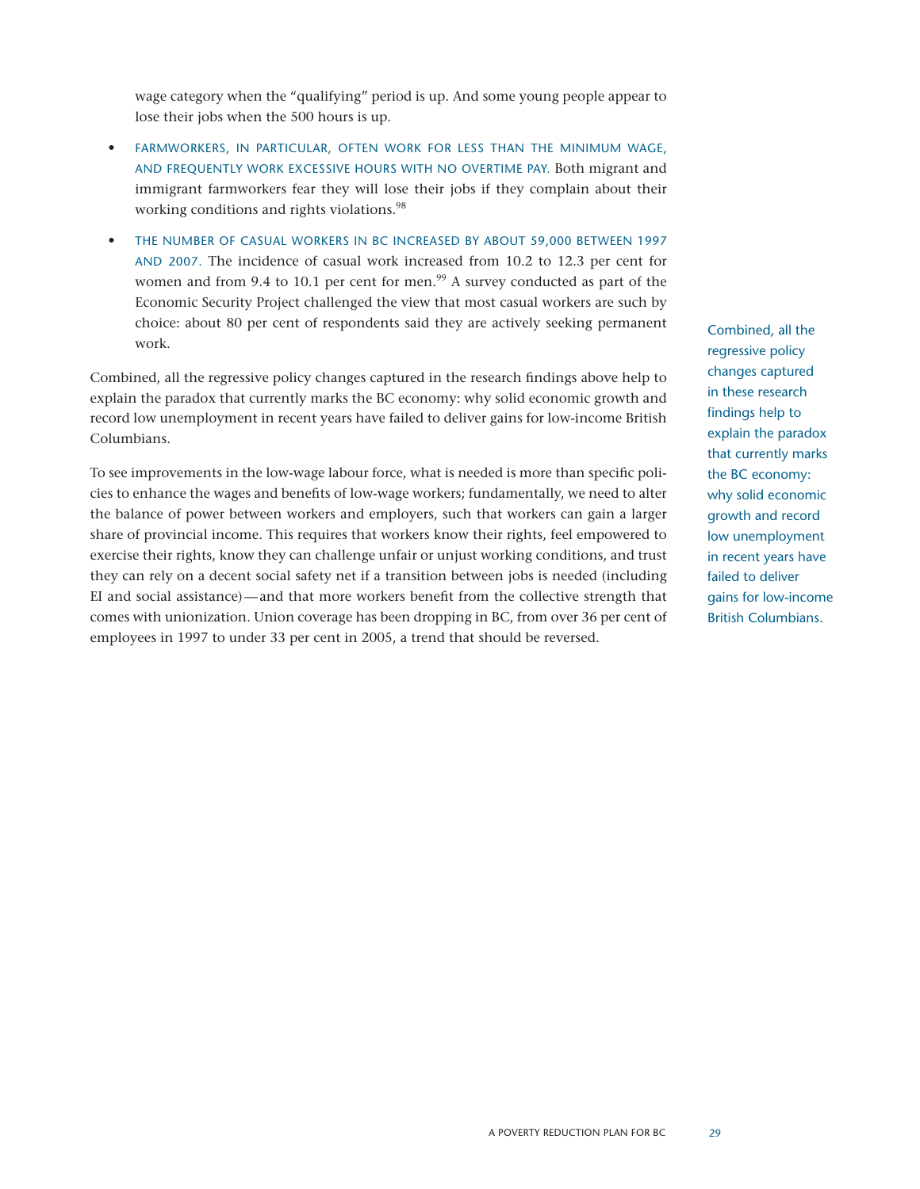wage category when the "qualifying" period is up. And some young people appear to lose their jobs when the 500 hours is up.

- FARMWORKERS, IN PARTICULAR, OFTEN WORK FOR LESS THAN THE MINIMUM WAGE, AND FREQUENTLY WORK EXCESSIVE HOURS WITH NO OVERTIME PAY. Both migrant and immigrant farmworkers fear they will lose their jobs if they complain about their working conditions and rights violations.[98]
- THE NUMBER OF CASUAL WORKERS IN BC INCREASED BY ABOUT 59,000 BETWEEN 1997 AND 2007. The incidence of casual work increased from 10.2 to 12.3 per cent for women and from 9.4 to 10.1 per cent for men.[99] A survey conducted as part of the Economic Security Project challenged the view that most casual workers are such by choice: about 80 per cent of respondents said they are actively seeking permanent work.

Combined, all the regressive policy changes captured in the research findings above help to explain the paradox that currently marks the BC economy: why solid economic growth and record low unemployment in recent years have failed to deliver gains for low-income British Columbians.

To see improvements in the low-wage labour force, what is needed is more than specific policies to enhance the wages and benefits of low-wage workers; fundamentally, we need to alter the balance of power between workers and employers, such that workers can gain a larger share of provincial income. This requires that workers know their rights, feel empowered to exercise their rights, know they can challenge unfair or unjust working conditions, and trust they can rely on a decent social safety net if a transition between jobs is needed (including EI and social assistance)—and that more workers benefit from the collective strength that comes with unionization. Union coverage has been dropping in BC, from over 36 per cent of employees in 1997 to under 33 per cent in 2005, a trend that should be reversed.

Combined, all the regressive policy changes captured in these research findings help to explain the paradox that currently marks the BC economy: why solid economic growth and record low unemployment in recent years have failed to deliver gains for low-income British Columbians.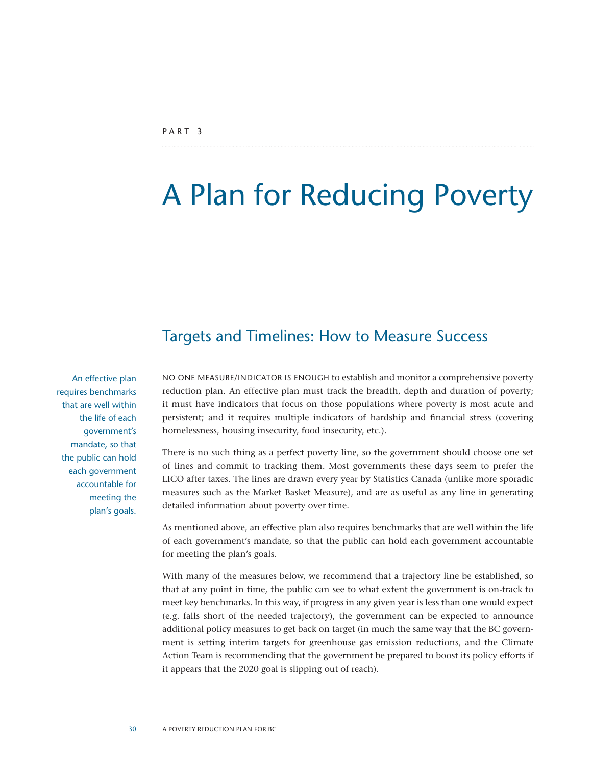PART 3

# A Plan for Reducing Poverty

## Targets and Timelines: How to Measure Success

An effective plan requires benchmarks that are well within the life of each government's mandate, so that the public can hold each government accountable for meeting the plan's goals.

NO ONE MEASURE/INDICATOR IS ENOUGH to establish and monitor a comprehensive poverty reduction plan. An effective plan must track the breadth, depth and duration of poverty; it must have indicators that focus on those populations where poverty is most acute and persistent; and it requires multiple indicators of hardship and financial stress (covering homelessness, housing insecurity, food insecurity, etc.).

There is no such thing as a perfect poverty line, so the government should choose one set of lines and commit to tracking them. Most governments these days seem to prefer the LICO after taxes. The lines are drawn every year by Statistics Canada (unlike more sporadic measures such as the Market Basket Measure), and are as useful as any line in generating detailed information about poverty over time.

As mentioned above, an effective plan also requires benchmarks that are well within the life of each government's mandate, so that the public can hold each government accountable for meeting the plan's goals.

With many of the measures below, we recommend that a trajectory line be established, so that at any point in time, the public can see to what extent the government is on-track to meet key benchmarks. In this way, if progress in any given year is less than one would expect (e.g. falls short of the needed trajectory), the government can be expected to announce additional policy measures to get back on target (in much the same way that the BC government is setting interim targets for greenhouse gas emission reductions, and the Climate Action Team is recommending that the government be prepared to boost its policy efforts if it appears that the 2020 goal is slipping out of reach).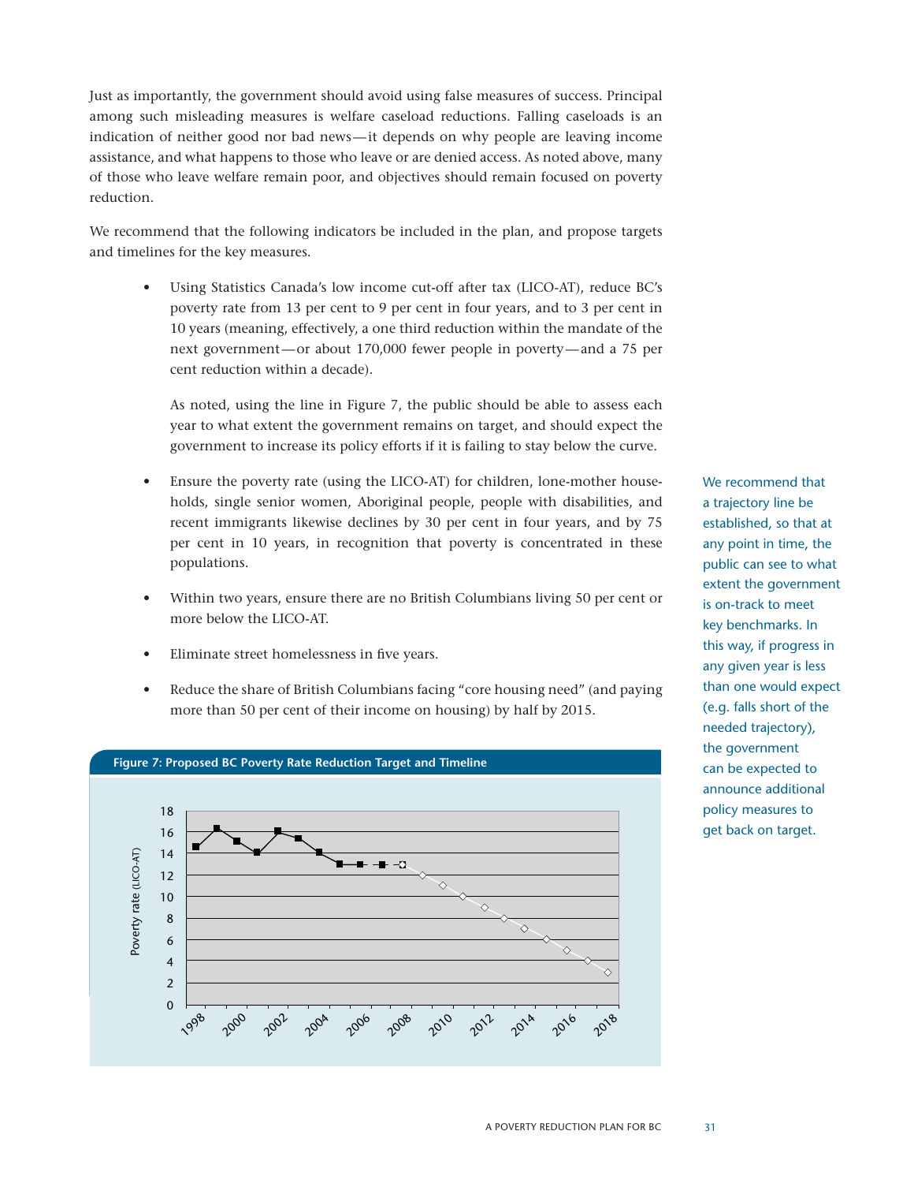Just as importantly, the government should avoid using false measures of success. Principal among such misleading measures is welfare caseload reductions. Falling caseloads is an indication of neither good nor bad news—it depends on why people are leaving income assistance, and what happens to those who leave or are denied access. As noted above, many of those who leave welfare remain poor, and objectives should remain focused on poverty reduction.

We recommend that the following indicators be included in the plan, and propose targets and timelines for the key measures.

- Using Statistics Canada's low income cut-off after tax (LICO-AT), reduce BC's poverty rate from 13 per cent to 9 per cent in four years, and to 3 per cent in 10 years (meaning, effectively, a one third reduction within the mandate of the next government—or about 170,000 fewer people in poverty—and a 75 per cent reduction within a decade).

  As noted, using the line in Figure 7, the public should be able to assess each year to what extent the government remains on target, and should expect the government to increase its policy efforts if it is failing to stay below the curve.

- Ensure the poverty rate (using the LICO-AT) for children, lone-mother households, single senior women, Aboriginal people, people with disabilities, and recent immigrants likewise declines by 30 per cent in four years, and by 75 per cent in 10 years, in recognition that poverty is concentrated in these populations.

- Within two years, ensure there are no British Columbians living 50 per cent or more below the LICO-AT.

- Eliminate street homelessness in five years.

- Reduce the share of British Columbians facing "core housing need" (and paying more than 50 per cent of their income on housing) by half by 2015.

We recommend that a trajectory line be established, so that at any point in time, the public can see to what extent the government is on-track to meet key benchmarks. In this way, if progress in any given year is less than one would expect (e.g. falls short of the needed trajectory), the government can be expected to announce additional policy measures to get back on target.

**Figure 7: Proposed BC Poverty Rate Reduction Target and Timeline**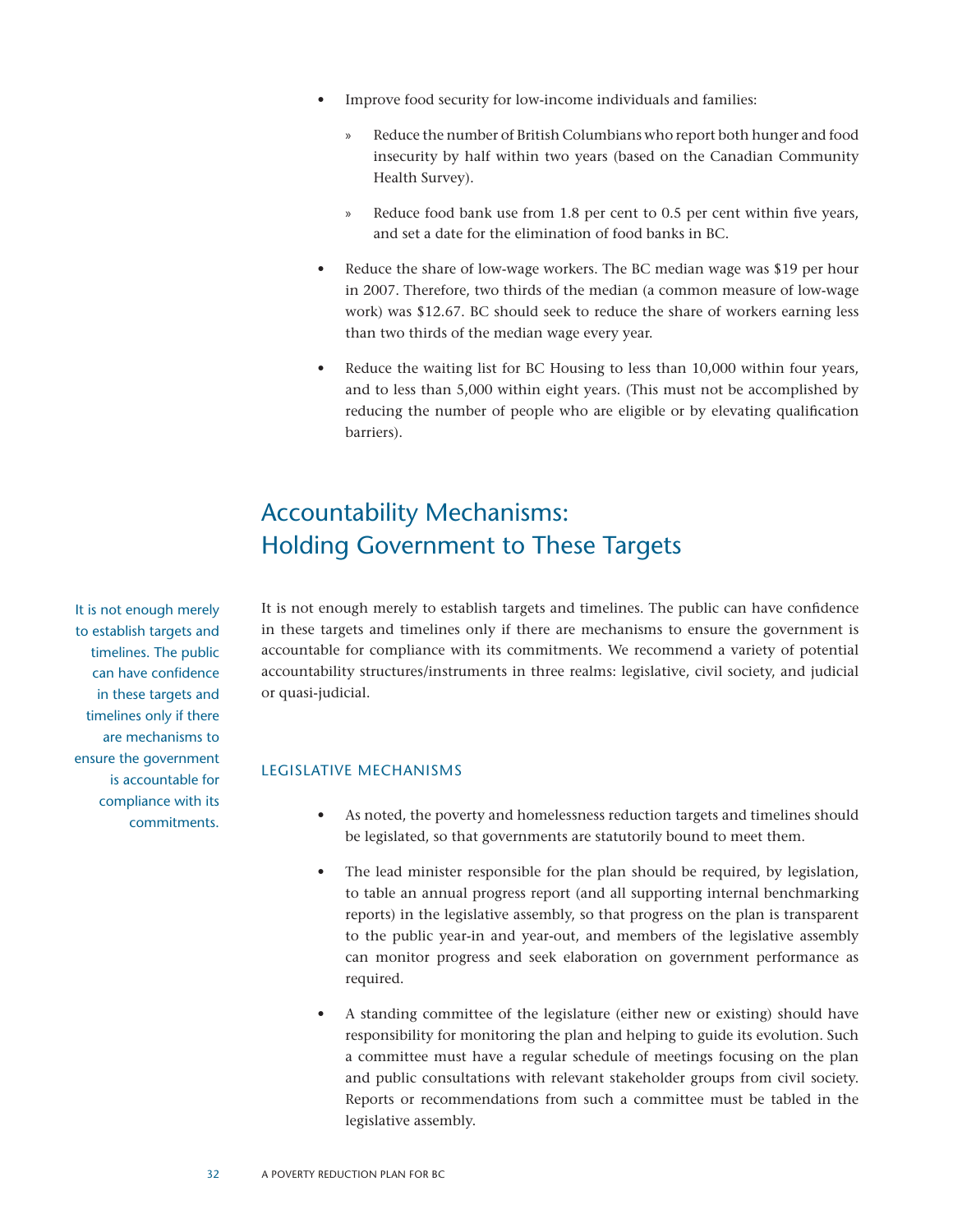- Improve food security for low-income individuals and families:
  - Reduce the number of British Columbians who report both hunger and food insecurity by half within two years (based on the Canadian Community Health Survey).
  - Reduce food bank use from 1.8 per cent to 0.5 per cent within five years, and set a date for the elimination of food banks in BC.
- Reduce the share of low-wage workers. The BC median wage was $19 per hour in 2007. Therefore, two thirds of the median (a common measure of low-wage work) was $12.67. BC should seek to reduce the share of workers earning less than two thirds of the median wage every year.
- Reduce the waiting list for BC Housing to less than 10,000 within four years, and to less than 5,000 within eight years. (This must not be accomplished by reducing the number of people who are eligible or by elevating qualification barriers).

## Accountability Mechanisms: Holding Government to These Targets

It is not enough merely to establish targets and timelines. The public can have confidence in these targets and timelines only if there are mechanisms to ensure the government is accountable for compliance with its commitments. We recommend a variety of potential accountability structures/instruments in three realms: legislative, civil society, and judicial or quasi-judicial.

> It is not enough merely to establish targets and timelines. The public can have confidence in these targets and timelines only if there are mechanisms to ensure the government is accountable for compliance with its commitments.

### LEGISLATIVE MECHANISMS

- As noted, the poverty and homelessness reduction targets and timelines should be legislated, so that governments are statutorily bound to meet them.
- The lead minister responsible for the plan should be required, by legislation, to table an annual progress report (and all supporting internal benchmarking reports) in the legislative assembly, so that progress on the plan is transparent to the public year-in and year-out, and members of the legislative assembly can monitor progress and seek elaboration on government performance as required.
- A standing committee of the legislature (either new or existing) should have responsibility for monitoring the plan and helping to guide its evolution. Such a committee must have a regular schedule of meetings focusing on the plan and public consultations with relevant stakeholder groups from civil society. Reports or recommendations from such a committee must be tabled in the legislative assembly.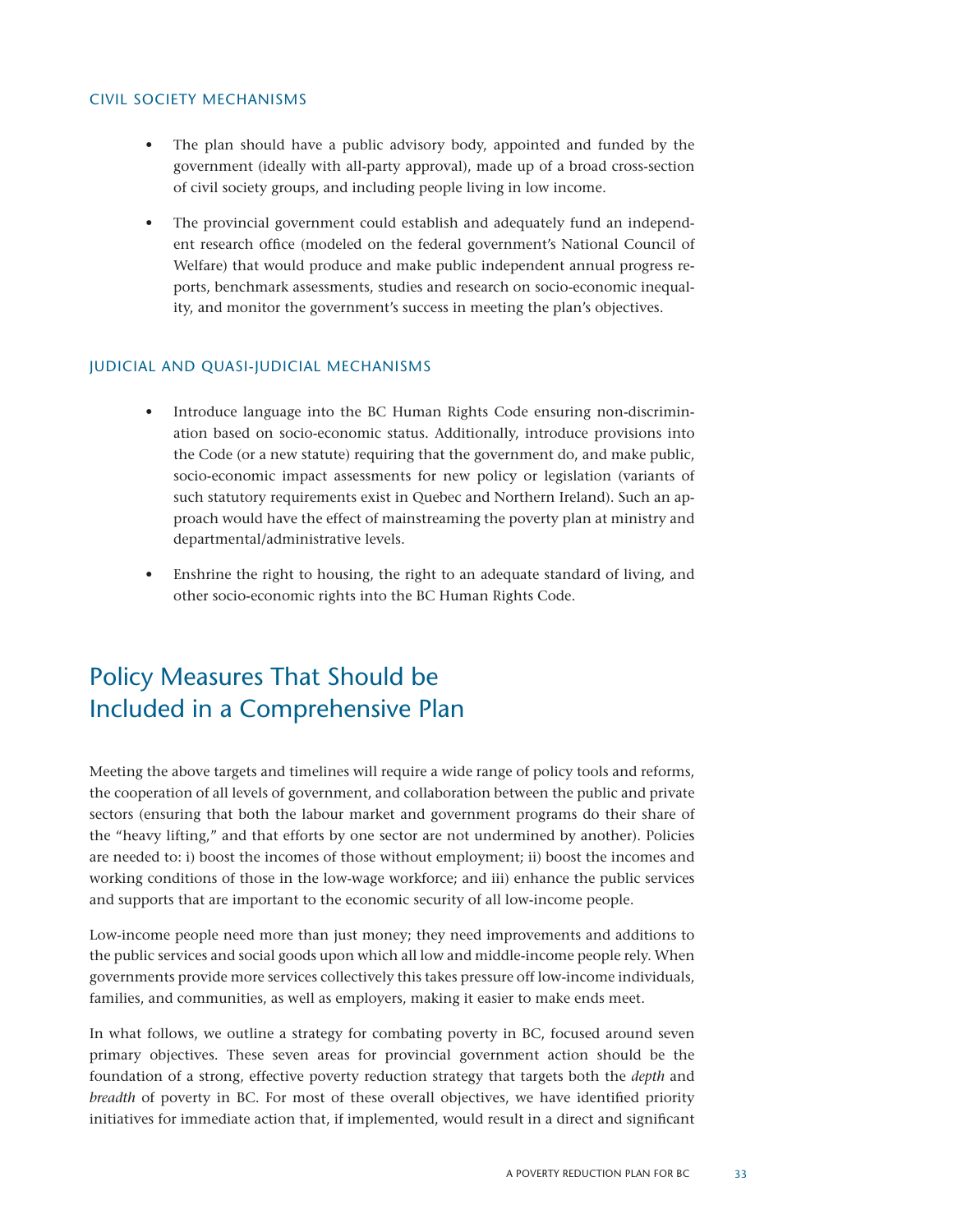### CIVIL SOCIETY MECHANISMS

- The plan should have a public advisory body, appointed and funded by the government (ideally with all-party approval), made up of a broad cross-section of civil society groups, and including people living in low income.
- The provincial government could establish and adequately fund an independent research office (modeled on the federal government's National Council of Welfare) that would produce and make public independent annual progress reports, benchmark assessments, studies and research on socio-economic inequality, and monitor the government's success in meeting the plan's objectives.

### JUDICIAL AND QUASI-JUDICIAL MECHANISMS

- Introduce language into the BC Human Rights Code ensuring non-discrimination based on socio-economic status. Additionally, introduce provisions into the Code (or a new statute) requiring that the government do, and make public, socio-economic impact assessments for new policy or legislation (variants of such statutory requirements exist in Quebec and Northern Ireland). Such an approach would have the effect of mainstreaming the poverty plan at ministry and departmental/administrative levels.
- Enshrine the right to housing, the right to an adequate standard of living, and other socio-economic rights into the BC Human Rights Code.

## Policy Measures That Should be Included in a Comprehensive Plan

Meeting the above targets and timelines will require a wide range of policy tools and reforms, the cooperation of all levels of government, and collaboration between the public and private sectors (ensuring that both the labour market and government programs do their share of the "heavy lifting," and that efforts by one sector are not undermined by another). Policies are needed to: i) boost the incomes of those without employment; ii) boost the incomes and working conditions of those in the low-wage workforce; and iii) enhance the public services and supports that are important to the economic security of all low-income people.

Low-income people need more than just money; they need improvements and additions to the public services and social goods upon which all low and middle-income people rely. When governments provide more services collectively this takes pressure off low-income individuals, families, and communities, as well as employers, making it easier to make ends meet.

In what follows, we outline a strategy for combating poverty in BC, focused around seven primary objectives. These seven areas for provincial government action should be the foundation of a strong, effective poverty reduction strategy that targets both the *depth* and *breadth* of poverty in BC. For most of these overall objectives, we have identified priority initiatives for immediate action that, if implemented, would result in a direct and significant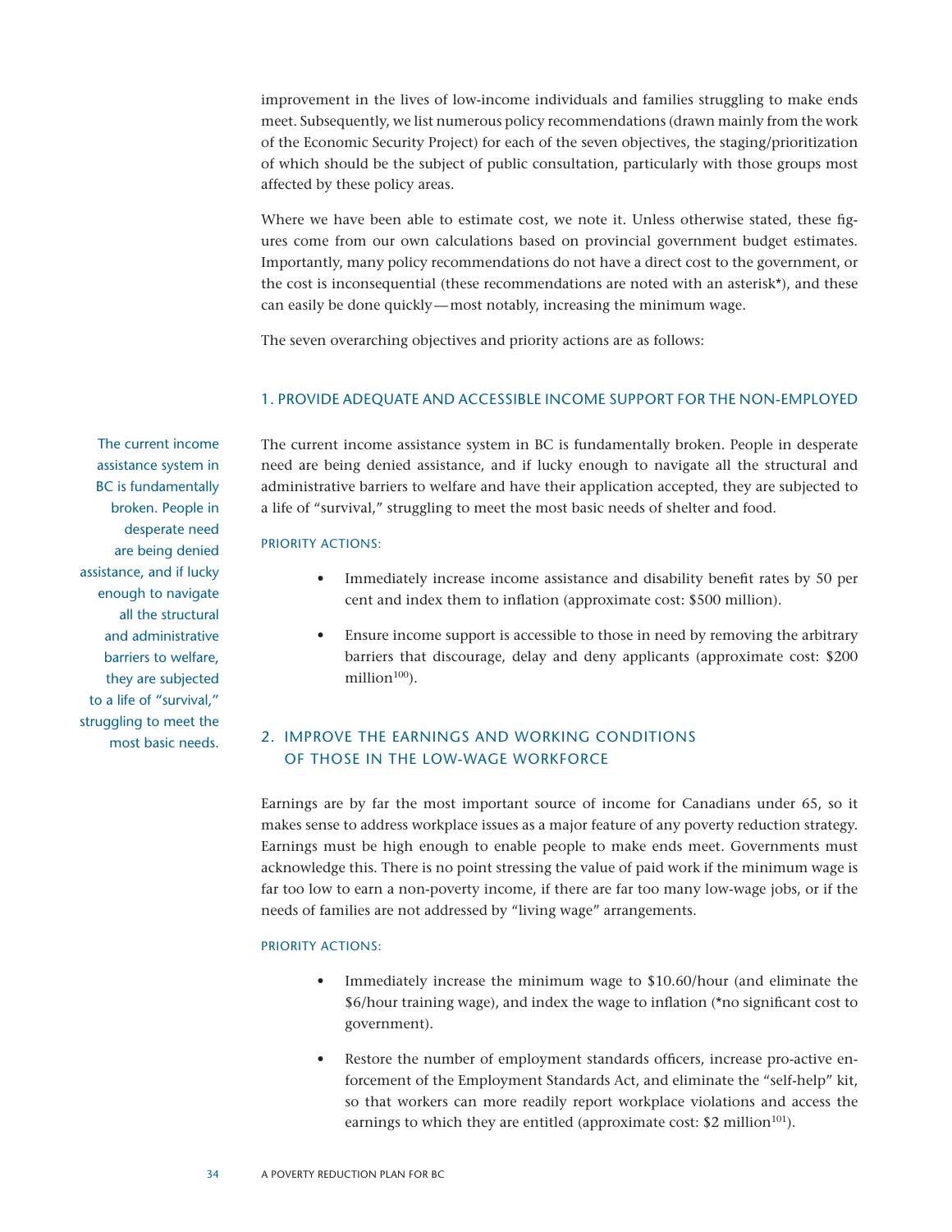improvement in the lives of low-income individuals and families struggling to make ends meet. Subsequently, we list numerous policy recommendations (drawn mainly from the work of the Economic Security Project) for each of the seven objectives, the staging/prioritization of which should be the subject of public consultation, particularly with those groups most affected by these policy areas.

Where we have been able to estimate cost, we note it. Unless otherwise stated, these figures come from our own calculations based on provincial government budget estimates. Importantly, many policy recommendations do not have a direct cost to the government, or the cost is inconsequential (these recommendations are noted with an asterisk*), and these can easily be done quickly—most notably, increasing the minimum wage.

The seven overarching objectives and priority actions are as follows:

### 1. PROVIDE ADEQUATE AND ACCESSIBLE INCOME SUPPORT FOR THE NON-EMPLOYED

The current income assistance system in BC is fundamentally broken. People in desperate need are being denied assistance, and if lucky enough to navigate all the structural and administrative barriers to welfare and have their application accepted, they are subjected to a life of "survival," struggling to meet the most basic needs of shelter and food.

> The current income assistance system in BC is fundamentally broken. People in desperate need are being denied assistance, and if lucky enough to navigate all the structural and administrative barriers to welfare, they are subjected to a life of "survival," struggling to meet the most basic needs.

#### PRIORITY ACTIONS:

- Immediately increase income assistance and disability benefit rates by 50 per cent and index them to inflation (approximate cost: $500 million).
- Ensure income support is accessible to those in need by removing the arbitrary barriers that discourage, delay and deny applicants (approximate cost: $200 million[100]).

### 2. IMPROVE THE EARNINGS AND WORKING CONDITIONS OF THOSE IN THE LOW-WAGE WORKFORCE

Earnings are by far the most important source of income for Canadians under 65, so it makes sense to address workplace issues as a major feature of any poverty reduction strategy. Earnings must be high enough to enable people to make ends meet. Governments must acknowledge this. There is no point stressing the value of paid work if the minimum wage is far too low to earn a non-poverty income, if there are far too many low-wage jobs, or if the needs of families are not addressed by "living wage" arrangements.

#### PRIORITY ACTIONS:

- Immediately increase the minimum wage to $10.60/hour (and eliminate the $6/hour training wage), and index the wage to inflation (*no significant cost to government).
- Restore the number of employment standards officers, increase pro-active enforcement of the Employment Standards Act, and eliminate the "self-help" kit, so that workers can more readily report workplace violations and access the earnings to which they are entitled (approximate cost: $2 million[101]).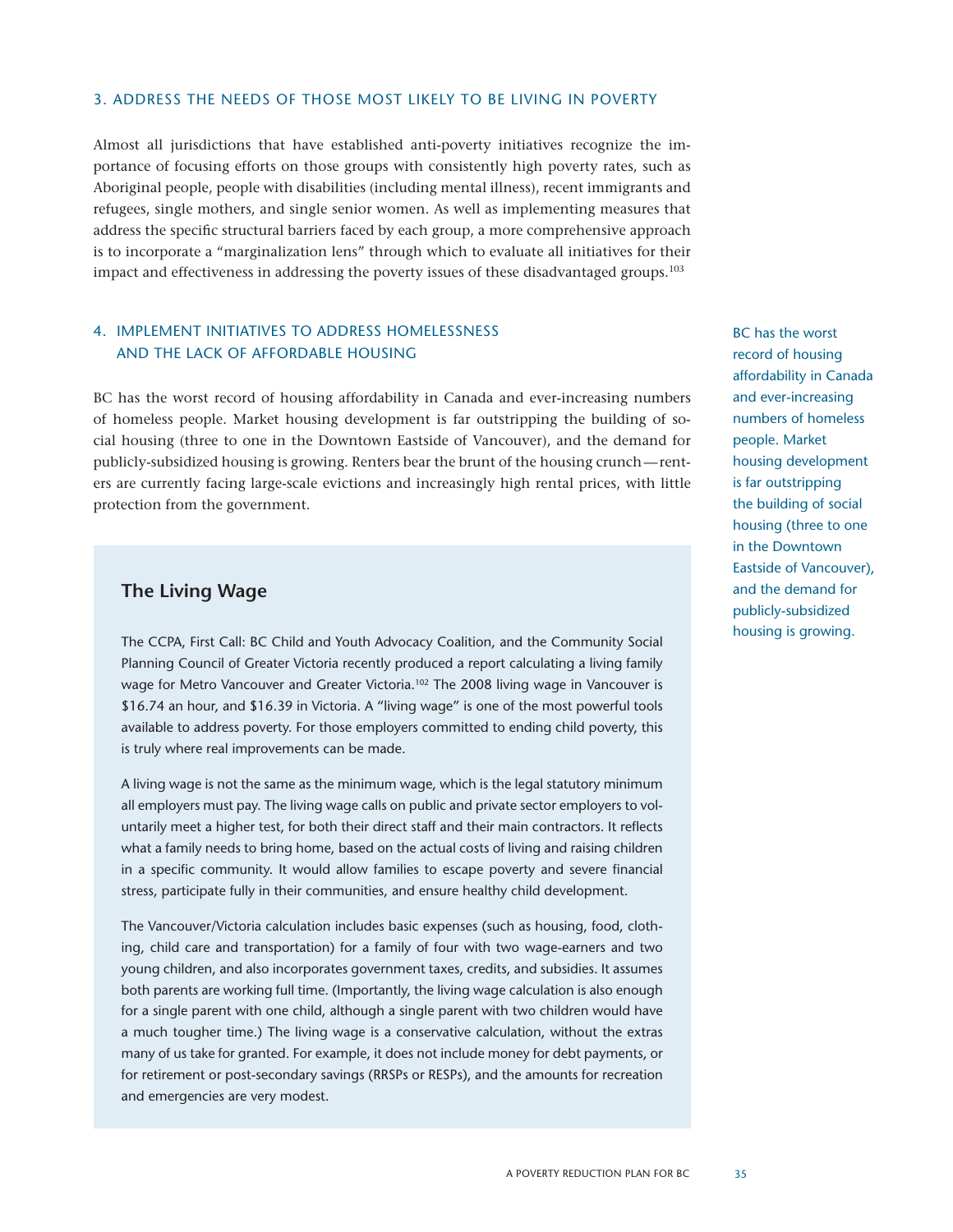### 3. ADDRESS THE NEEDS OF THOSE MOST LIKELY TO BE LIVING IN POVERTY

Almost all jurisdictions that have established anti-poverty initiatives recognize the importance of focusing efforts on those groups with consistently high poverty rates, such as Aboriginal people, people with disabilities (including mental illness), recent immigrants and refugees, single mothers, and single senior women. As well as implementing measures that address the specific structural barriers faced by each group, a more comprehensive approach is to incorporate a "marginalization lens" through which to evaluate all initiatives for their impact and effectiveness in addressing the poverty issues of these disadvantaged groups.[103]

### 4. IMPLEMENT INITIATIVES TO ADDRESS HOMELESSNESS AND THE LACK OF AFFORDABLE HOUSING

BC has the worst record of housing affordability in Canada and ever-increasing numbers of homeless people. Market housing development is far outstripping the building of social housing (three to one in the Downtown Eastside of Vancouver), and the demand for publicly-subsidized housing is growing. Renters bear the brunt of the housing crunch—renters are currently facing large-scale evictions and increasingly high rental prices, with little protection from the government.

BC has the worst record of housing affordability in Canada and ever-increasing numbers of homeless people. Market housing development is far outstripping the building of social housing (three to one in the Downtown Eastside of Vancouver), and the demand for publicly-subsidized housing is growing.

## The Living Wage

The CCPA, First Call: BC Child and Youth Advocacy Coalition, and the Community Social Planning Council of Greater Victoria recently produced a report calculating a living family wage for Metro Vancouver and Greater Victoria.[102] The 2008 living wage in Vancouver is $16.74 an hour, and $16.39 in Victoria. A "living wage" is one of the most powerful tools available to address poverty. For those employers committed to ending child poverty, this is truly where real improvements can be made.

A living wage is not the same as the minimum wage, which is the legal statutory minimum all employers must pay. The living wage calls on public and private sector employers to voluntarily meet a higher test, for both their direct staff and their main contractors. It reflects what a family needs to bring home, based on the actual costs of living and raising children in a specific community. It would allow families to escape poverty and severe financial stress, participate fully in their communities, and ensure healthy child development.

The Vancouver/Victoria calculation includes basic expenses (such as housing, food, clothing, child care and transportation) for a family of four with two wage-earners and two young children, and also incorporates government taxes, credits, and subsidies. It assumes both parents are working full time. (Importantly, the living wage calculation is also enough for a single parent with one child, although a single parent with two children would have a much tougher time.) The living wage is a conservative calculation, without the extras many of us take for granted. For example, it does not include money for debt payments, or for retirement or post-secondary savings (RRSPs or RESPs), and the amounts for recreation and emergencies are very modest.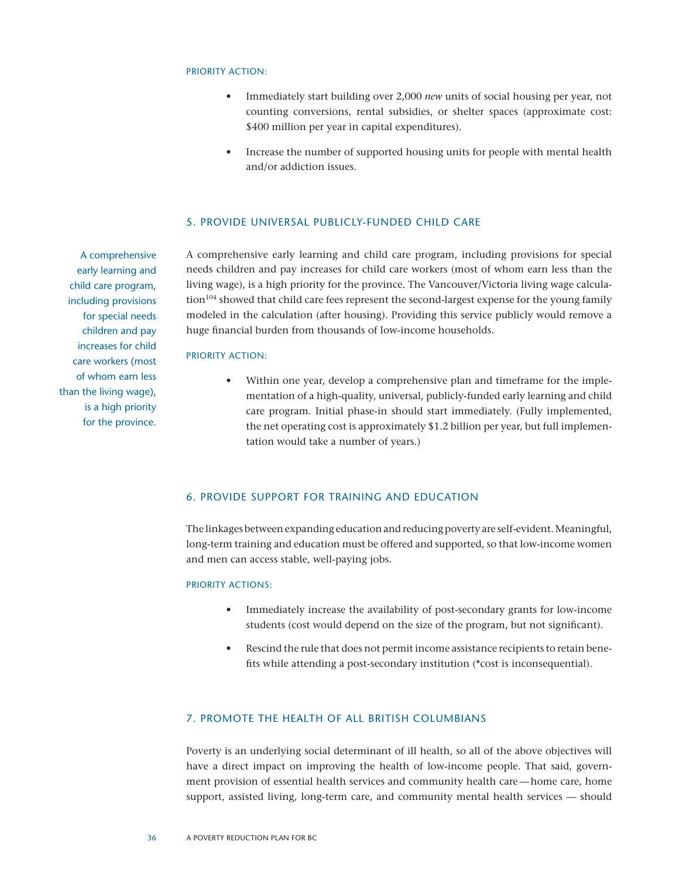PRIORITY ACTION:

- Immediately start building over 2,000 *new* units of social housing per year, not counting conversions, rental subsidies, or shelter spaces (approximate cost: $400 million per year in capital expenditures).
- Increase the number of supported housing units for people with mental health and/or addiction issues.

## 5. PROVIDE UNIVERSAL PUBLICLY-FUNDED CHILD CARE

> A comprehensive early learning and child care program, including provisions for special needs children and pay increases for child care workers (most of whom earn less than the living wage), is a high priority for the province.

A comprehensive early learning and child care program, including provisions for special needs children and pay increases for child care workers (most of whom earn less than the living wage), is a high priority for the province. The Vancouver/Victoria living wage calculation[104] showed that child care fees represent the second-largest expense for the young family modeled in the calculation (after housing). Providing this service publicly would remove a huge financial burden from thousands of low-income households.

PRIORITY ACTION:

- Within one year, develop a comprehensive plan and timeframe for the implementation of a high-quality, universal, publicly-funded early learning and child care program. Initial phase-in should start immediately. (Fully implemented, the net operating cost is approximately $1.2 billion per year, but full implementation would take a number of years.)

## 6. PROVIDE SUPPORT FOR TRAINING AND EDUCATION

The linkages between expanding education and reducing poverty are self-evident. Meaningful, long-term training and education must be offered and supported, so that low-income women and men can access stable, well-paying jobs.

PRIORITY ACTIONS:

- Immediately increase the availability of post-secondary grants for low-income students (cost would depend on the size of the program, but not significant).
- Rescind the rule that does not permit income assistance recipients to retain benefits while attending a post-secondary institution (*cost is inconsequential).

## 7. PROMOTE THE HEALTH OF ALL BRITISH COLUMBIANS

Poverty is an underlying social determinant of ill health, so all of the above objectives will have a direct impact on improving the health of low-income people. That said, government provision of essential health services and community health care—home care, home support, assisted living, long-term care, and community mental health services — should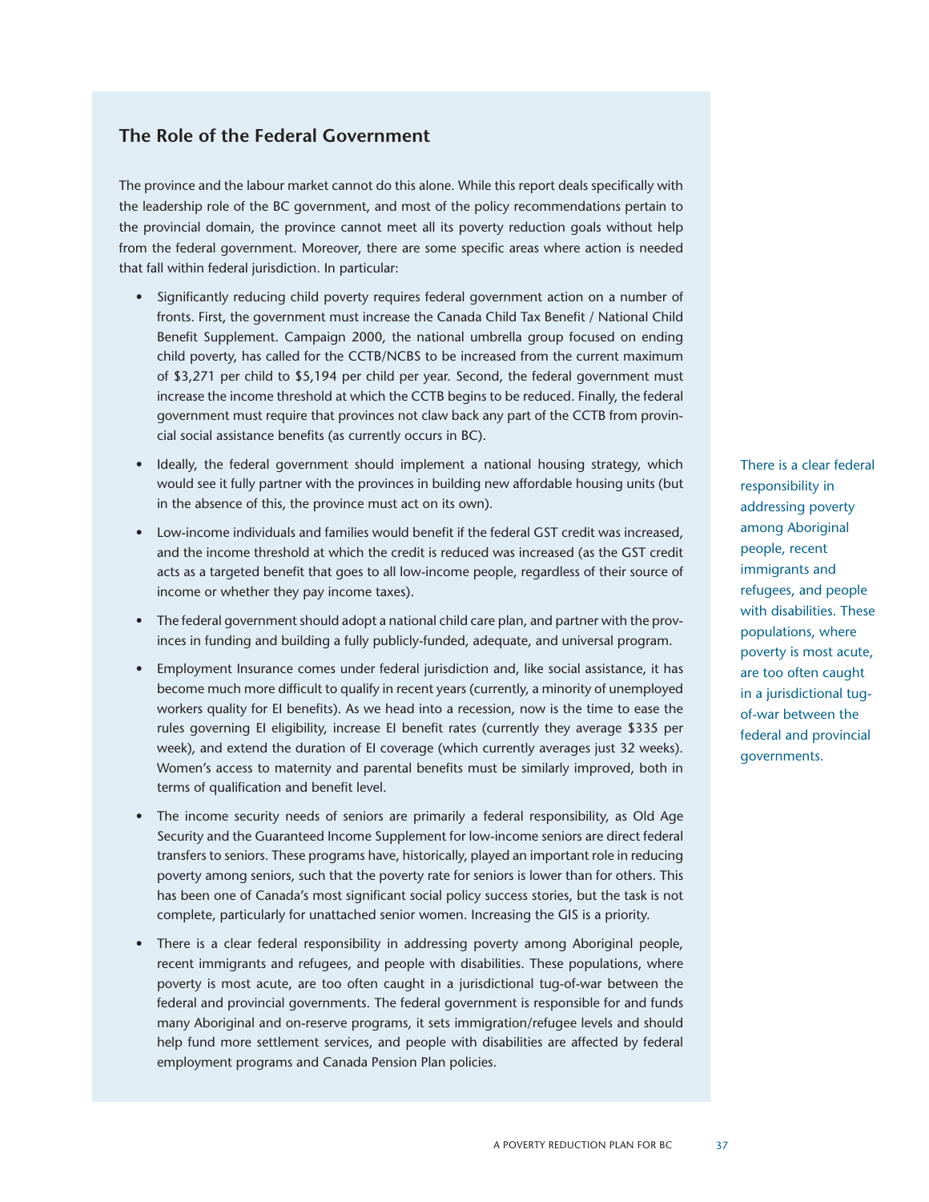## The Role of the Federal Government

The province and the labour market cannot do this alone. While this report deals specifically with the leadership role of the BC government, and most of the policy recommendations pertain to the provincial domain, the province cannot meet all its poverty reduction goals without help from the federal government. Moreover, there are some specific areas where action is needed that fall within federal jurisdiction. In particular:

- Significantly reducing child poverty requires federal government action on a number of fronts. First, the government must increase the Canada Child Tax Benefit / National Child Benefit Supplement. Campaign 2000, the national umbrella group focused on ending child poverty, has called for the CCTB/NCBS to be increased from the current maximum of $3,271 per child to $5,194 per child per year. Second, the federal government must increase the income threshold at which the CCTB begins to be reduced. Finally, the federal government must require that provinces not claw back any part of the CCTB from provincial social assistance benefits (as currently occurs in BC).
- Ideally, the federal government should implement a national housing strategy, which would see it fully partner with the provinces in building new affordable housing units (but in the absence of this, the province must act on its own).
- Low-income individuals and families would benefit if the federal GST credit was increased, and the income threshold at which the credit is reduced was increased (as the GST credit acts as a targeted benefit that goes to all low-income people, regardless of their source of income or whether they pay income taxes).
- The federal government should adopt a national child care plan, and partner with the provinces in funding and building a fully publicly-funded, adequate, and universal program.
- Employment Insurance comes under federal jurisdiction and, like social assistance, it has become much more difficult to qualify in recent years (currently, a minority of unemployed workers quality for EI benefits). As we head into a recession, now is the time to ease the rules governing EI eligibility, increase EI benefit rates (currently they average $335 per week), and extend the duration of EI coverage (which currently averages just 32 weeks). Women's access to maternity and parental benefits must be similarly improved, both in terms of qualification and benefit level.
- The income security needs of seniors are primarily a federal responsibility, as Old Age Security and the Guaranteed Income Supplement for low-income seniors are direct federal transfers to seniors. These programs have, historically, played an important role in reducing poverty among seniors, such that the poverty rate for seniors is lower than for others. This has been one of Canada's most significant social policy success stories, but the task is not complete, particularly for unattached senior women. Increasing the GIS is a priority.
- There is a clear federal responsibility in addressing poverty among Aboriginal people, recent immigrants and refugees, and people with disabilities. These populations, where poverty is most acute, are too often caught in a jurisdictional tug-of-war between the federal and provincial governments. The federal government is responsible for and funds many Aboriginal and on-reserve programs, it sets immigration/refugee levels and should help fund more settlement services, and people with disabilities are affected by federal employment programs and Canada Pension Plan policies.

*There is a clear federal responsibility in addressing poverty among Aboriginal people, recent immigrants and refugees, and people with disabilities. These populations, where poverty is most acute, are too often caught in a jurisdictional tug-of-war between the federal and provincial governments.*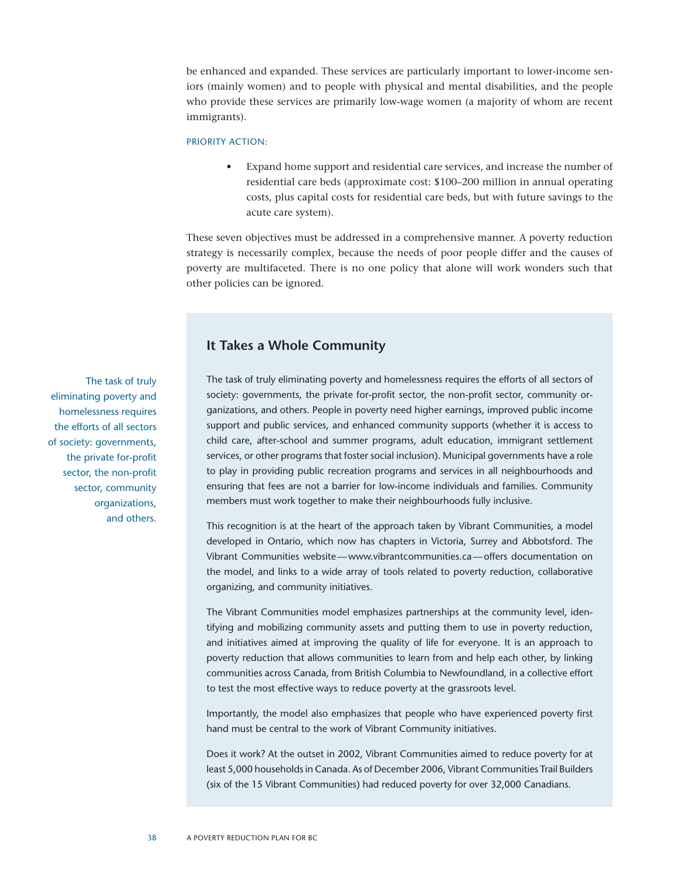be enhanced and expanded. These services are particularly important to lower-income seniors (mainly women) and to people with physical and mental disabilities, and the people who provide these services are primarily low-wage women (a majority of whom are recent immigrants).

PRIORITY ACTION:

- Expand home support and residential care services, and increase the number of residential care beds (approximate cost: $100–200 million in annual operating costs, plus capital costs for residential care beds, but with future savings to the acute care system).

These seven objectives must be addressed in a comprehensive manner. A poverty reduction strategy is necessarily complex, because the needs of poor people differ and the causes of poverty are multifaceted. There is no one policy that alone will work wonders such that other policies can be ignored.

## It Takes a Whole Community

The task of truly eliminating poverty and homelessness requires the efforts of all sectors of society: governments, the private for-profit sector, the non-profit sector, community organizations, and others.

The task of truly eliminating poverty and homelessness requires the efforts of all sectors of society: governments, the private for-profit sector, the non-profit sector, community organizations, and others. People in poverty need higher earnings, improved public income support and public services, and enhanced community supports (whether it is access to child care, after-school and summer programs, adult education, immigrant settlement services, or other programs that foster social inclusion). Municipal governments have a role to play in providing public recreation programs and services in all neighbourhoods and ensuring that fees are not a barrier for low-income individuals and families. Community members must work together to make their neighbourhoods fully inclusive.

This recognition is at the heart of the approach taken by Vibrant Communities, a model developed in Ontario, which now has chapters in Victoria, Surrey and Abbotsford. The Vibrant Communities website—www.vibrantcommunities.ca—offers documentation on the model, and links to a wide array of tools related to poverty reduction, collaborative organizing, and community initiatives.

The Vibrant Communities model emphasizes partnerships at the community level, identifying and mobilizing community assets and putting them to use in poverty reduction, and initiatives aimed at improving the quality of life for everyone. It is an approach to poverty reduction that allows communities to learn from and help each other, by linking communities across Canada, from British Columbia to Newfoundland, in a collective effort to test the most effective ways to reduce poverty at the grassroots level.

Importantly, the model also emphasizes that people who have experienced poverty first hand must be central to the work of Vibrant Community initiatives.

Does it work? At the outset in 2002, Vibrant Communities aimed to reduce poverty for at least 5,000 households in Canada. As of December 2006, Vibrant Communities Trail Builders (six of the 15 Vibrant Communities) had reduced poverty for over 32,000 Canadians.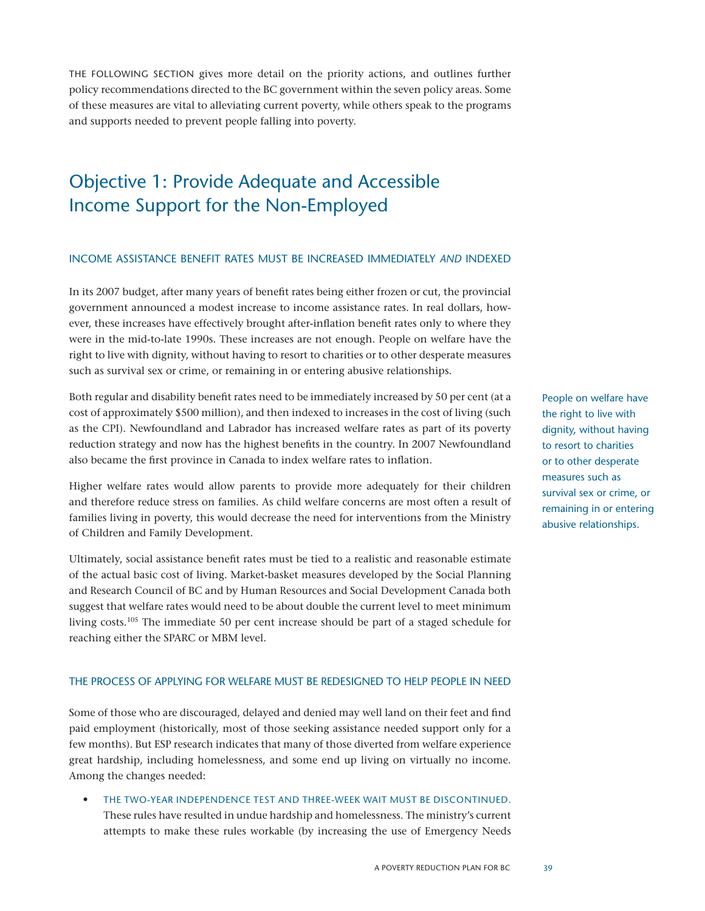THE FOLLOWING SECTION gives more detail on the priority actions, and outlines further policy recommendations directed to the BC government within the seven policy areas. Some of these measures are vital to alleviating current poverty, while others speak to the programs and supports needed to prevent people falling into poverty.

## Objective 1: Provide Adequate and Accessible Income Support for the Non-Employed

### INCOME ASSISTANCE BENEFIT RATES MUST BE INCREASED IMMEDIATELY *AND* INDEXED

In its 2007 budget, after many years of benefit rates being either frozen or cut, the provincial government announced a modest increase to income assistance rates. In real dollars, however, these increases have effectively brought after-inflation benefit rates only to where they were in the mid-to-late 1990s. These increases are not enough. People on welfare have the right to live with dignity, without having to resort to charities or to other desperate measures such as survival sex or crime, or remaining in or entering abusive relationships.

Both regular and disability benefit rates need to be immediately increased by 50 per cent (at a cost of approximately $500 million), and then indexed to increases in the cost of living (such as the CPI). Newfoundland and Labrador has increased welfare rates as part of its poverty reduction strategy and now has the highest benefits in the country. In 2007 Newfoundland also became the first province in Canada to index welfare rates to inflation.

> People on welfare have the right to live with dignity, without having to resort to charities or to other desperate measures such as survival sex or crime, or remaining in or entering abusive relationships.

Higher welfare rates would allow parents to provide more adequately for their children and therefore reduce stress on families. As child welfare concerns are most often a result of families living in poverty, this would decrease the need for interventions from the Ministry of Children and Family Development.

Ultimately, social assistance benefit rates must be tied to a realistic and reasonable estimate of the actual basic cost of living. Market-basket measures developed by the Social Planning and Research Council of BC and by Human Resources and Social Development Canada both suggest that welfare rates would need to be about double the current level to meet minimum living costs.[105] The immediate 50 per cent increase should be part of a staged schedule for reaching either the SPARC or MBM level.

### THE PROCESS OF APPLYING FOR WELFARE MUST BE REDESIGNED TO HELP PEOPLE IN NEED

Some of those who are discouraged, delayed and denied may well land on their feet and find paid employment (historically, most of those seeking assistance needed support only for a few months). But ESP research indicates that many of those diverted from welfare experience great hardship, including homelessness, and some end up living on virtually no income. Among the changes needed:

- THE TWO-YEAR INDEPENDENCE TEST AND THREE-WEEK WAIT MUST BE DISCONTINUED. These rules have resulted in undue hardship and homelessness. The ministry's current attempts to make these rules workable (by increasing the use of Emergency Needs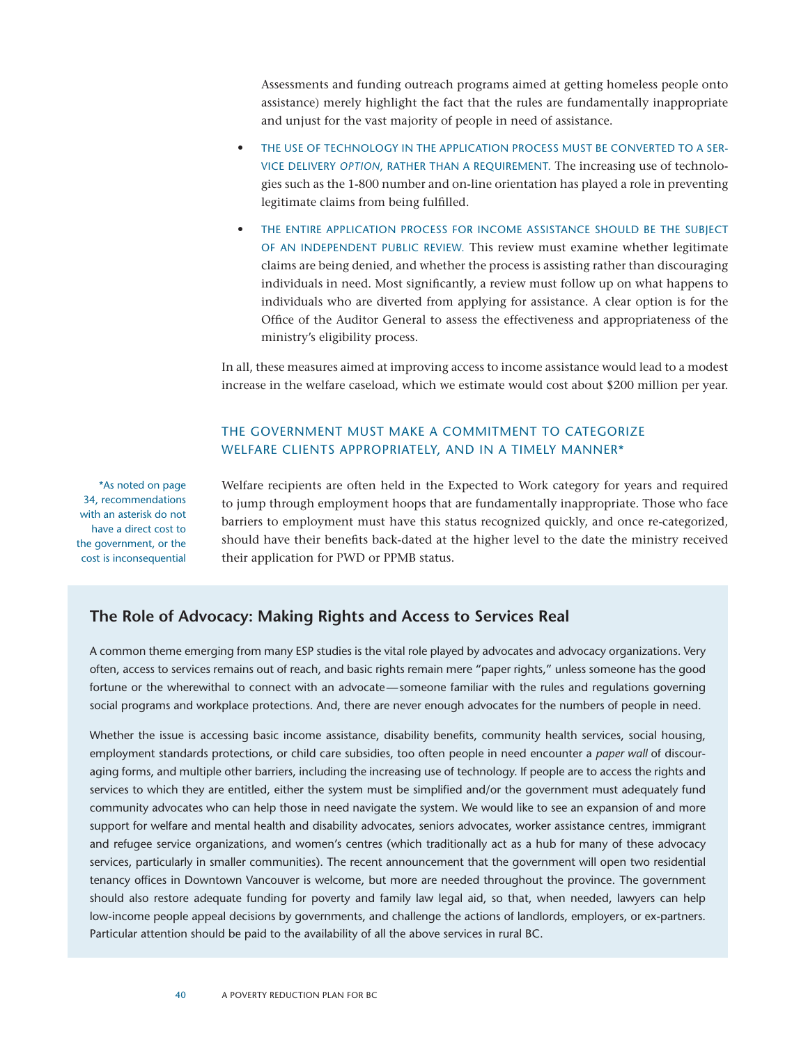Assessments and funding outreach programs aimed at getting homeless people onto assistance) merely highlight the fact that the rules are fundamentally inappropriate and unjust for the vast majority of people in need of assistance.

- THE USE OF TECHNOLOGY IN THE APPLICATION PROCESS MUST BE CONVERTED TO A SERVICE DELIVERY *OPTION*, RATHER THAN A REQUIREMENT. The increasing use of technologies such as the 1-800 number and on-line orientation has played a role in preventing legitimate claims from being fulfilled.
- THE ENTIRE APPLICATION PROCESS FOR INCOME ASSISTANCE SHOULD BE THE SUBJECT OF AN INDEPENDENT PUBLIC REVIEW. This review must examine whether legitimate claims are being denied, and whether the process is assisting rather than discouraging individuals in need. Most significantly, a review must follow up on what happens to individuals who are diverted from applying for assistance. A clear option is for the Office of the Auditor General to assess the effectiveness and appropriateness of the ministry's eligibility process.

In all, these measures aimed at improving access to income assistance would lead to a modest increase in the welfare caseload, which we estimate would cost about $200 million per year.

### THE GOVERNMENT MUST MAKE A COMMITMENT TO CATEGORIZE WELFARE CLIENTS APPROPRIATELY, AND IN A TIMELY MANNER*

*As noted on page 34, recommendations with an asterisk do not have a direct cost to the government, or the cost is inconsequential

Welfare recipients are often held in the Expected to Work category for years and required to jump through employment hoops that are fundamentally inappropriate. Those who face barriers to employment must have this status recognized quickly, and once re-categorized, should have their benefits back-dated at the higher level to the date the ministry received their application for PWD or PPMB status.

## The Role of Advocacy: Making Rights and Access to Services Real

A common theme emerging from many ESP studies is the vital role played by advocates and advocacy organizations. Very often, access to services remains out of reach, and basic rights remain mere "paper rights," unless someone has the good fortune or the wherewithal to connect with an advocate—someone familiar with the rules and regulations governing social programs and workplace protections. And, there are never enough advocates for the numbers of people in need.

Whether the issue is accessing basic income assistance, disability benefits, community health services, social housing, employment standards protections, or child care subsidies, too often people in need encounter a *paper wall* of discouraging forms, and multiple other barriers, including the increasing use of technology. If people are to access the rights and services to which they are entitled, either the system must be simplified and/or the government must adequately fund community advocates who can help those in need navigate the system. We would like to see an expansion of and more support for welfare and mental health and disability advocates, seniors advocates, worker assistance centres, immigrant and refugee service organizations, and women's centres (which traditionally act as a hub for many of these advocacy services, particularly in smaller communities). The recent announcement that the government will open two residential tenancy offices in Downtown Vancouver is welcome, but more are needed throughout the province. The government should also restore adequate funding for poverty and family law legal aid, so that, when needed, lawyers can help low-income people appeal decisions by governments, and challenge the actions of landlords, employers, or ex-partners. Particular attention should be paid to the availability of all the above services in rural BC.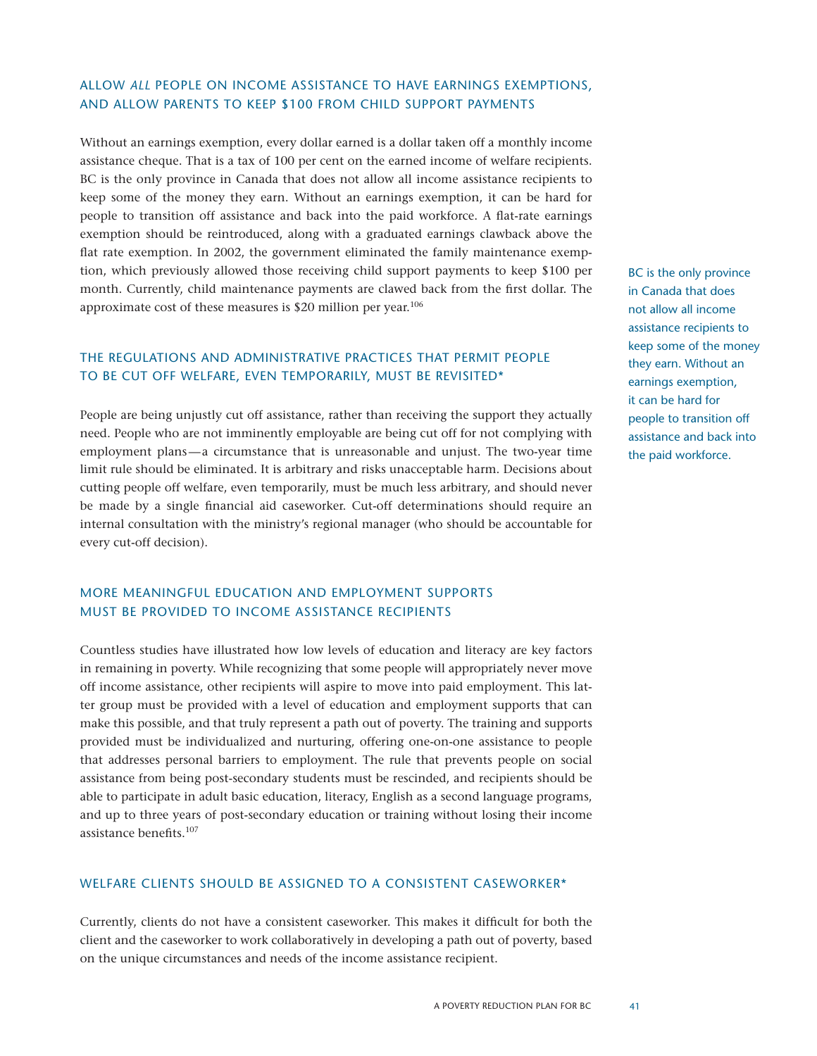### ALLOW *ALL* PEOPLE ON INCOME ASSISTANCE TO HAVE EARNINGS EXEMPTIONS, AND ALLOW PARENTS TO KEEP $100 FROM CHILD SUPPORT PAYMENTS

Without an earnings exemption, every dollar earned is a dollar taken off a monthly income assistance cheque. That is a tax of 100 per cent on the earned income of welfare recipients. BC is the only province in Canada that does not allow all income assistance recipients to keep some of the money they earn. Without an earnings exemption, it can be hard for people to transition off assistance and back into the paid workforce. A flat-rate earnings exemption should be reintroduced, along with a graduated earnings clawback above the flat rate exemption. In 2002, the government eliminated the family maintenance exemption, which previously allowed those receiving child support payments to keep $100 per month. Currently, child maintenance payments are clawed back from the first dollar. The approximate cost of these measures is $20 million per year.[106]

BC is the only province in Canada that does not allow all income assistance recipients to keep some of the money they earn. Without an earnings exemption, it can be hard for people to transition off assistance and back into the paid workforce.

### THE REGULATIONS AND ADMINISTRATIVE PRACTICES THAT PERMIT PEOPLE TO BE CUT OFF WELFARE, EVEN TEMPORARILY, MUST BE REVISITED*

People are being unjustly cut off assistance, rather than receiving the support they actually need. People who are not imminently employable are being cut off for not complying with employment plans—a circumstance that is unreasonable and unjust. The two-year time limit rule should be eliminated. It is arbitrary and risks unacceptable harm. Decisions about cutting people off welfare, even temporarily, must be much less arbitrary, and should never be made by a single financial aid caseworker. Cut-off determinations should require an internal consultation with the ministry's regional manager (who should be accountable for every cut-off decision).

### MORE MEANINGFUL EDUCATION AND EMPLOYMENT SUPPORTS MUST BE PROVIDED TO INCOME ASSISTANCE RECIPIENTS

Countless studies have illustrated how low levels of education and literacy are key factors in remaining in poverty. While recognizing that some people will appropriately never move off income assistance, other recipients will aspire to move into paid employment. This latter group must be provided with a level of education and employment supports that can make this possible, and that truly represent a path out of poverty. The training and supports provided must be individualized and nurturing, offering one-on-one assistance to people that addresses personal barriers to employment. The rule that prevents people on social assistance from being post-secondary students must be rescinded, and recipients should be able to participate in adult basic education, literacy, English as a second language programs, and up to three years of post-secondary education or training without losing their income assistance benefits.[107]

### WELFARE CLIENTS SHOULD BE ASSIGNED TO A CONSISTENT CASEWORKER*

Currently, clients do not have a consistent caseworker. This makes it difficult for both the client and the caseworker to work collaboratively in developing a path out of poverty, based on the unique circumstances and needs of the income assistance recipient.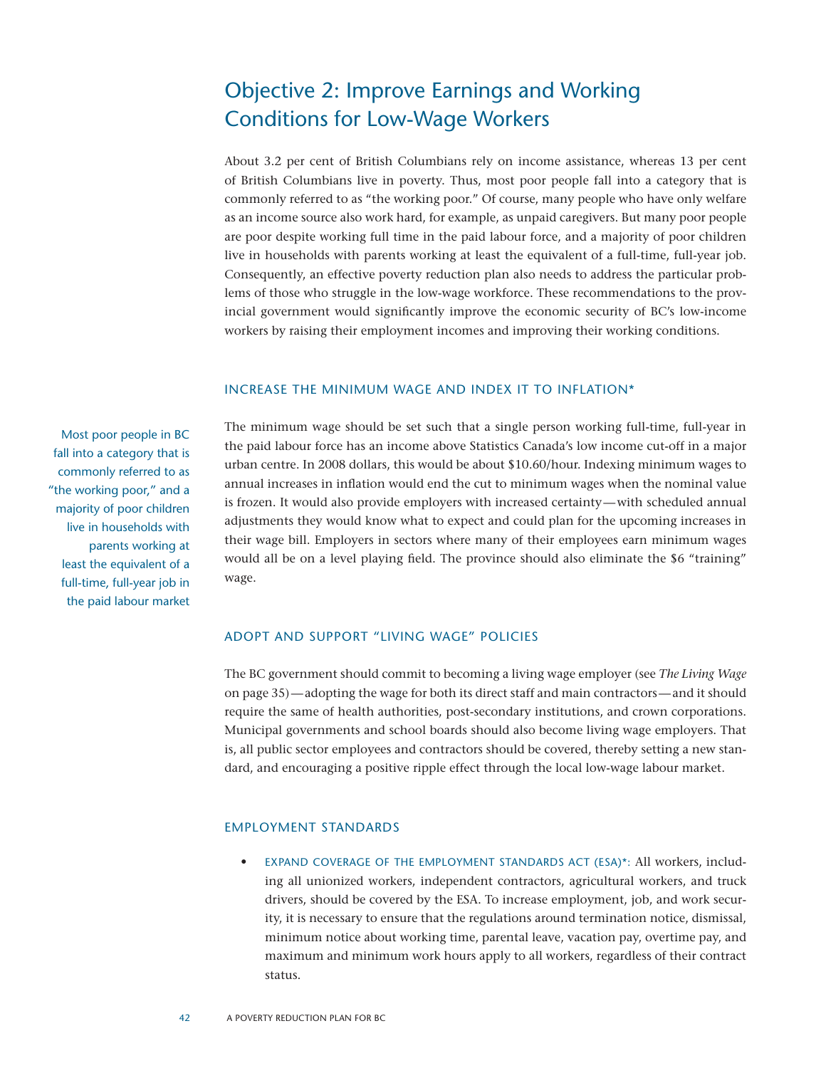## Objective 2: Improve Earnings and Working Conditions for Low-Wage Workers

About 3.2 per cent of British Columbians rely on income assistance, whereas 13 per cent of British Columbians live in poverty. Thus, most poor people fall into a category that is commonly referred to as "the working poor." Of course, many people who have only welfare as an income source also work hard, for example, as unpaid caregivers. But many poor people are poor despite working full time in the paid labour force, and a majority of poor children live in households with parents working at least the equivalent of a full-time, full-year job. Consequently, an effective poverty reduction plan also needs to address the particular problems of those who struggle in the low-wage workforce. These recommendations to the provincial government would significantly improve the economic security of BC's low-income workers by raising their employment incomes and improving their working conditions.

### INCREASE THE MINIMUM WAGE AND INDEX IT TO INFLATION*

The minimum wage should be set such that a single person working full-time, full-year in the paid labour force has an income above Statistics Canada's low income cut-off in a major urban centre. In 2008 dollars, this would be about $10.60/hour. Indexing minimum wages to annual increases in inflation would end the cut to minimum wages when the nominal value is frozen. It would also provide employers with increased certainty—with scheduled annual adjustments they would know what to expect and could plan for the upcoming increases in their wage bill. Employers in sectors where many of their employees earn minimum wages would all be on a level playing field. The province should also eliminate the $6 "training" wage.

> Most poor people in BC fall into a category that is commonly referred to as "the working poor," and a majority of poor children live in households with parents working at least the equivalent of a full-time, full-year job in the paid labour market

### ADOPT AND SUPPORT "LIVING WAGE" POLICIES

The BC government should commit to becoming a living wage employer (see *The Living Wage* on page 35)—adopting the wage for both its direct staff and main contractors—and it should require the same of health authorities, post-secondary institutions, and crown corporations. Municipal governments and school boards should also become living wage employers. That is, all public sector employees and contractors should be covered, thereby setting a new standard, and encouraging a positive ripple effect through the local low-wage labour market.

### EMPLOYMENT STANDARDS

- EXPAND COVERAGE OF THE EMPLOYMENT STANDARDS ACT (ESA)*: All workers, including all unionized workers, independent contractors, agricultural workers, and truck drivers, should be covered by the ESA. To increase employment, job, and work security, it is necessary to ensure that the regulations around termination notice, dismissal, minimum notice about working time, parental leave, vacation pay, overtime pay, and maximum and minimum work hours apply to all workers, regardless of their contract status.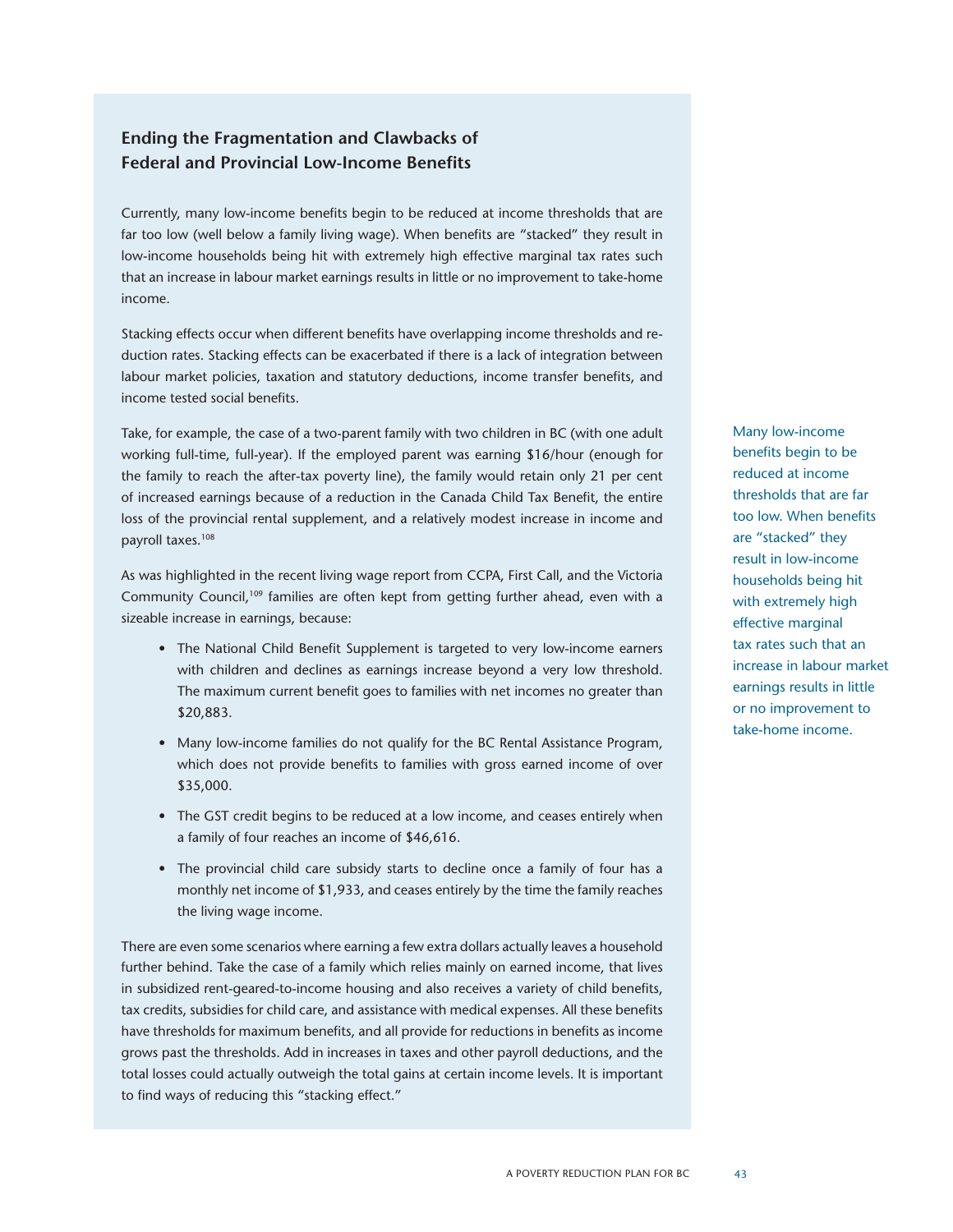## Ending the Fragmentation and Clawbacks of Federal and Provincial Low-Income Benefits

Currently, many low-income benefits begin to be reduced at income thresholds that are far too low (well below a family living wage). When benefits are "stacked" they result in low-income households being hit with extremely high effective marginal tax rates such that an increase in labour market earnings results in little or no improvement to take-home income.

Stacking effects occur when different benefits have overlapping income thresholds and reduction rates. Stacking effects can be exacerbated if there is a lack of integration between labour market policies, taxation and statutory deductions, income transfer benefits, and income tested social benefits.

Take, for example, the case of a two-parent family with two children in BC (with one adult working full-time, full-year). If the employed parent was earning $16/hour (enough for the family to reach the after-tax poverty line), the family would retain only 21 per cent of increased earnings because of a reduction in the Canada Child Tax Benefit, the entire loss of the provincial rental supplement, and a relatively modest increase in income and payroll taxes.[108]

As was highlighted in the recent living wage report from CCPA, First Call, and the Victoria Community Council,[109] families are often kept from getting further ahead, even with a sizeable increase in earnings, because:

- The National Child Benefit Supplement is targeted to very low-income earners with children and declines as earnings increase beyond a very low threshold. The maximum current benefit goes to families with net incomes no greater than $20,883.
- Many low-income families do not qualify for the BC Rental Assistance Program, which does not provide benefits to families with gross earned income of over $35,000.
- The GST credit begins to be reduced at a low income, and ceases entirely when a family of four reaches an income of $46,616.
- The provincial child care subsidy starts to decline once a family of four has a monthly net income of $1,933, and ceases entirely by the time the family reaches the living wage income.

There are even some scenarios where earning a few extra dollars actually leaves a household further behind. Take the case of a family which relies mainly on earned income, that lives in subsidized rent-geared-to-income housing and also receives a variety of child benefits, tax credits, subsidies for child care, and assistance with medical expenses. All these benefits have thresholds for maximum benefits, and all provide for reductions in benefits as income grows past the thresholds. Add in increases in taxes and other payroll deductions, and the total losses could actually outweigh the total gains at certain income levels. It is important to find ways of reducing this "stacking effect."

Many low-income benefits begin to be reduced at income thresholds that are far too low. When benefits are "stacked" they result in low-income households being hit with extremely high effective marginal tax rates such that an increase in labour market earnings results in little or no improvement to take-home income.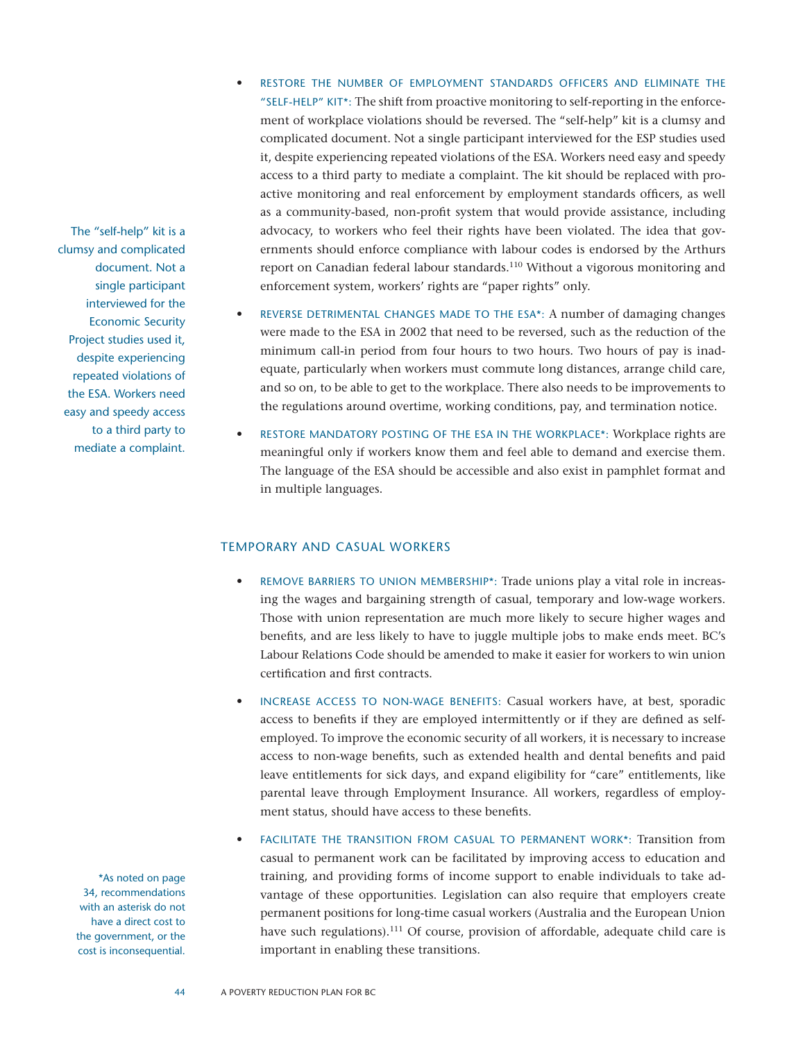- RESTORE THE NUMBER OF EMPLOYMENT STANDARDS OFFICERS AND ELIMINATE THE "SELF-HELP" KIT*: The shift from proactive monitoring to self-reporting in the enforcement of workplace violations should be reversed. The "self-help" kit is a clumsy and complicated document. Not a single participant interviewed for the ESP studies used it, despite experiencing repeated violations of the ESA. Workers need easy and speedy access to a third party to mediate a complaint. The kit should be replaced with proactive monitoring and real enforcement by employment standards officers, as well as a community-based, non-profit system that would provide assistance, including advocacy, to workers who feel their rights have been violated. The idea that governments should enforce compliance with labour codes is endorsed by the Arthurs report on Canadian federal labour standards.[110] Without a vigorous monitoring and enforcement system, workers' rights are "paper rights" only.

The "self-help" kit is a clumsy and complicated document. Not a single participant interviewed for the Economic Security Project studies used it, despite experiencing repeated violations of the ESA. Workers need easy and speedy access to a third party to mediate a complaint.

- REVERSE DETRIMENTAL CHANGES MADE TO THE ESA*: A number of damaging changes were made to the ESA in 2002 that need to be reversed, such as the reduction of the minimum call-in period from four hours to two hours. Two hours of pay is inadequate, particularly when workers must commute long distances, arrange child care, and so on, to be able to get to the workplace. There also needs to be improvements to the regulations around overtime, working conditions, pay, and termination notice.

- RESTORE MANDATORY POSTING OF THE ESA IN THE WORKPLACE*: Workplace rights are meaningful only if workers know them and feel able to demand and exercise them. The language of the ESA should be accessible and also exist in pamphlet format and in multiple languages.

## TEMPORARY AND CASUAL WORKERS

- REMOVE BARRIERS TO UNION MEMBERSHIP*: Trade unions play a vital role in increasing the wages and bargaining strength of casual, temporary and low-wage workers. Those with union representation are much more likely to secure higher wages and benefits, and are less likely to have to juggle multiple jobs to make ends meet. BC's Labour Relations Code should be amended to make it easier for workers to win union certification and first contracts.

- INCREASE ACCESS TO NON-WAGE BENEFITS: Casual workers have, at best, sporadic access to benefits if they are employed intermittently or if they are defined as self-employed. To improve the economic security of all workers, it is necessary to increase access to non-wage benefits, such as extended health and dental benefits and paid leave entitlements for sick days, and expand eligibility for "care" entitlements, like parental leave through Employment Insurance. All workers, regardless of employment status, should have access to these benefits.

- FACILITATE THE TRANSITION FROM CASUAL TO PERMANENT WORK*: Transition from casual to permanent work can be facilitated by improving access to education and training, and providing forms of income support to enable individuals to take advantage of these opportunities. Legislation can also require that employers create permanent positions for long-time casual workers (Australia and the European Union have such regulations).[111] Of course, provision of affordable, adequate child care is important in enabling these transitions.

*As noted on page 34, recommendations with an asterisk do not have a direct cost to the government, or the cost is inconsequential.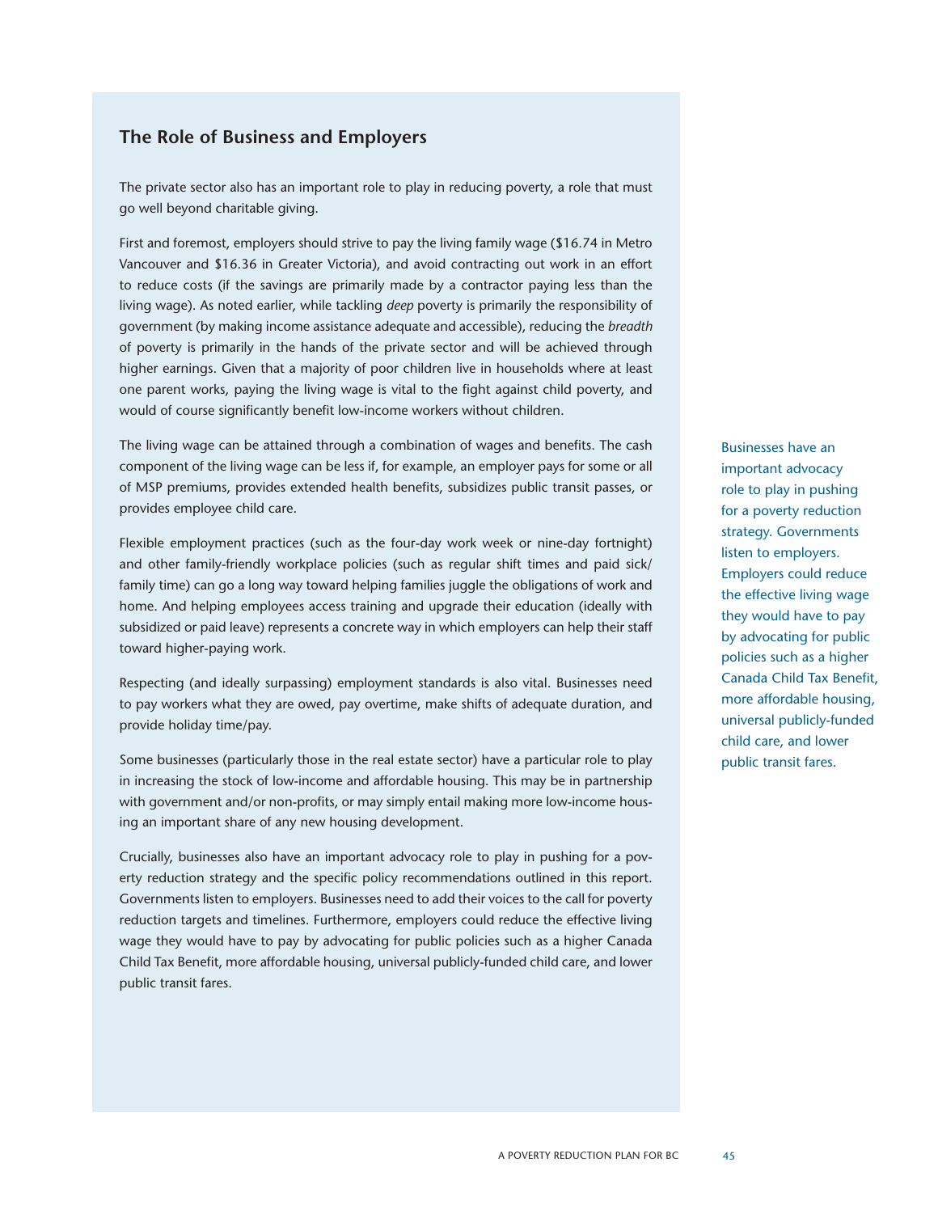## The Role of Business and Employers

The private sector also has an important role to play in reducing poverty, a role that must go well beyond charitable giving.

First and foremost, employers should strive to pay the living family wage ($16.74 in Metro Vancouver and $16.36 in Greater Victoria), and avoid contracting out work in an effort to reduce costs (if the savings are primarily made by a contractor paying less than the living wage). As noted earlier, while tackling *deep* poverty is primarily the responsibility of government (by making income assistance adequate and accessible), reducing the *breadth* of poverty is primarily in the hands of the private sector and will be achieved through higher earnings. Given that a majority of poor children live in households where at least one parent works, paying the living wage is vital to the fight against child poverty, and would of course significantly benefit low-income workers without children.

The living wage can be attained through a combination of wages and benefits. The cash component of the living wage can be less if, for example, an employer pays for some or all of MSP premiums, provides extended health benefits, subsidizes public transit passes, or provides employee child care.

Flexible employment practices (such as the four-day work week or nine-day fortnight) and other family-friendly workplace policies (such as regular shift times and paid sick/family time) can go a long way toward helping families juggle the obligations of work and home. And helping employees access training and upgrade their education (ideally with subsidized or paid leave) represents a concrete way in which employers can help their staff toward higher-paying work.

Respecting (and ideally surpassing) employment standards is also vital. Businesses need to pay workers what they are owed, pay overtime, make shifts of adequate duration, and provide holiday time/pay.

Some businesses (particularly those in the real estate sector) have a particular role to play in increasing the stock of low-income and affordable housing. This may be in partnership with government and/or non-profits, or may simply entail making more low-income housing an important share of any new housing development.

Crucially, businesses also have an important advocacy role to play in pushing for a poverty reduction strategy and the specific policy recommendations outlined in this report. Governments listen to employers. Businesses need to add their voices to the call for poverty reduction targets and timelines. Furthermore, employers could reduce the effective living wage they would have to pay by advocating for public policies such as a higher Canada Child Tax Benefit, more affordable housing, universal publicly-funded child care, and lower public transit fares.

Businesses have an important advocacy role to play in pushing for a poverty reduction strategy. Governments listen to employers. Employers could reduce the effective living wage they would have to pay by advocating for public policies such as a higher Canada Child Tax Benefit, more affordable housing, universal publicly-funded child care, and lower public transit fares.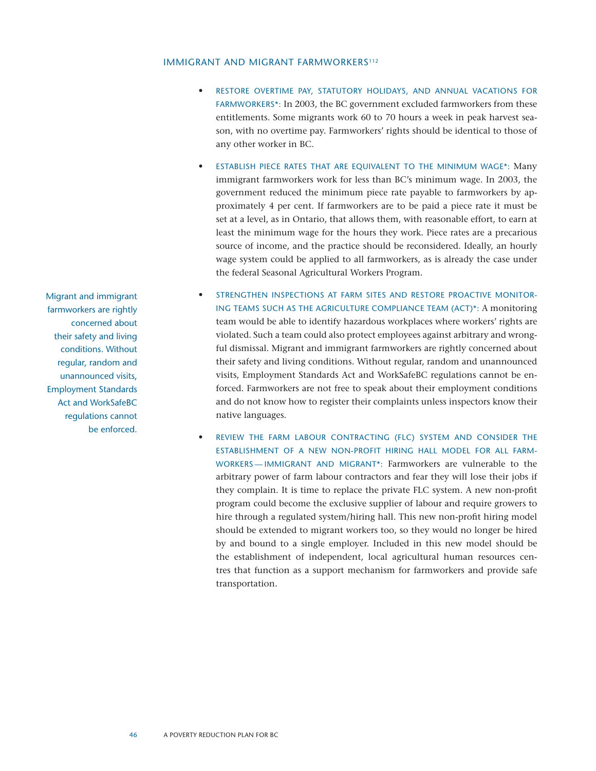## IMMIGRANT AND MIGRANT FARMWORKERS[112]

- RESTORE OVERTIME PAY, STATUTORY HOLIDAYS, AND ANNUAL VACATIONS FOR FARMWORKERS*: In 2003, the BC government excluded farmworkers from these entitlements. Some migrants work 60 to 70 hours a week in peak harvest season, with no overtime pay. Farmworkers' rights should be identical to those of any other worker in BC.

- ESTABLISH PIECE RATES THAT ARE EQUIVALENT TO THE MINIMUM WAGE*: Many immigrant farmworkers work for less than BC's minimum wage. In 2003, the government reduced the minimum piece rate payable to farmworkers by approximately 4 per cent. If farmworkers are to be paid a piece rate it must be set at a level, as in Ontario, that allows them, with reasonable effort, to earn at least the minimum wage for the hours they work. Piece rates are a precarious source of income, and the practice should be reconsidered. Ideally, an hourly wage system could be applied to all farmworkers, as is already the case under the federal Seasonal Agricultural Workers Program.

- STRENGTHEN INSPECTIONS AT FARM SITES AND RESTORE PROACTIVE MONITORING TEAMS SUCH AS THE AGRICULTURE COMPLIANCE TEAM (ACT)*: A monitoring team would be able to identify hazardous workplaces where workers' rights are violated. Such a team could also protect employees against arbitrary and wrongful dismissal. Migrant and immigrant farmworkers are rightly concerned about their safety and living conditions. Without regular, random and unannounced visits, Employment Standards Act and WorkSafeBC regulations cannot be enforced. Farmworkers are not free to speak about their employment conditions and do not know how to register their complaints unless inspectors know their native languages.

> Migrant and immigrant farmworkers are rightly concerned about their safety and living conditions. Without regular, random and unannounced visits, Employment Standards Act and WorkSafeBC regulations cannot be enforced.

- REVIEW THE FARM LABOUR CONTRACTING (FLC) SYSTEM AND CONSIDER THE ESTABLISHMENT OF A NEW NON-PROFIT HIRING HALL MODEL FOR ALL FARMWORKERS — IMMIGRANT AND MIGRANT*: Farmworkers are vulnerable to the arbitrary power of farm labour contractors and fear they will lose their jobs if they complain. It is time to replace the private FLC system. A new non-profit program could become the exclusive supplier of labour and require growers to hire through a regulated system/hiring hall. This new non-profit hiring model should be extended to migrant workers too, so they would no longer be hired by and bound to a single employer. Included in this new model should be the establishment of independent, local agricultural human resources centres that function as a support mechanism for farmworkers and provide safe transportation.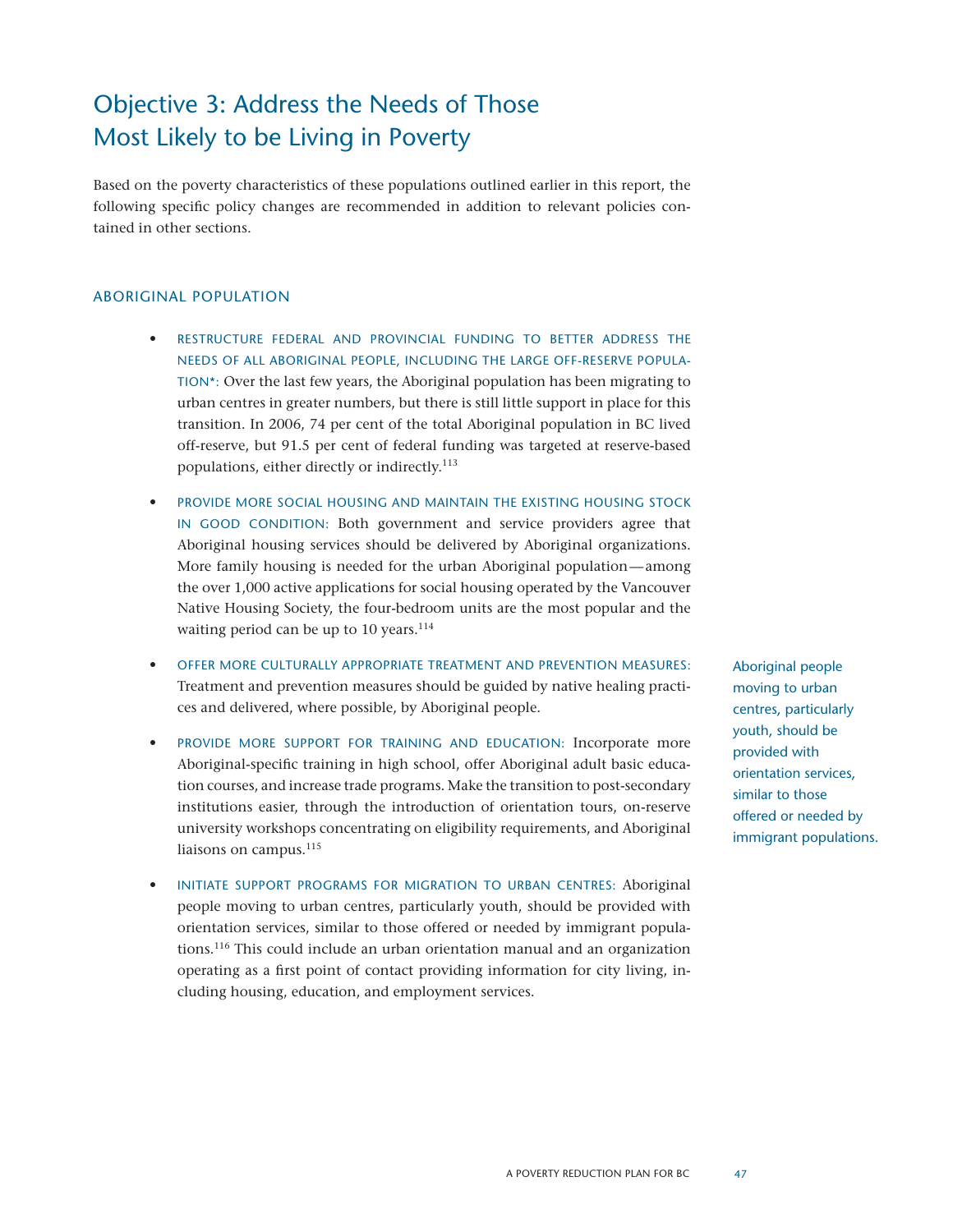# Objective 3: Address the Needs of Those Most Likely to be Living in Poverty

Based on the poverty characteristics of these populations outlined earlier in this report, the following specific policy changes are recommended in addition to relevant policies contained in other sections.

## ABORIGINAL POPULATION

- RESTRUCTURE FEDERAL AND PROVINCIAL FUNDING TO BETTER ADDRESS THE NEEDS OF ALL ABORIGINAL PEOPLE, INCLUDING THE LARGE OFF-RESERVE POPULATION*: Over the last few years, the Aboriginal population has been migrating to urban centres in greater numbers, but there is still little support in place for this transition. In 2006, 74 per cent of the total Aboriginal population in BC lived off-reserve, but 91.5 per cent of federal funding was targeted at reserve-based populations, either directly or indirectly.[113]

- PROVIDE MORE SOCIAL HOUSING AND MAINTAIN THE EXISTING HOUSING STOCK IN GOOD CONDITION: Both government and service providers agree that Aboriginal housing services should be delivered by Aboriginal organizations. More family housing is needed for the urban Aboriginal population — among the over 1,000 active applications for social housing operated by the Vancouver Native Housing Society, the four-bedroom units are the most popular and the waiting period can be up to 10 years.[114]

- OFFER MORE CULTURALLY APPROPRIATE TREATMENT AND PREVENTION MEASURES: Treatment and prevention measures should be guided by native healing practices and delivered, where possible, by Aboriginal people.

- PROVIDE MORE SUPPORT FOR TRAINING AND EDUCATION: Incorporate more Aboriginal-specific training in high school, offer Aboriginal adult basic education courses, and increase trade programs. Make the transition to post-secondary institutions easier, through the introduction of orientation tours, on-reserve university workshops concentrating on eligibility requirements, and Aboriginal liaisons on campus.[115]

- INITIATE SUPPORT PROGRAMS FOR MIGRATION TO URBAN CENTRES: Aboriginal people moving to urban centres, particularly youth, should be provided with orientation services, similar to those offered or needed by immigrant populations.[116] This could include an urban orientation manual and an organization operating as a first point of contact providing information for city living, including housing, education, and employment services.

Aboriginal people moving to urban centres, particularly youth, should be provided with orientation services, similar to those offered or needed by immigrant populations.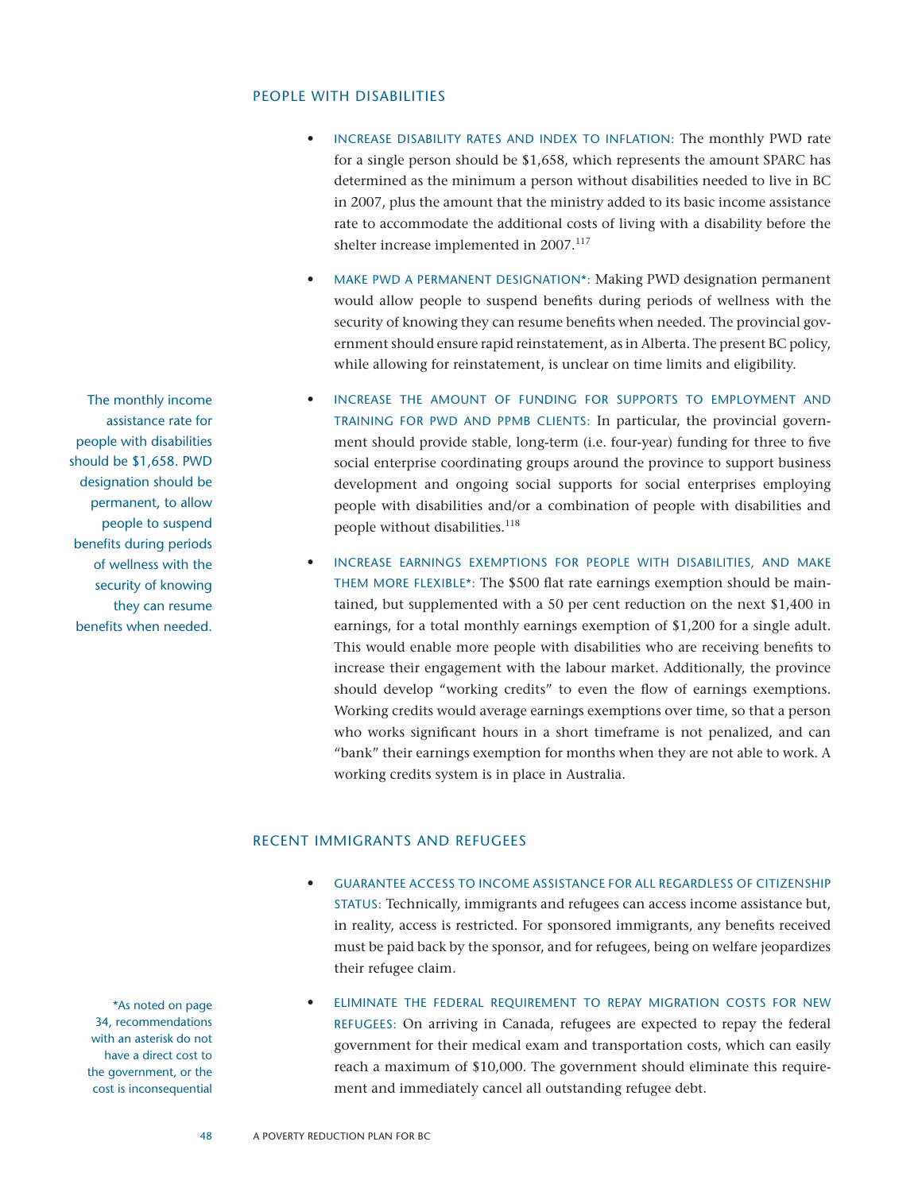## PEOPLE WITH DISABILITIES

- INCREASE DISABILITY RATES AND INDEX TO INFLATION: The monthly PWD rate for a single person should be $1,658, which represents the amount SPARC has determined as the minimum a person without disabilities needed to live in BC in 2007, plus the amount that the ministry added to its basic income assistance rate to accommodate the additional costs of living with a disability before the shelter increase implemented in 2007.[117]

- MAKE PWD A PERMANENT DESIGNATION*: Making PWD designation permanent would allow people to suspend benefits during periods of wellness with the security of knowing they can resume benefits when needed. The provincial government should ensure rapid reinstatement, as in Alberta. The present BC policy, while allowing for reinstatement, is unclear on time limits and eligibility.

The monthly income assistance rate for people with disabilities should be $1,658. PWD designation should be permanent, to allow people to suspend benefits during periods of wellness with the security of knowing they can resume benefits when needed.

- INCREASE THE AMOUNT OF FUNDING FOR SUPPORTS TO EMPLOYMENT AND TRAINING FOR PWD AND PPMB CLIENTS: In particular, the provincial government should provide stable, long-term (i.e. four-year) funding for three to five social enterprise coordinating groups around the province to support business development and ongoing social supports for social enterprises employing people with disabilities and/or a combination of people with disabilities and people without disabilities.[118]

- INCREASE EARNINGS EXEMPTIONS FOR PEOPLE WITH DISABILITIES, AND MAKE THEM MORE FLEXIBLE*: The $500 flat rate earnings exemption should be maintained, but supplemented with a 50 per cent reduction on the next $1,400 in earnings, for a total monthly earnings exemption of $1,200 for a single adult. This would enable more people with disabilities who are receiving benefits to increase their engagement with the labour market. Additionally, the province should develop "working credits" to even the flow of earnings exemptions. Working credits would average earnings exemptions over time, so that a person who works significant hours in a short timeframe is not penalized, and can "bank" their earnings exemption for months when they are not able to work. A working credits system is in place in Australia.

## RECENT IMMIGRANTS AND REFUGEES

- GUARANTEE ACCESS TO INCOME ASSISTANCE FOR ALL REGARDLESS OF CITIZENSHIP STATUS: Technically, immigrants and refugees can access income assistance but, in reality, access is restricted. For sponsored immigrants, any benefits received must be paid back by the sponsor, and for refugees, being on welfare jeopardizes their refugee claim.

- ELIMINATE THE FEDERAL REQUIREMENT TO REPAY MIGRATION COSTS FOR NEW REFUGEES: On arriving in Canada, refugees are expected to repay the federal government for their medical exam and transportation costs, which can easily reach a maximum of $10,000. The government should eliminate this requirement and immediately cancel all outstanding refugee debt.

*As noted on page 34, recommendations with an asterisk do not have a direct cost to the government, or the cost is inconsequential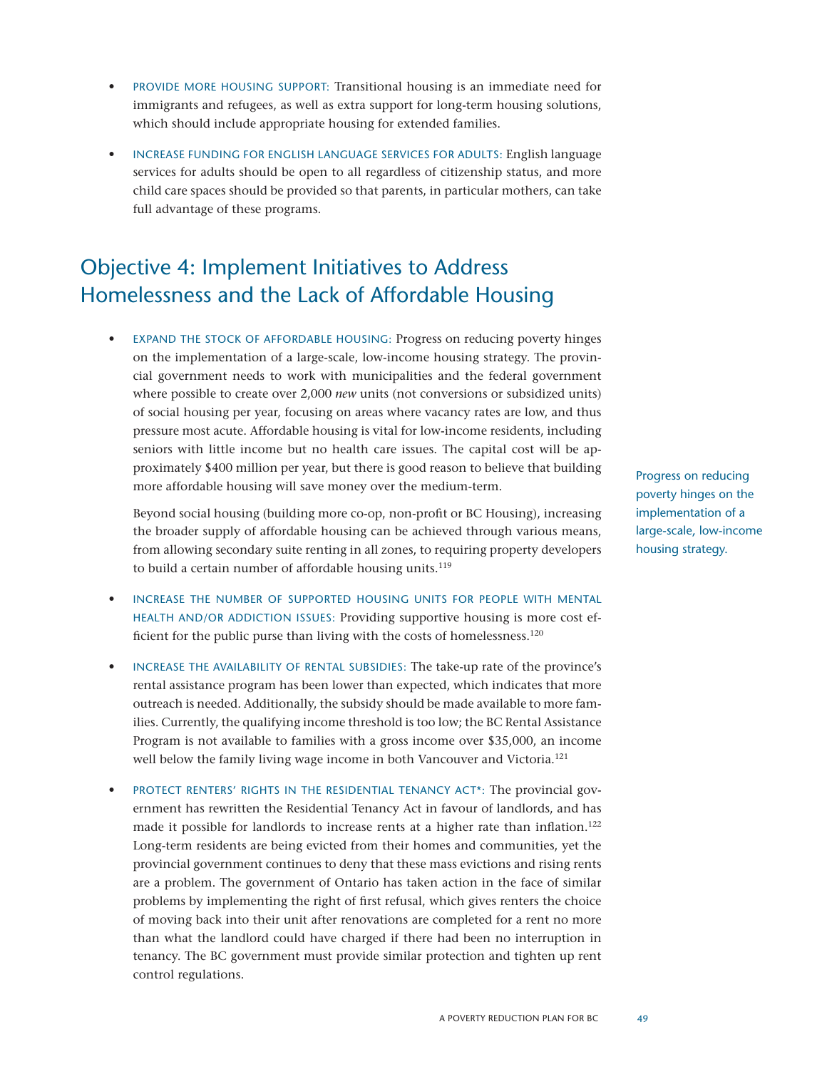- PROVIDE MORE HOUSING SUPPORT: Transitional housing is an immediate need for immigrants and refugees, as well as extra support for long-term housing solutions, which should include appropriate housing for extended families.

- INCREASE FUNDING FOR ENGLISH LANGUAGE SERVICES FOR ADULTS: English language services for adults should be open to all regardless of citizenship status, and more child care spaces should be provided so that parents, in particular mothers, can take full advantage of these programs.

## Objective 4: Implement Initiatives to Address Homelessness and the Lack of Affordable Housing

- EXPAND THE STOCK OF AFFORDABLE HOUSING: Progress on reducing poverty hinges on the implementation of a large-scale, low-income housing strategy. The provincial government needs to work with municipalities and the federal government where possible to create over 2,000 *new* units (not conversions or subsidized units) of social housing per year, focusing on areas where vacancy rates are low, and thus pressure most acute. Affordable housing is vital for low-income residents, including seniors with little income but no health care issues. The capital cost will be approximately $400 million per year, but there is good reason to believe that building more affordable housing will save money over the medium-term.

  Beyond social housing (building more co-op, non-profit or BC Housing), increasing the broader supply of affordable housing can be achieved through various means, from allowing secondary suite renting in all zones, to requiring property developers to build a certain number of affordable housing units.[119]

Progress on reducing poverty hinges on the implementation of a large-scale, low-income housing strategy.

- INCREASE THE NUMBER OF SUPPORTED HOUSING UNITS FOR PEOPLE WITH MENTAL HEALTH AND/OR ADDICTION ISSUES: Providing supportive housing is more cost efficient for the public purse than living with the costs of homelessness.[120]

- INCREASE THE AVAILABILITY OF RENTAL SUBSIDIES: The take-up rate of the province's rental assistance program has been lower than expected, which indicates that more outreach is needed. Additionally, the subsidy should be made available to more families. Currently, the qualifying income threshold is too low; the BC Rental Assistance Program is not available to families with a gross income over $35,000, an income well below the family living wage income in both Vancouver and Victoria.[121]

- PROTECT RENTERS' RIGHTS IN THE RESIDENTIAL TENANCY ACT*: The provincial government has rewritten the Residential Tenancy Act in favour of landlords, and has made it possible for landlords to increase rents at a higher rate than inflation.[122] Long-term residents are being evicted from their homes and communities, yet the provincial government continues to deny that these mass evictions and rising rents are a problem. The government of Ontario has taken action in the face of similar problems by implementing the right of first refusal, which gives renters the choice of moving back into their unit after renovations are completed for a rent no more than what the landlord could have charged if there had been no interruption in tenancy. The BC government must provide similar protection and tighten up rent control regulations.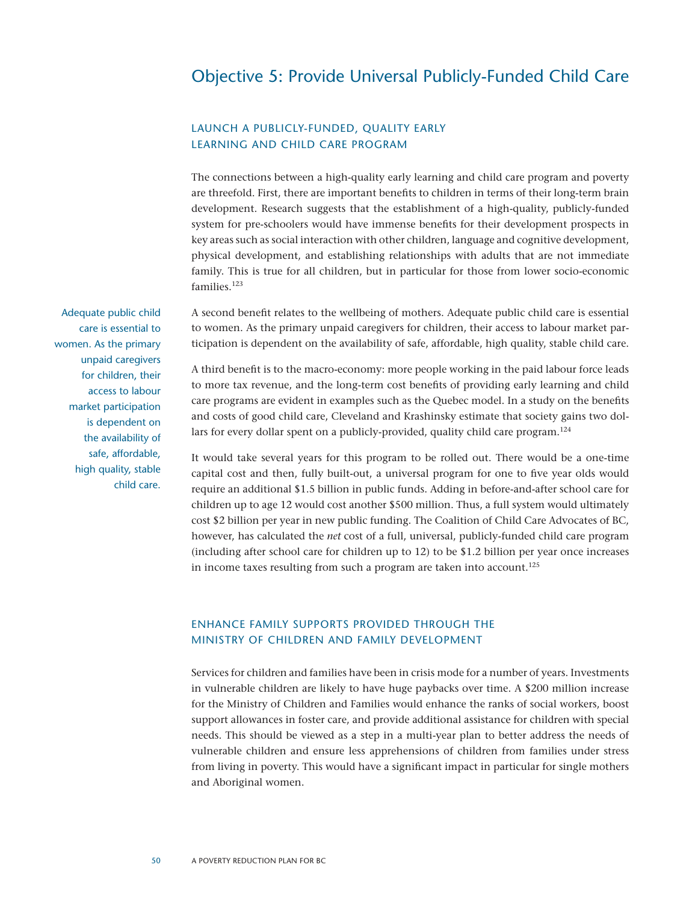## Objective 5: Provide Universal Publicly-Funded Child Care

### LAUNCH A PUBLICLY-FUNDED, QUALITY EARLY LEARNING AND CHILD CARE PROGRAM

The connections between a high-quality early learning and child care program and poverty are threefold. First, there are important benefits to children in terms of their long-term brain development. Research suggests that the establishment of a high-quality, publicly-funded system for pre-schoolers would have immense benefits for their development prospects in key areas such as social interaction with other children, language and cognitive development, physical development, and establishing relationships with adults that are not immediate family. This is true for all children, but in particular for those from lower socio-economic families.[123]

A second benefit relates to the wellbeing of mothers. Adequate public child care is essential to women. As the primary unpaid caregivers for children, their access to labour market participation is dependent on the availability of safe, affordable, high quality, stable child care.

> Adequate public child care is essential to women. As the primary unpaid caregivers for children, their access to labour market participation is dependent on the availability of safe, affordable, high quality, stable child care.

A third benefit is to the macro-economy: more people working in the paid labour force leads to more tax revenue, and the long-term cost benefits of providing early learning and child care programs are evident in examples such as the Quebec model. In a study on the benefits and costs of good child care, Cleveland and Krashinsky estimate that society gains two dollars for every dollar spent on a publicly-provided, quality child care program.[124]

It would take several years for this program to be rolled out. There would be a one-time capital cost and then, fully built-out, a universal program for one to five year olds would require an additional $1.5 billion in public funds. Adding in before-and-after school care for children up to age 12 would cost another $500 million. Thus, a full system would ultimately cost $2 billion per year in new public funding. The Coalition of Child Care Advocates of BC, however, has calculated the *net* cost of a full, universal, publicly-funded child care program (including after school care for children up to 12) to be $1.2 billion per year once increases in income taxes resulting from such a program are taken into account.[125]

### ENHANCE FAMILY SUPPORTS PROVIDED THROUGH THE MINISTRY OF CHILDREN AND FAMILY DEVELOPMENT

Services for children and families have been in crisis mode for a number of years. Investments in vulnerable children are likely to have huge paybacks over time. A $200 million increase for the Ministry of Children and Families would enhance the ranks of social workers, boost support allowances in foster care, and provide additional assistance for children with special needs. This should be viewed as a step in a multi-year plan to better address the needs of vulnerable children and ensure less apprehensions of children from families under stress from living in poverty. This would have a significant impact in particular for single mothers and Aboriginal women.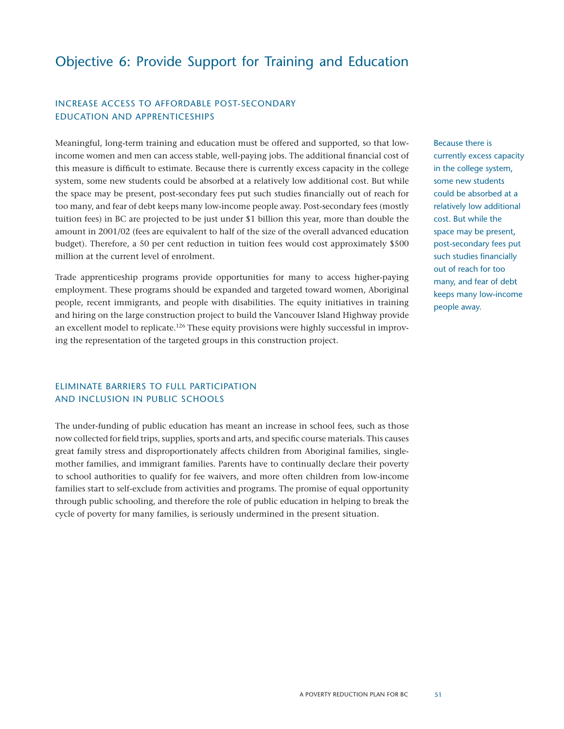## Objective 6: Provide Support for Training and Education

### INCREASE ACCESS TO AFFORDABLE POST-SECONDARY EDUCATION AND APPRENTICESHIPS

Meaningful, long-term training and education must be offered and supported, so that low-income women and men can access stable, well-paying jobs. The additional financial cost of this measure is difficult to estimate. Because there is currently excess capacity in the college system, some new students could be absorbed at a relatively low additional cost. But while the space may be present, post-secondary fees put such studies financially out of reach for too many, and fear of debt keeps many low-income people away. Post-secondary fees (mostly tuition fees) in BC are projected to be just under $1 billion this year, more than double the amount in 2001/02 (fees are equivalent to half of the size of the overall advanced education budget). Therefore, a 50 per cent reduction in tuition fees would cost approximately $500 million at the current level of enrolment.

> Because there is currently excess capacity in the college system, some new students could be absorbed at a relatively low additional cost. But while the space may be present, post-secondary fees put such studies financially out of reach for too many, and fear of debt keeps many low-income people away.

Trade apprenticeship programs provide opportunities for many to access higher-paying employment. These programs should be expanded and targeted toward women, Aboriginal people, recent immigrants, and people with disabilities. The equity initiatives in training and hiring on the large construction project to build the Vancouver Island Highway provide an excellent model to replicate.[126] These equity provisions were highly successful in improving the representation of the targeted groups in this construction project.

### ELIMINATE BARRIERS TO FULL PARTICIPATION AND INCLUSION IN PUBLIC SCHOOLS

The under-funding of public education has meant an increase in school fees, such as those now collected for field trips, supplies, sports and arts, and specific course materials. This causes great family stress and disproportionately affects children from Aboriginal families, single-mother families, and immigrant families. Parents have to continually declare their poverty to school authorities to qualify for fee waivers, and more often children from low-income families start to self-exclude from activities and programs. The promise of equal opportunity through public schooling, and therefore the role of public education in helping to break the cycle of poverty for many families, is seriously undermined in the present situation.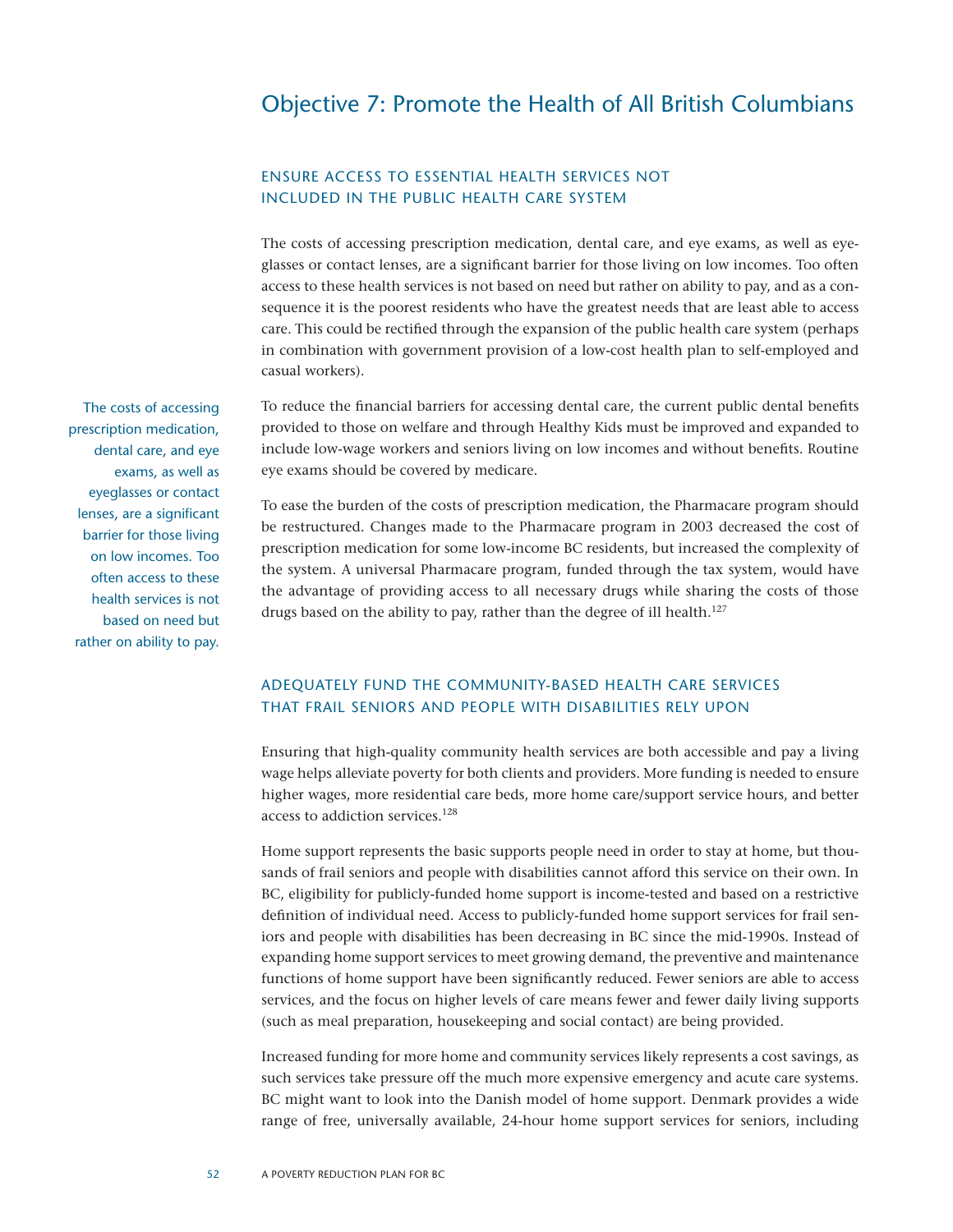# Objective 7: Promote the Health of All British Columbians

## ENSURE ACCESS TO ESSENTIAL HEALTH SERVICES NOT INCLUDED IN THE PUBLIC HEALTH CARE SYSTEM

The costs of accessing prescription medication, dental care, and eye exams, as well as eyeglasses or contact lenses, are a significant barrier for those living on low incomes. Too often access to these health services is not based on need but rather on ability to pay, and as a consequence it is the poorest residents who have the greatest needs that are least able to access care. This could be rectified through the expansion of the public health care system (perhaps in combination with government provision of a low-cost health plan to self-employed and casual workers).

> The costs of accessing prescription medication, dental care, and eye exams, as well as eyeglasses or contact lenses, are a significant barrier for those living on low incomes. Too often access to these health services is not based on need but rather on ability to pay.

To reduce the financial barriers for accessing dental care, the current public dental benefits provided to those on welfare and through Healthy Kids must be improved and expanded to include low-wage workers and seniors living on low incomes and without benefits. Routine eye exams should be covered by medicare.

To ease the burden of the costs of prescription medication, the Pharmacare program should be restructured. Changes made to the Pharmacare program in 2003 decreased the cost of prescription medication for some low-income BC residents, but increased the complexity of the system. A universal Pharmacare program, funded through the tax system, would have the advantage of providing access to all necessary drugs while sharing the costs of those drugs based on the ability to pay, rather than the degree of ill health.[127]

## ADEQUATELY FUND THE COMMUNITY-BASED HEALTH CARE SERVICES THAT FRAIL SENIORS AND PEOPLE WITH DISABILITIES RELY UPON

Ensuring that high-quality community health services are both accessible and pay a living wage helps alleviate poverty for both clients and providers. More funding is needed to ensure higher wages, more residential care beds, more home care/support service hours, and better access to addiction services.[128]

Home support represents the basic supports people need in order to stay at home, but thousands of frail seniors and people with disabilities cannot afford this service on their own. In BC, eligibility for publicly-funded home support is income-tested and based on a restrictive definition of individual need. Access to publicly-funded home support services for frail seniors and people with disabilities has been decreasing in BC since the mid-1990s. Instead of expanding home support services to meet growing demand, the preventive and maintenance functions of home support have been significantly reduced. Fewer seniors are able to access services, and the focus on higher levels of care means fewer and fewer daily living supports (such as meal preparation, housekeeping and social contact) are being provided.

Increased funding for more home and community services likely represents a cost savings, as such services take pressure off the much more expensive emergency and acute care systems. BC might want to look into the Danish model of home support. Denmark provides a wide range of free, universally available, 24-hour home support services for seniors, including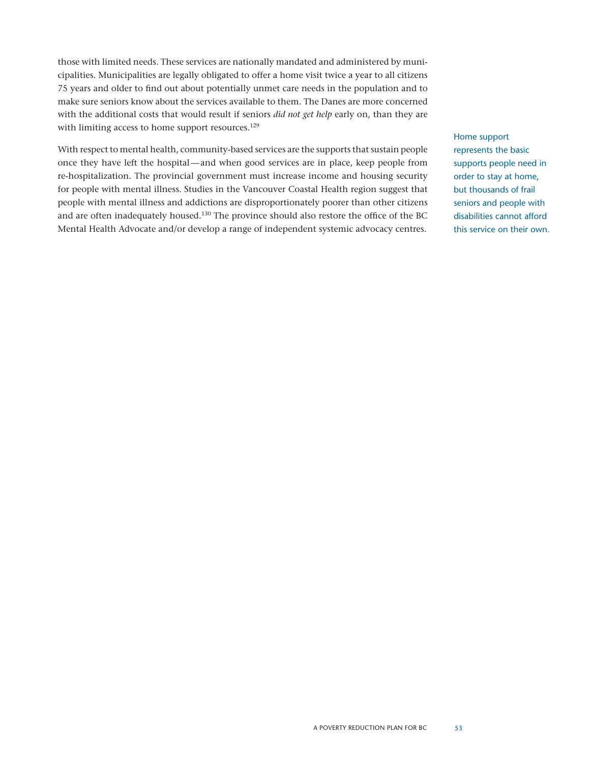those with limited needs. These services are nationally mandated and administered by municipalities. Municipalities are legally obligated to offer a home visit twice a year to all citizens 75 years and older to find out about potentially unmet care needs in the population and to make sure seniors know about the services available to them. The Danes are more concerned with the additional costs that would result if seniors *did not get help* early on, than they are with limiting access to home support resources.[129]

With respect to mental health, community-based services are the supports that sustain people once they have left the hospital—and when good services are in place, keep people from re-hospitalization. The provincial government must increase income and housing security for people with mental illness. Studies in the Vancouver Coastal Health region suggest that people with mental illness and addictions are disproportionately poorer than other citizens and are often inadequately housed.[130] The province should also restore the office of the BC Mental Health Advocate and/or develop a range of independent systemic advocacy centres.

Home support represents the basic supports people need in order to stay at home, but thousands of frail seniors and people with disabilities cannot afford this service on their own.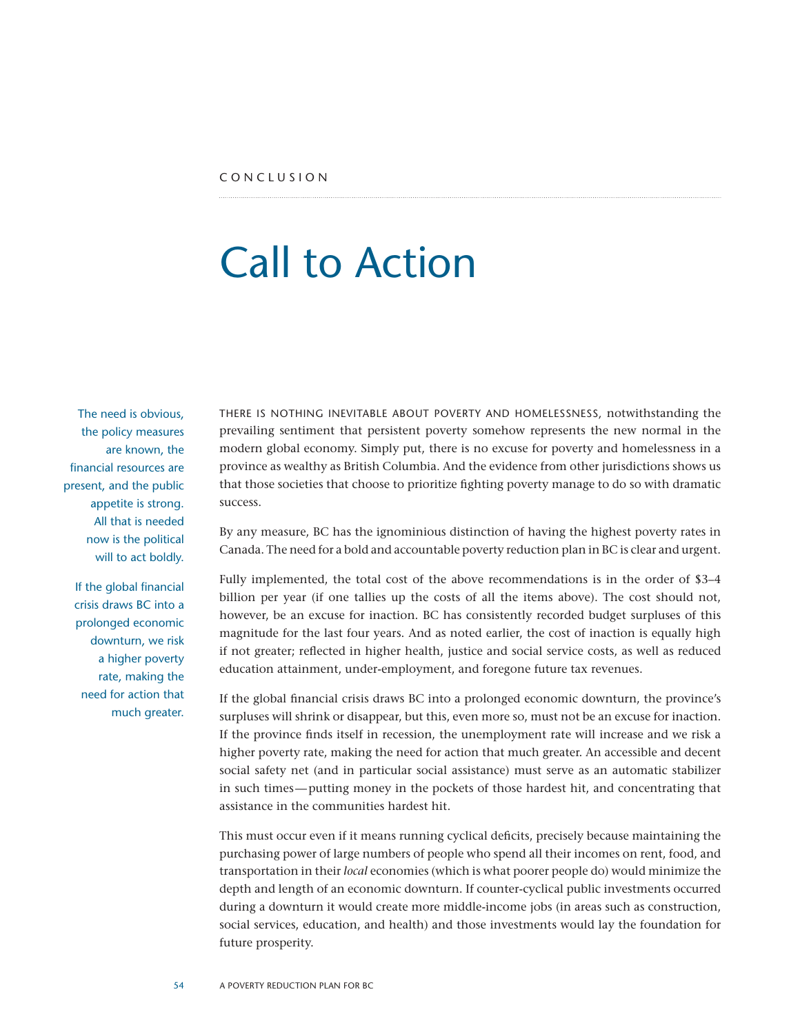CONCLUSION

# Call to Action

The need is obvious, the policy measures are known, the financial resources are present, and the public appetite is strong. All that is needed now is the political will to act boldly.

If the global financial crisis draws BC into a prolonged economic downturn, we risk a higher poverty rate, making the need for action that much greater.

THERE IS NOTHING INEVITABLE ABOUT POVERTY AND HOMELESSNESS, notwithstanding the prevailing sentiment that persistent poverty somehow represents the new normal in the modern global economy. Simply put, there is no excuse for poverty and homelessness in a province as wealthy as British Columbia. And the evidence from other jurisdictions shows us that those societies that choose to prioritize fighting poverty manage to do so with dramatic success.

By any measure, BC has the ignominious distinction of having the highest poverty rates in Canada. The need for a bold and accountable poverty reduction plan in BC is clear and urgent.

Fully implemented, the total cost of the above recommendations is in the order of $3–4 billion per year (if one tallies up the costs of all the items above). The cost should not, however, be an excuse for inaction. BC has consistently recorded budget surpluses of this magnitude for the last four years. And as noted earlier, the cost of inaction is equally high if not greater; reflected in higher health, justice and social service costs, as well as reduced education attainment, under-employment, and foregone future tax revenues.

If the global financial crisis draws BC into a prolonged economic downturn, the province's surpluses will shrink or disappear, but this, even more so, must not be an excuse for inaction. If the province finds itself in recession, the unemployment rate will increase and we risk a higher poverty rate, making the need for action that much greater. An accessible and decent social safety net (and in particular social assistance) must serve as an automatic stabilizer in such times—putting money in the pockets of those hardest hit, and concentrating that assistance in the communities hardest hit.

This must occur even if it means running cyclical deficits, precisely because maintaining the purchasing power of large numbers of people who spend all their incomes on rent, food, and transportation in their *local* economies (which is what poorer people do) would minimize the depth and length of an economic downturn. If counter-cyclical public investments occurred during a downturn it would create more middle-income jobs (in areas such as construction, social services, education, and health) and those investments would lay the foundation for future prosperity.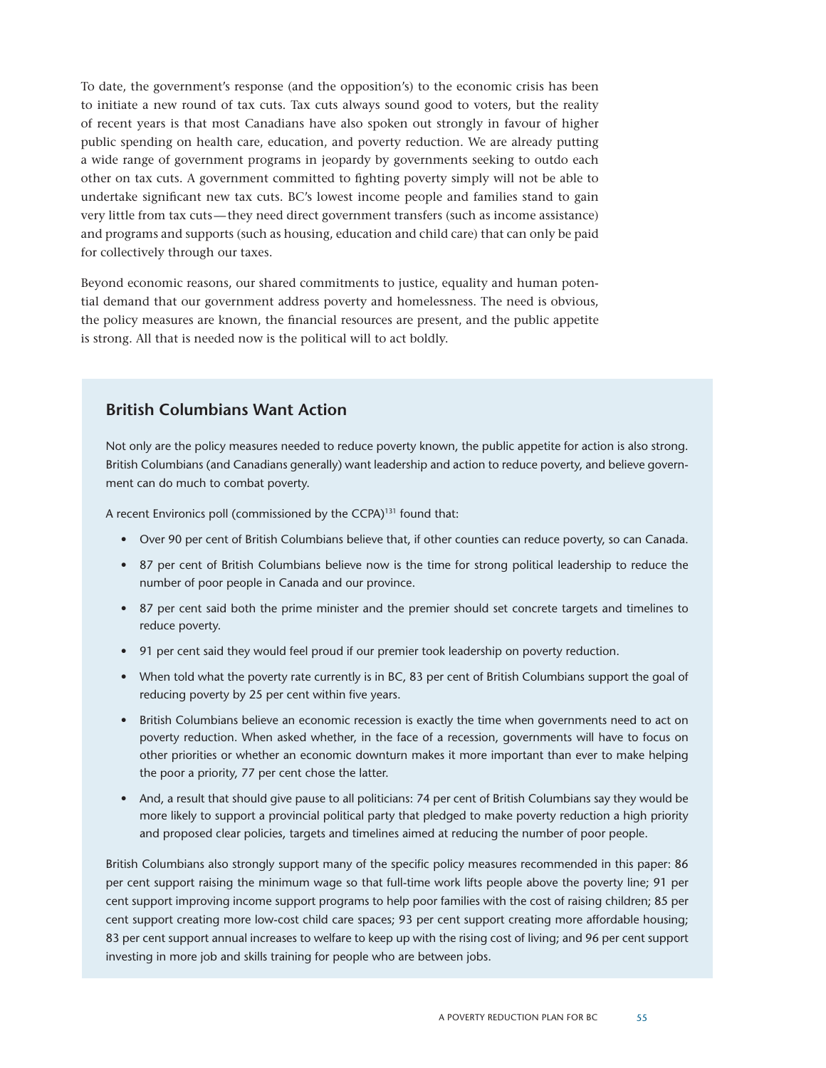To date, the government's response (and the opposition's) to the economic crisis has been to initiate a new round of tax cuts. Tax cuts always sound good to voters, but the reality of recent years is that most Canadians have also spoken out strongly in favour of higher public spending on health care, education, and poverty reduction. We are already putting a wide range of government programs in jeopardy by governments seeking to outdo each other on tax cuts. A government committed to fighting poverty simply will not be able to undertake significant new tax cuts. BC's lowest income people and families stand to gain very little from tax cuts—they need direct government transfers (such as income assistance) and programs and supports (such as housing, education and child care) that can only be paid for collectively through our taxes.

Beyond economic reasons, our shared commitments to justice, equality and human potential demand that our government address poverty and homelessness. The need is obvious, the policy measures are known, the financial resources are present, and the public appetite is strong. All that is needed now is the political will to act boldly.

## British Columbians Want Action

Not only are the policy measures needed to reduce poverty known, the public appetite for action is also strong. British Columbians (and Canadians generally) want leadership and action to reduce poverty, and believe government can do much to combat poverty.

A recent Environics poll (commissioned by the CCPA)[131] found that:

- Over 90 per cent of British Columbians believe that, if other counties can reduce poverty, so can Canada.
- 87 per cent of British Columbians believe now is the time for strong political leadership to reduce the number of poor people in Canada and our province.
- 87 per cent said both the prime minister and the premier should set concrete targets and timelines to reduce poverty.
- 91 per cent said they would feel proud if our premier took leadership on poverty reduction.
- When told what the poverty rate currently is in BC, 83 per cent of British Columbians support the goal of reducing poverty by 25 per cent within five years.
- British Columbians believe an economic recession is exactly the time when governments need to act on poverty reduction. When asked whether, in the face of a recession, governments will have to focus on other priorities or whether an economic downturn makes it more important than ever to make helping the poor a priority, 77 per cent chose the latter.
- And, a result that should give pause to all politicians: 74 per cent of British Columbians say they would be more likely to support a provincial political party that pledged to make poverty reduction a high priority and proposed clear policies, targets and timelines aimed at reducing the number of poor people.

British Columbians also strongly support many of the specific policy measures recommended in this paper: 86 per cent support raising the minimum wage so that full-time work lifts people above the poverty line; 91 per cent support improving income support programs to help poor families with the cost of raising children; 85 per cent support creating more low-cost child care spaces; 93 per cent support creating more affordable housing; 83 per cent support annual increases to welfare to keep up with the rising cost of living; and 96 per cent support investing in more job and skills training for people who are between jobs.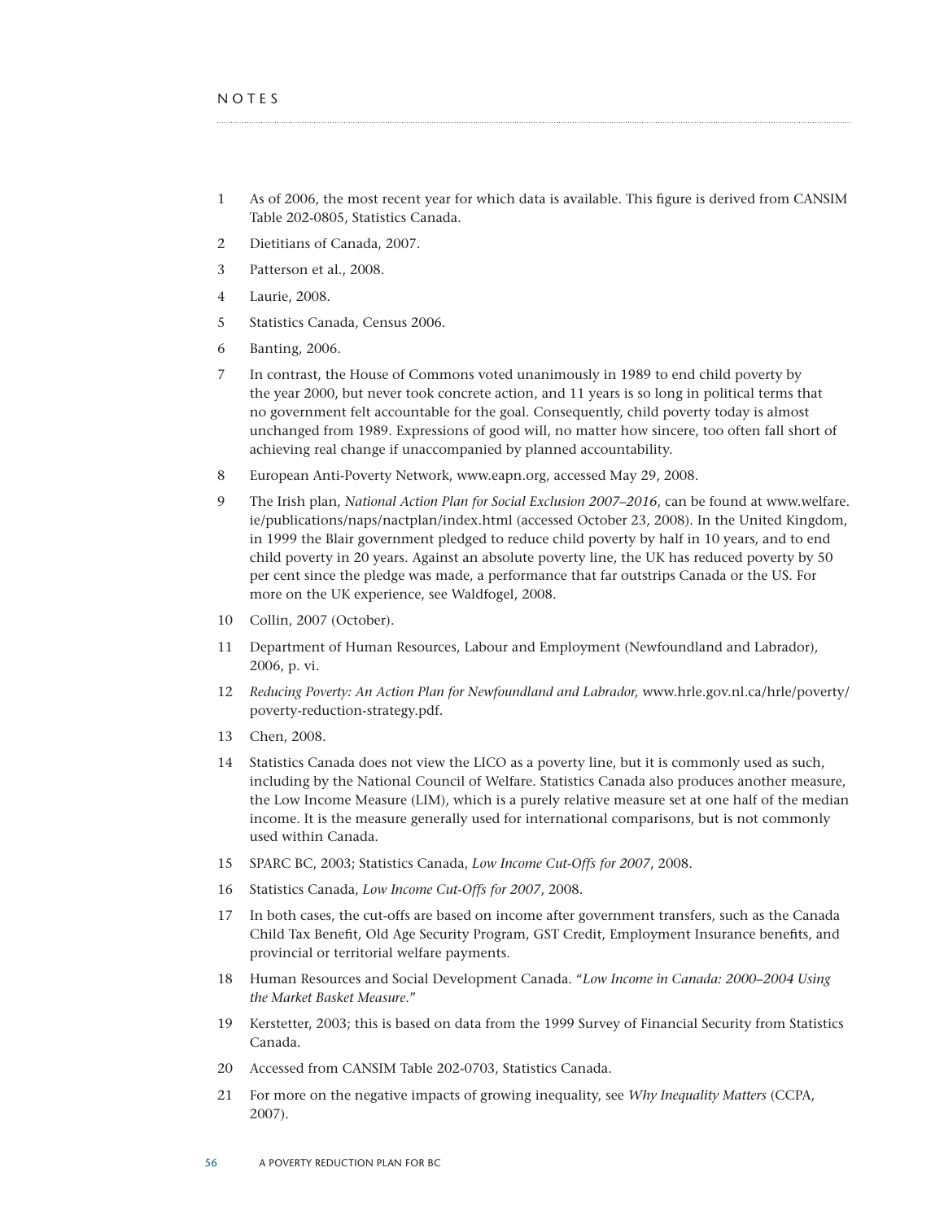NOTES

1. As of 2006, the most recent year for which data is available. This figure is derived from CANSIM Table 202-0805, Statistics Canada.
2. Dietitians of Canada, 2007.
3. Patterson et al., 2008.
4. Laurie, 2008.
5. Statistics Canada, Census 2006.
6. Banting, 2006.
7. In contrast, the House of Commons voted unanimously in 1989 to end child poverty by the year 2000, but never took concrete action, and 11 years is so long in political terms that no government felt accountable for the goal. Consequently, child poverty today is almost unchanged from 1989. Expressions of good will, no matter how sincere, too often fall short of achieving real change if unaccompanied by planned accountability.
8. European Anti-Poverty Network, www.eapn.org, accessed May 29, 2008.
9. The Irish plan, *National Action Plan for Social Exclusion 2007–2016*, can be found at www.welfare.ie/publications/naps/nactplan/index.html (accessed October 23, 2008). In the United Kingdom, in 1999 the Blair government pledged to reduce child poverty by half in 10 years, and to end child poverty in 20 years. Against an absolute poverty line, the UK has reduced poverty by 50 per cent since the pledge was made, a performance that far outstrips Canada or the US. For more on the UK experience, see Waldfogel, 2008.
10. Collin, 2007 (October).
11. Department of Human Resources, Labour and Employment (Newfoundland and Labrador), 2006, p. vi.
12. *Reducing Poverty: An Action Plan for Newfoundland and Labrador,* www.hrle.gov.nl.ca/hrle/poverty/poverty-reduction-strategy.pdf.
13. Chen, 2008.
14. Statistics Canada does not view the LICO as a poverty line, but it is commonly used as such, including by the National Council of Welfare. Statistics Canada also produces another measure, the Low Income Measure (LIM), which is a purely relative measure set at one half of the median income. It is the measure generally used for international comparisons, but is not commonly used within Canada.
15. SPARC BC, 2003; Statistics Canada, *Low Income Cut-Offs for 2007*, 2008.
16. Statistics Canada, *Low Income Cut-Offs for 2007*, 2008.
17. In both cases, the cut-offs are based on income after government transfers, such as the Canada Child Tax Benefit, Old Age Security Program, GST Credit, Employment Insurance benefits, and provincial or territorial welfare payments.
18. Human Resources and Social Development Canada. "*Low Income in Canada: 2000–2004 Using the Market Basket Measure*."
19. Kerstetter, 2003; this is based on data from the 1999 Survey of Financial Security from Statistics Canada.
20. Accessed from CANSIM Table 202-0703, Statistics Canada.
21. For more on the negative impacts of growing inequality, see *Why Inequality Matters* (CCPA, 2007).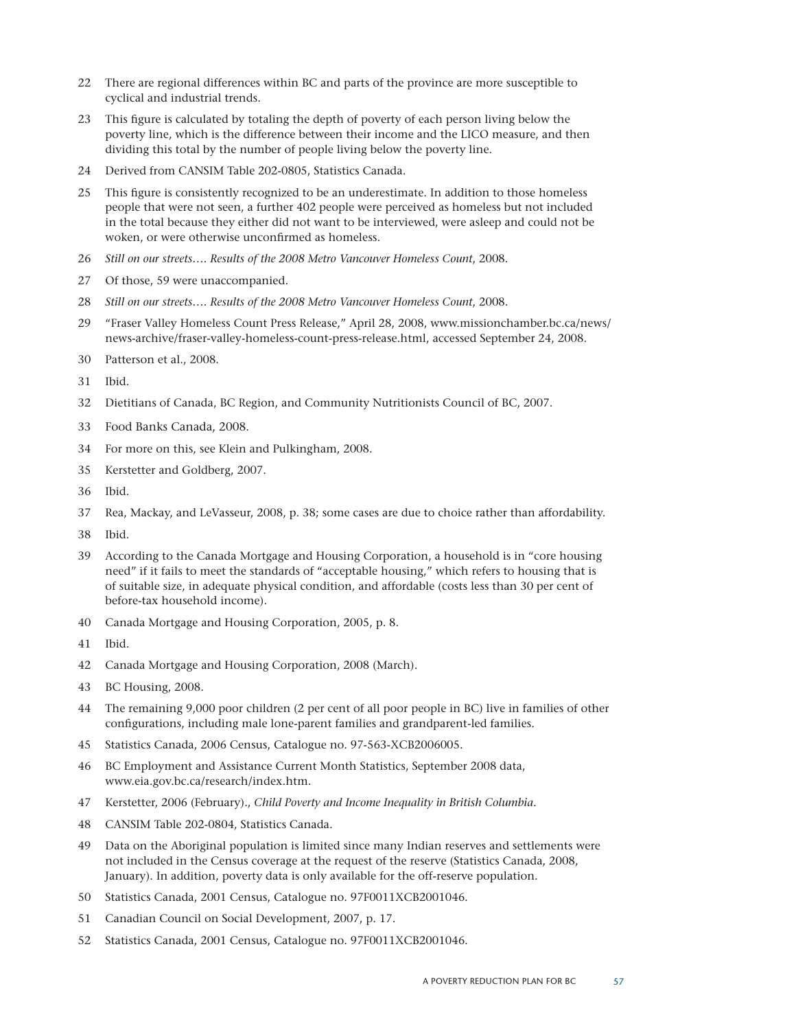22 There are regional differences within BC and parts of the province are more susceptible to cyclical and industrial trends.

23 This figure is calculated by totaling the depth of poverty of each person living below the poverty line, which is the difference between their income and the LICO measure, and then dividing this total by the number of people living below the poverty line.

24 Derived from CANSIM Table 202-0805, Statistics Canada.

25 This figure is consistently recognized to be an underestimate. In addition to those homeless people that were not seen, a further 402 people were perceived as homeless but not included in the total because they either did not want to be interviewed, were asleep and could not be woken, or were otherwise unconfirmed as homeless.

26 *Still on our streets…. Results of the 2008 Metro Vancouver Homeless Count*, 2008.

27 Of those, 59 were unaccompanied.

28 *Still on our streets…. Results of the 2008 Metro Vancouver Homeless Count*, 2008.

29 "Fraser Valley Homeless Count Press Release," April 28, 2008, www.missionchamber.bc.ca/news/news-archive/fraser-valley-homeless-count-press-release.html, accessed September 24, 2008.

30 Patterson et al., 2008.

31 Ibid.

32 Dietitians of Canada, BC Region, and Community Nutritionists Council of BC, 2007.

33 Food Banks Canada, 2008.

34 For more on this, see Klein and Pulkingham, 2008.

35 Kerstetter and Goldberg, 2007.

36 Ibid.

37 Rea, Mackay, and LeVasseur, 2008, p. 38; some cases are due to choice rather than affordability.

38 Ibid.

39 According to the Canada Mortgage and Housing Corporation, a household is in "core housing need" if it fails to meet the standards of "acceptable housing," which refers to housing that is of suitable size, in adequate physical condition, and affordable (costs less than 30 per cent of before-tax household income).

40 Canada Mortgage and Housing Corporation, 2005, p. 8.

41 Ibid.

42 Canada Mortgage and Housing Corporation, 2008 (March).

43 BC Housing, 2008.

44 The remaining 9,000 poor children (2 per cent of all poor people in BC) live in families of other configurations, including male lone-parent families and grandparent-led families.

45 Statistics Canada, 2006 Census, Catalogue no. 97-563-XCB2006005.

46 BC Employment and Assistance Current Month Statistics, September 2008 data, www.eia.gov.bc.ca/research/index.htm.

47 Kerstetter, 2006 (February)., *Child Poverty and Income Inequality in British Columbia*.

48 CANSIM Table 202-0804, Statistics Canada.

49 Data on the Aboriginal population is limited since many Indian reserves and settlements were not included in the Census coverage at the request of the reserve (Statistics Canada, 2008, January). In addition, poverty data is only available for the off-reserve population.

50 Statistics Canada, 2001 Census, Catalogue no. 97F0011XCB2001046.

51 Canadian Council on Social Development, 2007, p. 17.

52 Statistics Canada, 2001 Census, Catalogue no. 97F0011XCB2001046.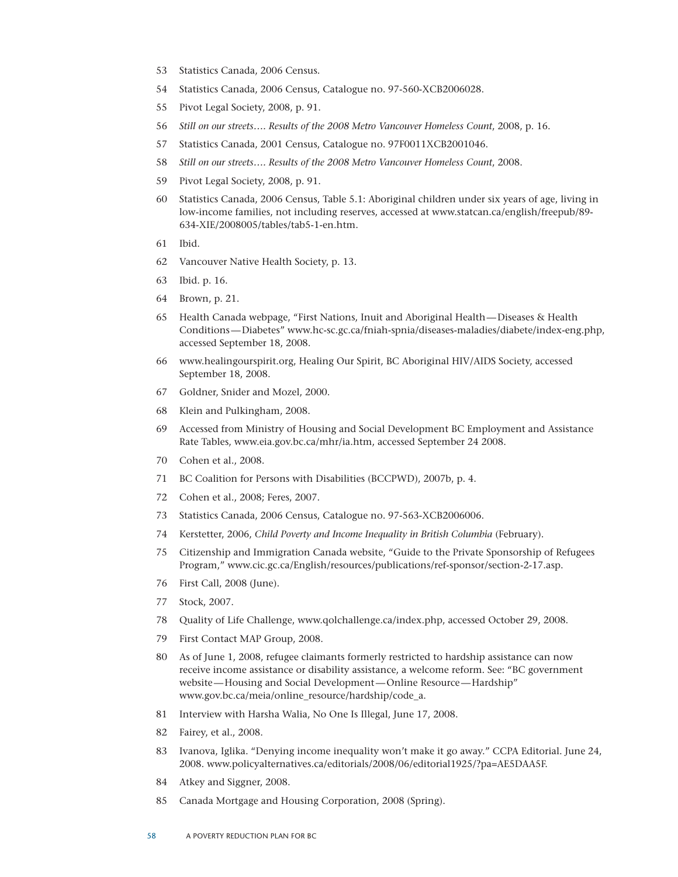53 Statistics Canada, 2006 Census.

54 Statistics Canada, 2006 Census, Catalogue no. 97-560-XCB2006028.

55 Pivot Legal Society, 2008, p. 91.

56 *Still on our streets…. Results of the 2008 Metro Vancouver Homeless Count*, 2008, p. 16.

57 Statistics Canada, 2001 Census, Catalogue no. 97F0011XCB2001046.

58 *Still on our streets…. Results of the 2008 Metro Vancouver Homeless Count*, 2008.

59 Pivot Legal Society, 2008, p. 91.

60 Statistics Canada, 2006 Census, Table 5.1: Aboriginal children under six years of age, living in low-income families, not including reserves, accessed at www.statcan.ca/english/freepub/89-634-XIE/2008005/tables/tab5-1-en.htm.

61 Ibid.

62 Vancouver Native Health Society, p. 13.

63 Ibid. p. 16.

64 Brown, p. 21.

65 Health Canada webpage, "First Nations, Inuit and Aboriginal Health—Diseases & Health Conditions—Diabetes" www.hc-sc.gc.ca/fniah-spnia/diseases-maladies/diabete/index-eng.php, accessed September 18, 2008.

66 www.healingourspirit.org, Healing Our Spirit, BC Aboriginal HIV/AIDS Society, accessed September 18, 2008.

67 Goldner, Snider and Mozel, 2000.

68 Klein and Pulkingham, 2008.

69 Accessed from Ministry of Housing and Social Development BC Employment and Assistance Rate Tables, www.eia.gov.bc.ca/mhr/ia.htm, accessed September 24 2008.

70 Cohen et al., 2008.

71 BC Coalition for Persons with Disabilities (BCCPWD), 2007b, p. 4.

72 Cohen et al., 2008; Feres, 2007.

73 Statistics Canada, 2006 Census, Catalogue no. 97-563-XCB2006006.

74 Kerstetter, 2006, *Child Poverty and Income Inequality in British Columbia* (February).

75 Citizenship and Immigration Canada website, "Guide to the Private Sponsorship of Refugees Program," www.cic.gc.ca/English/resources/publications/ref-sponsor/section-2-17.asp.

76 First Call, 2008 (June).

77 Stock, 2007.

78 Quality of Life Challenge, www.qolchallenge.ca/index.php, accessed October 29, 2008.

79 First Contact MAP Group, 2008.

80 As of June 1, 2008, refugee claimants formerly restricted to hardship assistance can now receive income assistance or disability assistance, a welcome reform. See: "BC government website—Housing and Social Development—Online Resource—Hardship" www.gov.bc.ca/meia/online_resource/hardship/code_a.

81 Interview with Harsha Walia, No One Is Illegal, June 17, 2008.

82 Fairey, et al., 2008.

83 Ivanova, Iglika. "Denying income inequality won't make it go away." CCPA Editorial. June 24, 2008. www.policyalternatives.ca/editorials/2008/06/editorial1925/?pa=AE5DAA5F.

84 Atkey and Siggner, 2008.

85 Canada Mortgage and Housing Corporation, 2008 (Spring).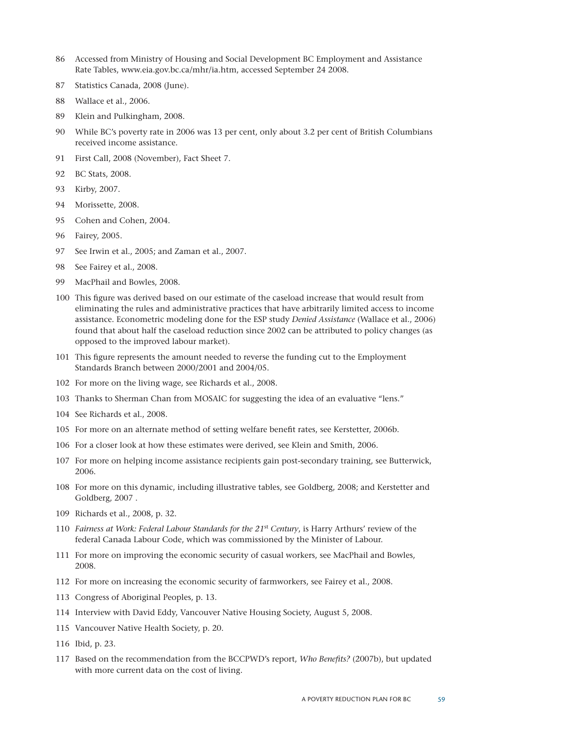86 Accessed from Ministry of Housing and Social Development BC Employment and Assistance Rate Tables, www.eia.gov.bc.ca/mhr/ia.htm, accessed September 24 2008.

87 Statistics Canada, 2008 (June).

88 Wallace et al., 2006.

89 Klein and Pulkingham, 2008.

90 While BC's poverty rate in 2006 was 13 per cent, only about 3.2 per cent of British Columbians received income assistance.

91 First Call, 2008 (November), Fact Sheet 7.

92 BC Stats, 2008.

93 Kirby, 2007.

94 Morissette, 2008.

95 Cohen and Cohen, 2004.

96 Fairey, 2005.

97 See Irwin et al., 2005; and Zaman et al., 2007.

98 See Fairey et al., 2008.

99 MacPhail and Bowles, 2008.

100 This figure was derived based on our estimate of the caseload increase that would result from eliminating the rules and administrative practices that have arbitrarily limited access to income assistance. Econometric modeling done for the ESP study *Denied Assistance* (Wallace et al., 2006) found that about half the caseload reduction since 2002 can be attributed to policy changes (as opposed to the improved labour market).

101 This figure represents the amount needed to reverse the funding cut to the Employment Standards Branch between 2000/2001 and 2004/05.

102 For more on the living wage, see Richards et al., 2008.

103 Thanks to Sherman Chan from MOSAIC for suggesting the idea of an evaluative "lens."

104 See Richards et al., 2008.

105 For more on an alternate method of setting welfare benefit rates, see Kerstetter, 2006b.

106 For a closer look at how these estimates were derived, see Klein and Smith, 2006.

107 For more on helping income assistance recipients gain post-secondary training, see Butterwick, 2006.

108 For more on this dynamic, including illustrative tables, see Goldberg, 2008; and Kerstetter and Goldberg, 2007 .

109 Richards et al., 2008, p. 32.

110 *Fairness at Work: Federal Labour Standards for the 21st Century*, is Harry Arthurs' review of the federal Canada Labour Code, which was commissioned by the Minister of Labour.

111 For more on improving the economic security of casual workers, see MacPhail and Bowles, 2008.

112 For more on increasing the economic security of farmworkers, see Fairey et al., 2008.

113 Congress of Aboriginal Peoples, p. 13.

114 Interview with David Eddy, Vancouver Native Housing Society, August 5, 2008.

115 Vancouver Native Health Society, p. 20.

116 Ibid, p. 23.

117 Based on the recommendation from the BCCPWD's report, *Who Benefits?* (2007b), but updated with more current data on the cost of living.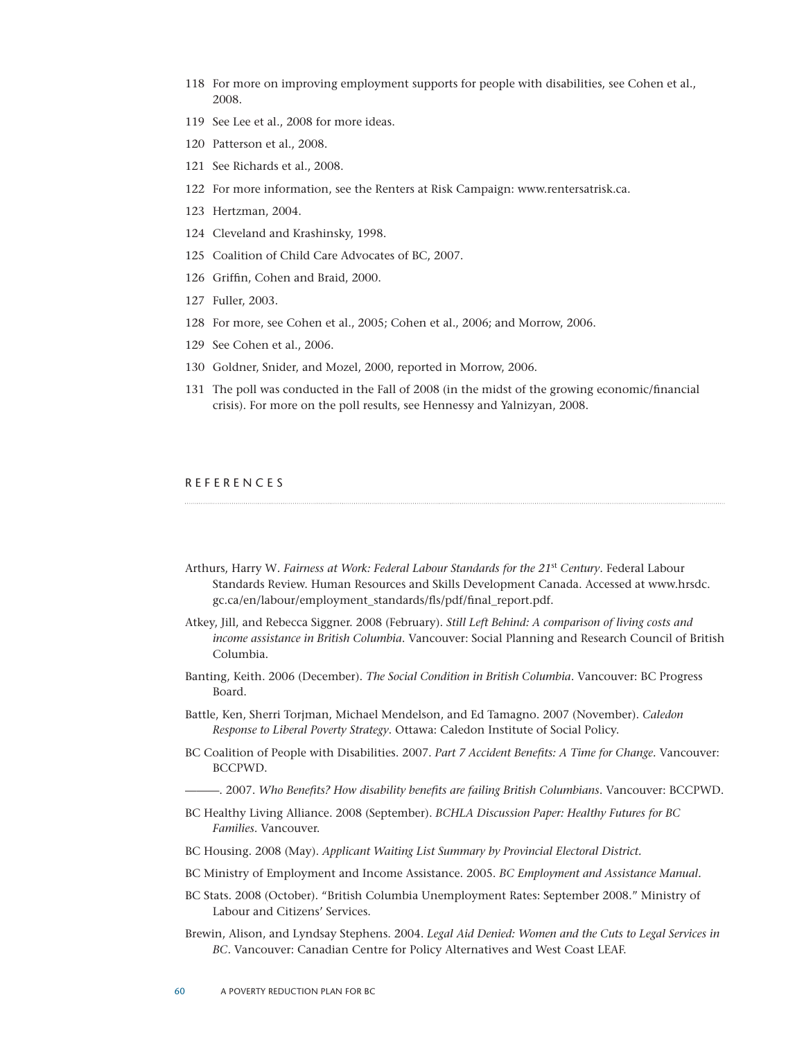118 For more on improving employment supports for people with disabilities, see Cohen et al., 2008.

119 See Lee et al., 2008 for more ideas.

120 Patterson et al., 2008.

121 See Richards et al., 2008.

122 For more information, see the Renters at Risk Campaign: www.rentersatrisk.ca.

123 Hertzman, 2004.

124 Cleveland and Krashinsky, 1998.

125 Coalition of Child Care Advocates of BC, 2007.

126 Griffin, Cohen and Braid, 2000.

127 Fuller, 2003.

128 For more, see Cohen et al., 2005; Cohen et al., 2006; and Morrow, 2006.

129 See Cohen et al., 2006.

130 Goldner, Snider, and Mozel, 2000, reported in Morrow, 2006.

131 The poll was conducted in the Fall of 2008 (in the midst of the growing economic/financial crisis). For more on the poll results, see Hennessy and Yalnizyan, 2008.

## REFERENCES

Arthurs, Harry W. *Fairness at Work: Federal Labour Standards for the 21st Century*. Federal Labour Standards Review. Human Resources and Skills Development Canada. Accessed at www.hrsdc.gc.ca/en/labour/employment_standards/fls/pdf/final_report.pdf.

Atkey, Jill, and Rebecca Siggner. 2008 (February). *Still Left Behind: A comparison of living costs and income assistance in British Columbia*. Vancouver: Social Planning and Research Council of British Columbia.

Banting, Keith. 2006 (December). *The Social Condition in British Columbia*. Vancouver: BC Progress Board.

Battle, Ken, Sherri Torjman, Michael Mendelson, and Ed Tamagno. 2007 (November). *Caledon Response to Liberal Poverty Strategy*. Ottawa: Caledon Institute of Social Policy.

BC Coalition of People with Disabilities. 2007. *Part 7 Accident Benefits: A Time for Change*. Vancouver: BCCPWD.

———. 2007. *Who Benefits? How disability benefits are failing British Columbians*. Vancouver: BCCPWD.

BC Healthy Living Alliance. 2008 (September). *BCHLA Discussion Paper: Healthy Futures for BC Families*. Vancouver.

BC Housing. 2008 (May). *Applicant Waiting List Summary by Provincial Electoral District*.

BC Ministry of Employment and Income Assistance. 2005. *BC Employment and Assistance Manual*.

BC Stats. 2008 (October). "British Columbia Unemployment Rates: September 2008." Ministry of Labour and Citizens' Services.

Brewin, Alison, and Lyndsay Stephens. 2004. *Legal Aid Denied: Women and the Cuts to Legal Services in BC*. Vancouver: Canadian Centre for Policy Alternatives and West Coast LEAF.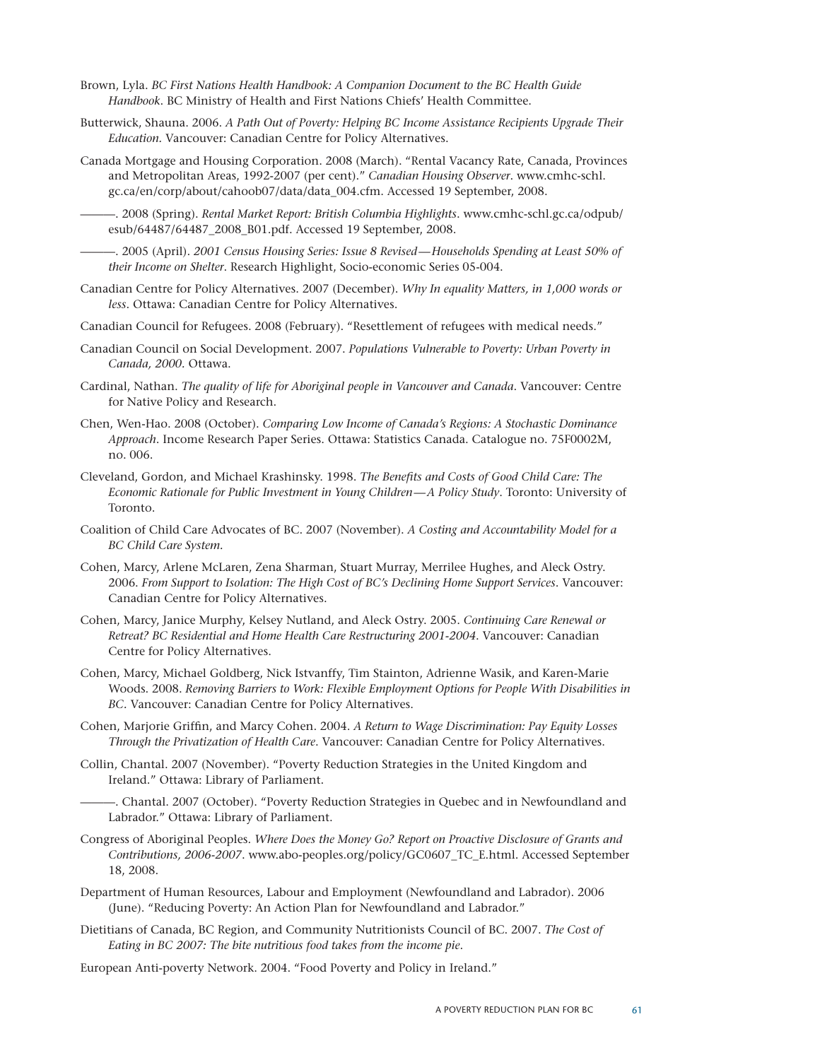Brown, Lyla. *BC First Nations Health Handbook: A Companion Document to the BC Health Guide Handbook*. BC Ministry of Health and First Nations Chiefs' Health Committee.

Butterwick, Shauna. 2006. *A Path Out of Poverty: Helping BC Income Assistance Recipients Upgrade Their Education.* Vancouver: Canadian Centre for Policy Alternatives.

Canada Mortgage and Housing Corporation. 2008 (March). "Rental Vacancy Rate, Canada, Provinces and Metropolitan Areas, 1992-2007 (per cent)." *Canadian Housing Observer*. www.cmhc-schl.gc.ca/en/corp/about/cahoob07/data/data_004.cfm. Accessed 19 September, 2008.

———. 2008 (Spring). *Rental Market Report: British Columbia Highlights*. www.cmhc-schl.gc.ca/odpub/esub/64487/64487_2008_B01.pdf. Accessed 19 September, 2008.

———. 2005 (April). *2001 Census Housing Series: Issue 8 Revised—Households Spending at Least 50% of their Income on Shelter*. Research Highlight, Socio-economic Series 05-004.

Canadian Centre for Policy Alternatives. 2007 (December). *Why In equality Matters, in 1,000 words or less*. Ottawa: Canadian Centre for Policy Alternatives.

Canadian Council for Refugees. 2008 (February). "Resettlement of refugees with medical needs."

Canadian Council on Social Development. 2007. *Populations Vulnerable to Poverty: Urban Poverty in Canada, 2000*. Ottawa.

Cardinal, Nathan. *The quality of life for Aboriginal people in Vancouver and Canada*. Vancouver: Centre for Native Policy and Research.

Chen, Wen-Hao. 2008 (October). *Comparing Low Income of Canada's Regions: A Stochastic Dominance Approach*. Income Research Paper Series. Ottawa: Statistics Canada. Catalogue no. 75F0002M, no. 006.

Cleveland, Gordon, and Michael Krashinsky. 1998. *The Benefits and Costs of Good Child Care: The Economic Rationale for Public Investment in Young Children—A Policy Study*. Toronto: University of Toronto.

Coalition of Child Care Advocates of BC. 2007 (November). *A Costing and Accountability Model for a BC Child Care System.*

Cohen, Marcy, Arlene McLaren, Zena Sharman, Stuart Murray, Merrilee Hughes, and Aleck Ostry. 2006. *From Support to Isolation: The High Cost of BC's Declining Home Support Services*. Vancouver: Canadian Centre for Policy Alternatives.

Cohen, Marcy, Janice Murphy, Kelsey Nutland, and Aleck Ostry. 2005. *Continuing Care Renewal or Retreat? BC Residential and Home Health Care Restructuring 2001-2004*. Vancouver: Canadian Centre for Policy Alternatives.

Cohen, Marcy, Michael Goldberg, Nick Istvanffy, Tim Stainton, Adrienne Wasik, and Karen-Marie Woods. 2008. *Removing Barriers to Work: Flexible Employment Options for People With Disabilities in BC*. Vancouver: Canadian Centre for Policy Alternatives.

Cohen, Marjorie Griffin, and Marcy Cohen. 2004. *A Return to Wage Discrimination: Pay Equity Losses Through the Privatization of Health Care*. Vancouver: Canadian Centre for Policy Alternatives.

Collin, Chantal. 2007 (November). "Poverty Reduction Strategies in the United Kingdom and Ireland." Ottawa: Library of Parliament.

———. Chantal. 2007 (October). "Poverty Reduction Strategies in Quebec and in Newfoundland and Labrador." Ottawa: Library of Parliament.

Congress of Aboriginal Peoples. *Where Does the Money Go? Report on Proactive Disclosure of Grants and Contributions, 2006-2007*. www.abo-peoples.org/policy/GC0607_TC_E.html. Accessed September 18, 2008.

Department of Human Resources, Labour and Employment (Newfoundland and Labrador). 2006 (June). "Reducing Poverty: An Action Plan for Newfoundland and Labrador."

Dietitians of Canada, BC Region, and Community Nutritionists Council of BC. 2007. *The Cost of Eating in BC 2007: The bite nutritious food takes from the income pie*.

European Anti-poverty Network. 2004. "Food Poverty and Policy in Ireland."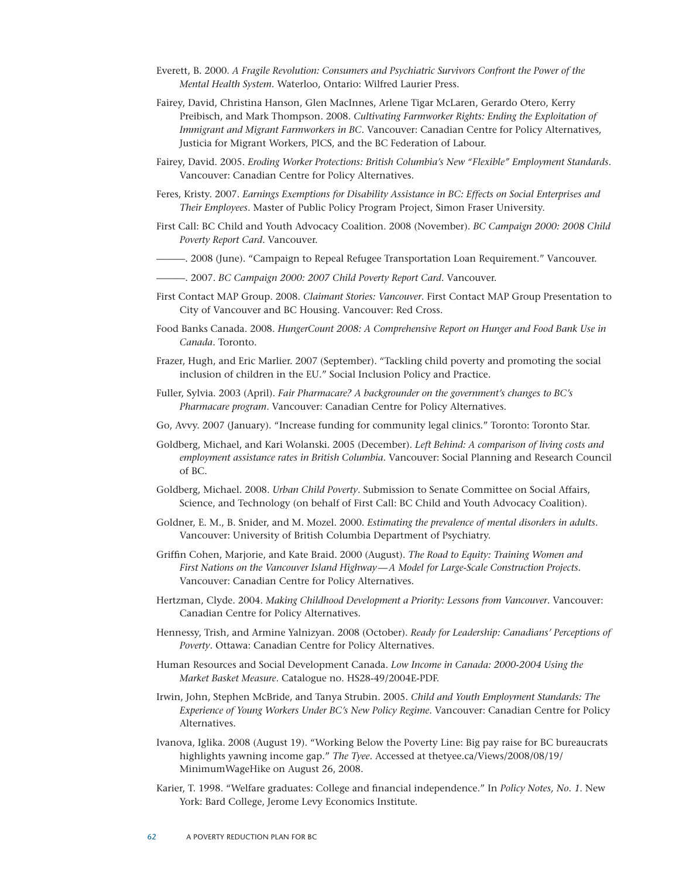Everett, B. 2000. *A Fragile Revolution: Consumers and Psychiatric Survivors Confront the Power of the Mental Health System*. Waterloo, Ontario: Wilfred Laurier Press.

Fairey, David, Christina Hanson, Glen MacInnes, Arlene Tigar McLaren, Gerardo Otero, Kerry Preibisch, and Mark Thompson. 2008. *Cultivating Farmworker Rights: Ending the Exploitation of Immigrant and Migrant Farmworkers in BC*. Vancouver: Canadian Centre for Policy Alternatives, Justicia for Migrant Workers, PICS, and the BC Federation of Labour.

Fairey, David. 2005. *Eroding Worker Protections: British Columbia's New "Flexible" Employment Standards*. Vancouver: Canadian Centre for Policy Alternatives.

Feres, Kristy. 2007. *Earnings Exemptions for Disability Assistance in BC: Effects on Social Enterprises and Their Employees*. Master of Public Policy Program Project, Simon Fraser University.

First Call: BC Child and Youth Advocacy Coalition. 2008 (November). *BC Campaign 2000: 2008 Child Poverty Report Card*. Vancouver.

———. 2008 (June). "Campaign to Repeal Refugee Transportation Loan Requirement." Vancouver.

———. 2007. *BC Campaign 2000: 2007 Child Poverty Report Card*. Vancouver.

First Contact MAP Group. 2008. *Claimant Stories: Vancouver*. First Contact MAP Group Presentation to City of Vancouver and BC Housing. Vancouver: Red Cross.

Food Banks Canada. 2008. *HungerCount 2008: A Comprehensive Report on Hunger and Food Bank Use in Canada*. Toronto.

Frazer, Hugh, and Eric Marlier. 2007 (September). "Tackling child poverty and promoting the social inclusion of children in the EU." Social Inclusion Policy and Practice.

Fuller, Sylvia. 2003 (April). *Fair Pharmacare? A backgrounder on the government's changes to BC's Pharmacare program*. Vancouver: Canadian Centre for Policy Alternatives.

Go, Avvy. 2007 (January). "Increase funding for community legal clinics." Toronto: Toronto Star.

Goldberg, Michael, and Kari Wolanski. 2005 (December). *Left Behind: A comparison of living costs and employment assistance rates in British Columbia*. Vancouver: Social Planning and Research Council of BC.

Goldberg, Michael. 2008. *Urban Child Poverty*. Submission to Senate Committee on Social Affairs, Science, and Technology (on behalf of First Call: BC Child and Youth Advocacy Coalition).

Goldner, E. M., B. Snider, and M. Mozel. 2000. *Estimating the prevalence of mental disorders in adults*. Vancouver: University of British Columbia Department of Psychiatry.

Griffin Cohen, Marjorie, and Kate Braid. 2000 (August). *The Road to Equity: Training Women and First Nations on the Vancouver Island Highway—A Model for Large-Scale Construction Projects.* Vancouver: Canadian Centre for Policy Alternatives.

Hertzman, Clyde. 2004. *Making Childhood Development a Priority: Lessons from Vancouver*. Vancouver: Canadian Centre for Policy Alternatives.

Hennessy, Trish, and Armine Yalnizyan. 2008 (October). *Ready for Leadership: Canadians' Perceptions of Poverty*. Ottawa: Canadian Centre for Policy Alternatives.

Human Resources and Social Development Canada. *Low Income in Canada: 2000-2004 Using the Market Basket Measure*. Catalogue no. HS28-49/2004E-PDF.

Irwin, John, Stephen McBride, and Tanya Strubin. 2005. *Child and Youth Employment Standards: The Experience of Young Workers Under BC's New Policy Regime*. Vancouver: Canadian Centre for Policy Alternatives.

Ivanova, Iglika. 2008 (August 19). "Working Below the Poverty Line: Big pay raise for BC bureaucrats highlights yawning income gap." *The Tyee*. Accessed at thetyee.ca/Views/2008/08/19/MinimumWageHike on August 26, 2008.

Karier, T. 1998. "Welfare graduates: College and financial independence." In *Policy Notes, No. 1*. New York: Bard College, Jerome Levy Economics Institute.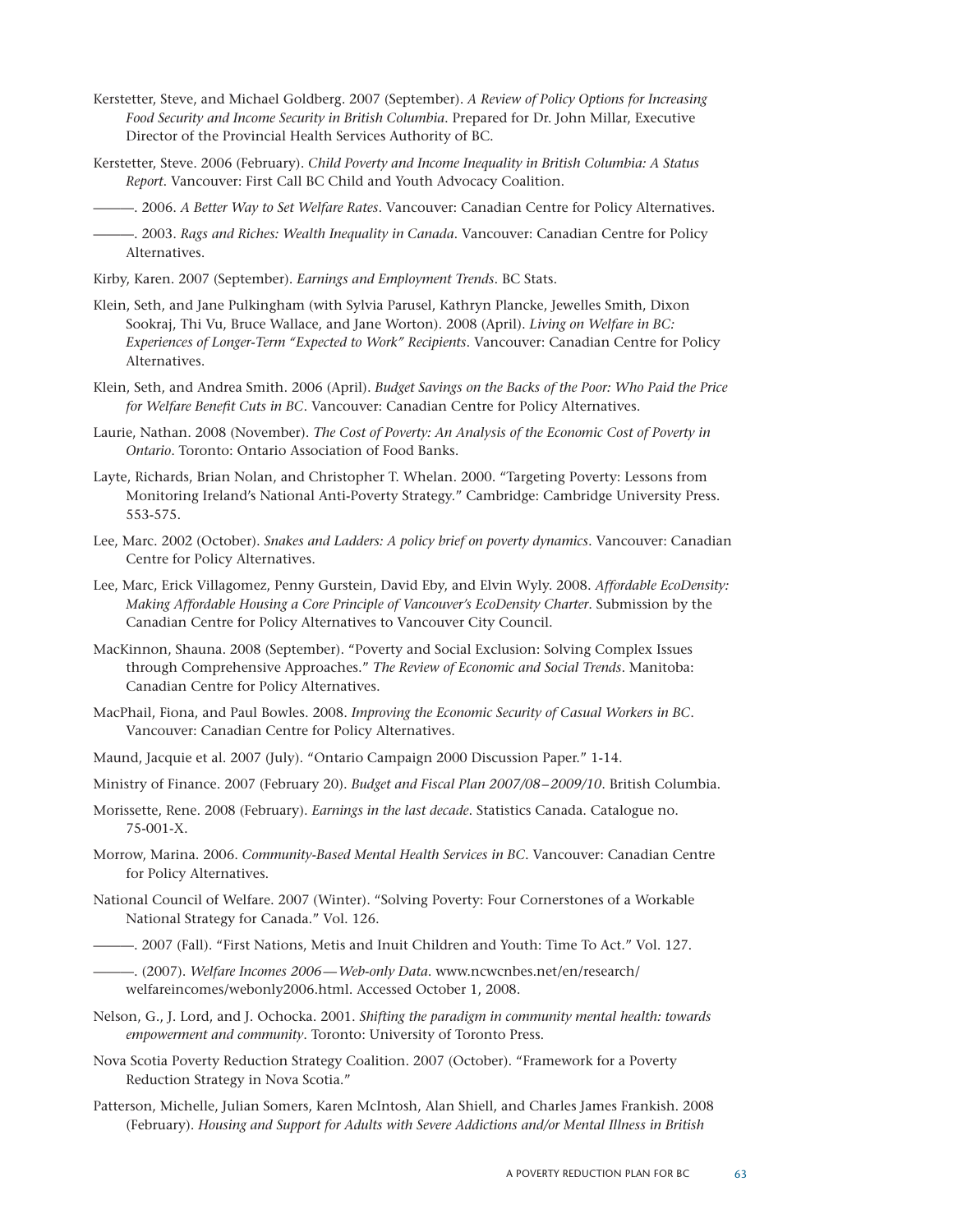Kerstetter, Steve, and Michael Goldberg. 2007 (September). *A Review of Policy Options for Increasing Food Security and Income Security in British Columbia*. Prepared for Dr. John Millar, Executive Director of the Provincial Health Services Authority of BC.

Kerstetter, Steve. 2006 (February). *Child Poverty and Income Inequality in British Columbia: A Status Report*. Vancouver: First Call BC Child and Youth Advocacy Coalition.

———. 2006. *A Better Way to Set Welfare Rates*. Vancouver: Canadian Centre for Policy Alternatives.

———. 2003. *Rags and Riches: Wealth Inequality in Canada*. Vancouver: Canadian Centre for Policy Alternatives.

Kirby, Karen. 2007 (September). *Earnings and Employment Trends*. BC Stats.

Klein, Seth, and Jane Pulkingham (with Sylvia Parusel, Kathryn Plancke, Jewelles Smith, Dixon Sookraj, Thi Vu, Bruce Wallace, and Jane Worton). 2008 (April). *Living on Welfare in BC: Experiences of Longer-Term "Expected to Work" Recipients*. Vancouver: Canadian Centre for Policy Alternatives.

Klein, Seth, and Andrea Smith. 2006 (April). *Budget Savings on the Backs of the Poor: Who Paid the Price for Welfare Benefit Cuts in BC*. Vancouver: Canadian Centre for Policy Alternatives.

Laurie, Nathan. 2008 (November). *The Cost of Poverty: An Analysis of the Economic Cost of Poverty in Ontario*. Toronto: Ontario Association of Food Banks.

Layte, Richards, Brian Nolan, and Christopher T. Whelan. 2000. "Targeting Poverty: Lessons from Monitoring Ireland's National Anti-Poverty Strategy." Cambridge: Cambridge University Press. 553-575.

Lee, Marc. 2002 (October). *Snakes and Ladders: A policy brief on poverty dynamics*. Vancouver: Canadian Centre for Policy Alternatives.

Lee, Marc, Erick Villagomez, Penny Gurstein, David Eby, and Elvin Wyly. 2008. *Affordable EcoDensity: Making Affordable Housing a Core Principle of Vancouver's EcoDensity Charter*. Submission by the Canadian Centre for Policy Alternatives to Vancouver City Council.

MacKinnon, Shauna. 2008 (September). "Poverty and Social Exclusion: Solving Complex Issues through Comprehensive Approaches." *The Review of Economic and Social Trends*. Manitoba: Canadian Centre for Policy Alternatives.

MacPhail, Fiona, and Paul Bowles. 2008. *Improving the Economic Security of Casual Workers in BC*. Vancouver: Canadian Centre for Policy Alternatives.

Maund, Jacquie et al. 2007 (July). "Ontario Campaign 2000 Discussion Paper." 1-14.

Ministry of Finance. 2007 (February 20). *Budget and Fiscal Plan 2007/08–2009/10*. British Columbia.

Morissette, Rene. 2008 (February). *Earnings in the last decade*. Statistics Canada. Catalogue no. 75-001-X.

Morrow, Marina. 2006. *Community-Based Mental Health Services in BC*. Vancouver: Canadian Centre for Policy Alternatives.

National Council of Welfare. 2007 (Winter). "Solving Poverty: Four Cornerstones of a Workable National Strategy for Canada." Vol. 126.

———. 2007 (Fall). "First Nations, Metis and Inuit Children and Youth: Time To Act." Vol. 127.

———. (2007). *Welfare Incomes 2006—Web-only Data*. www.ncwcnbes.net/en/research/welfareincomes/webonly2006.html. Accessed October 1, 2008.

Nelson, G., J. Lord, and J. Ochocka. 2001. *Shifting the paradigm in community mental health: towards empowerment and community*. Toronto: University of Toronto Press.

Nova Scotia Poverty Reduction Strategy Coalition. 2007 (October). "Framework for a Poverty Reduction Strategy in Nova Scotia."

Patterson, Michelle, Julian Somers, Karen McIntosh, Alan Shiell, and Charles James Frankish. 2008 (February). *Housing and Support for Adults with Severe Addictions and/or Mental Illness in British*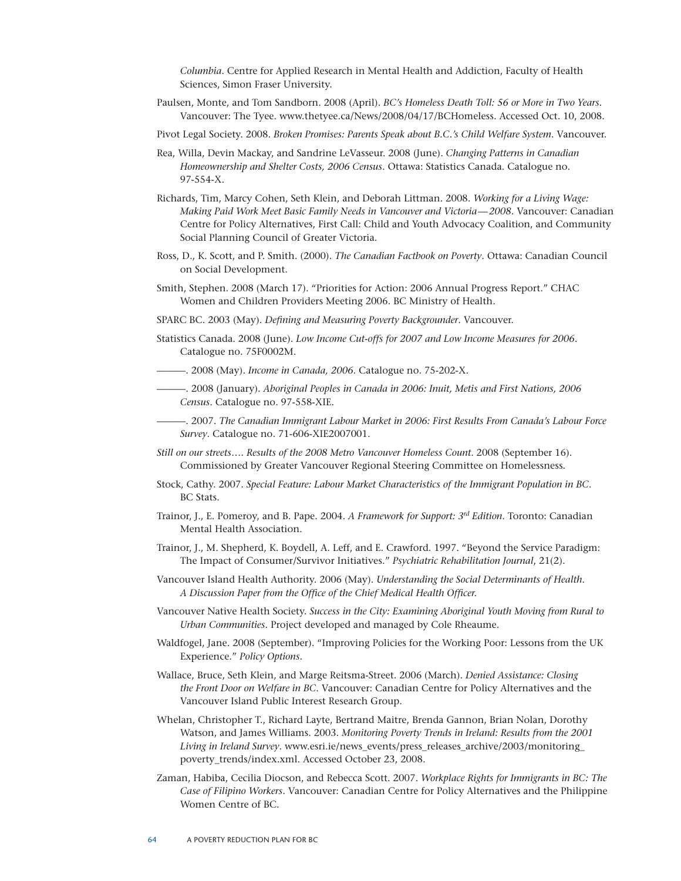*Columbia*. Centre for Applied Research in Mental Health and Addiction, Faculty of Health Sciences, Simon Fraser University.

Paulsen, Monte, and Tom Sandborn. 2008 (April). *BC's Homeless Death Toll: 56 or More in Two Years*. Vancouver: The Tyee. www.thetyee.ca/News/2008/04/17/BCHomeless. Accessed Oct. 10, 2008.

Pivot Legal Society. 2008. *Broken Promises: Parents Speak about B.C.'s Child Welfare System*. Vancouver.

Rea, Willa, Devin Mackay, and Sandrine LeVasseur. 2008 (June). *Changing Patterns in Canadian Homeownership and Shelter Costs, 2006 Census*. Ottawa: Statistics Canada. Catalogue no. 97-554-X.

Richards, Tim, Marcy Cohen, Seth Klein, and Deborah Littman. 2008. *Working for a Living Wage: Making Paid Work Meet Basic Family Needs in Vancouver and Victoria—2008*. Vancouver: Canadian Centre for Policy Alternatives, First Call: Child and Youth Advocacy Coalition, and Community Social Planning Council of Greater Victoria.

Ross, D., K. Scott, and P. Smith. (2000). *The Canadian Factbook on Poverty*. Ottawa: Canadian Council on Social Development.

Smith, Stephen. 2008 (March 17). "Priorities for Action: 2006 Annual Progress Report." CHAC Women and Children Providers Meeting 2006. BC Ministry of Health.

SPARC BC. 2003 (May). *Defining and Measuring Poverty Backgrounder*. Vancouver.

Statistics Canada. 2008 (June). *Low Income Cut-offs for 2007 and Low Income Measures for 2006*. Catalogue no. 75F0002M.

———. 2008 (May). *Income in Canada, 2006*. Catalogue no. 75-202-X.

———. 2008 (January). *Aboriginal Peoples in Canada in 2006: Inuit, Metis and First Nations, 2006 Census*. Catalogue no. 97-558-XIE.

———. 2007. *The Canadian Immigrant Labour Market in 2006: First Results From Canada's Labour Force Survey*. Catalogue no. 71-606-XIE2007001.

*Still on our streets…. Results of the 2008 Metro Vancouver Homeless Count*. 2008 (September 16). Commissioned by Greater Vancouver Regional Steering Committee on Homelessness.

Stock, Cathy. 2007. *Special Feature: Labour Market Characteristics of the Immigrant Population in BC*. BC Stats.

Trainor, J., E. Pomeroy, and B. Pape. 2004. *A Framework for Support: 3rd Edition*. Toronto: Canadian Mental Health Association.

Trainor, J., M. Shepherd, K. Boydell, A. Leff, and E. Crawford. 1997. "Beyond the Service Paradigm: The Impact of Consumer/Survivor Initiatives." *Psychiatric Rehabilitation Journal*, 21(2).

Vancouver Island Health Authority. 2006 (May). *Understanding the Social Determinants of Health. A Discussion Paper from the Office of the Chief Medical Health Officer*.

Vancouver Native Health Society. *Success in the City: Examining Aboriginal Youth Moving from Rural to Urban Communities*. Project developed and managed by Cole Rheaume.

Waldfogel, Jane. 2008 (September). "Improving Policies for the Working Poor: Lessons from the UK Experience." *Policy Options*.

Wallace, Bruce, Seth Klein, and Marge Reitsma-Street. 2006 (March). *Denied Assistance: Closing the Front Door on Welfare in BC*. Vancouver: Canadian Centre for Policy Alternatives and the Vancouver Island Public Interest Research Group.

Whelan, Christopher T., Richard Layte, Bertrand Maitre, Brenda Gannon, Brian Nolan, Dorothy Watson, and James Williams. 2003. *Monitoring Poverty Trends in Ireland: Results from the 2001 Living in Ireland Survey*. www.esri.ie/news_events/press_releases_archive/2003/monitoring_poverty_trends/index.xml. Accessed October 23, 2008.

Zaman, Habiba, Cecilia Diocson, and Rebecca Scott. 2007. *Workplace Rights for Immigrants in BC: The Case of Filipino Workers*. Vancouver: Canadian Centre for Policy Alternatives and the Philippine Women Centre of BC.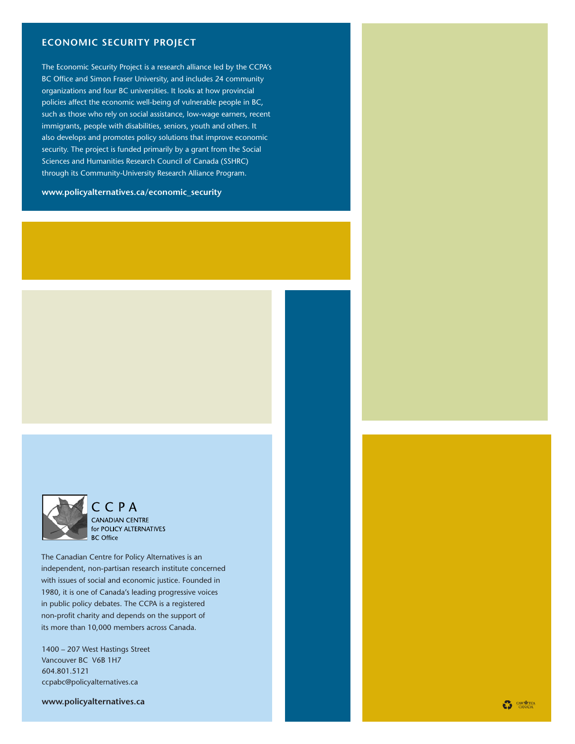## ECONOMIC SECURITY PROJECT

The Economic Security Project is a research alliance led by the CCPA's BC Office and Simon Fraser University, and includes 24 community organizations and four BC universities. It looks at how provincial policies affect the economic well-being of vulnerable people in BC, such as those who rely on social assistance, low-wage earners, recent immigrants, people with disabilities, seniors, youth and others. It also develops and promotes policy solutions that improve economic security. The project is funded primarily by a grant from the Social Sciences and Humanities Research Council of Canada (SSHRC) through its Community-University Research Alliance Program.

**www.policyalternatives.ca/economic_security**

CCPA
CANADIAN CENTRE
for POLICY ALTERNATIVES
BC Office

The Canadian Centre for Policy Alternatives is an independent, non-partisan research institute concerned with issues of social and economic justice. Founded in 1980, it is one of Canada's leading progressive voices in public policy debates. The CCPA is a registered non-profit charity and depends on the support of its more than 10,000 members across Canada.

1400 – 207 West Hastings Street
Vancouver BC V6B 1H7
604.801.5121
ccpabc@policyalternatives.ca

**www.policyalternatives.ca**

CAW TCA CANADA